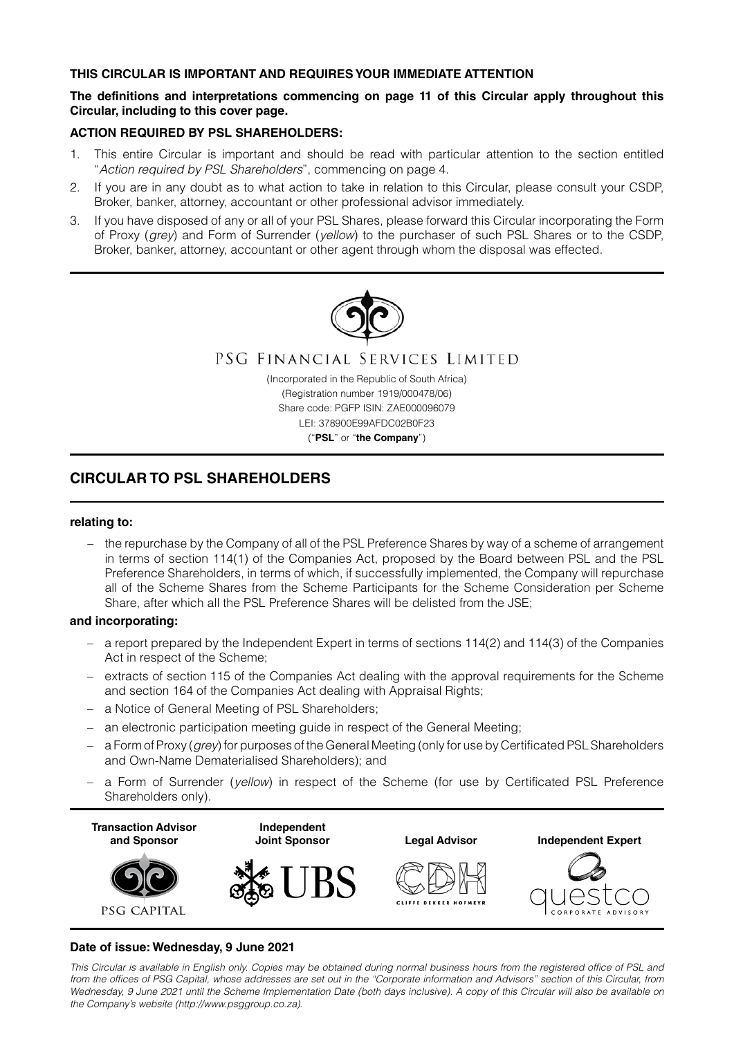**THIS CIRCULAR IS IMPORTANT AND REQUIRES YOUR IMMEDIATE ATTENTION**

**The definitions and interpretations commencing on page 11 of this Circular apply throughout this Circular, including to this cover page.**

**ACTION REQUIRED BY PSL SHAREHOLDERS:**

1. This entire Circular is important and should be read with particular attention to the section entitled "*Action required by PSL Shareholders*", commencing on page 4.
2. If you are in any doubt as to what action to take in relation to this Circular, please consult your CSDP, Broker, banker, attorney, accountant or other professional advisor immediately.
3. If you have disposed of any or all of your PSL Shares, please forward this Circular incorporating the Form of Proxy (*grey*) and Form of Surrender (*yellow*) to the purchaser of such PSL Shares or to the CSDP, Broker, banker, attorney, accountant or other agent through whom the disposal was effected.

PSG FINANCIAL SERVICES LIMITED

(Incorporated in the Republic of South Africa)
(Registration number 1919/000478/06)
Share code: PGFP ISIN: ZAE000096079
LEI: 378900E99AFDC02B0F23
("**PSL**" or "**the Company**")

## CIRCULAR TO PSL SHAREHOLDERS

**relating to:**

- the repurchase by the Company of all of the PSL Preference Shares by way of a scheme of arrangement in terms of section 114(1) of the Companies Act, proposed by the Board between PSL and the PSL Preference Shareholders, in terms of which, if successfully implemented, the Company will repurchase all of the Scheme Shares from the Scheme Participants for the Scheme Consideration per Scheme Share, after which all the PSL Preference Shares will be delisted from the JSE;

**and incorporating:**

- a report prepared by the Independent Expert in terms of sections 114(2) and 114(3) of the Companies Act in respect of the Scheme;
- extracts of section 115 of the Companies Act dealing with the approval requirements for the Scheme and section 164 of the Companies Act dealing with Appraisal Rights;
- a Notice of General Meeting of PSL Shareholders;
- an electronic participation meeting guide in respect of the General Meeting;
- a Form of Proxy (*grey*) for purposes of the General Meeting (only for use by Certificated PSL Shareholders and Own-Name Dematerialised Shareholders); and
- a Form of Surrender (*yellow*) in respect of the Scheme (for use by Certificated PSL Preference Shareholders only).

| Transaction Advisor and Sponsor | Independent Joint Sponsor | Legal Advisor | Independent Expert |
|---|---|---|---|
| PSG CAPITAL | UBS | CLIFFE DEKKER HOFMEYR | questco CORPORATE ADVISORY |

**Date of issue: Wednesday, 9 June 2021**

*This Circular is available in English only. Copies may be obtained during normal business hours from the registered office of PSL and from the offices of PSG Capital, whose addresses are set out in the "Corporate information and Advisors" section of this Circular, from Wednesday, 9 June 2021 until the Scheme Implementation Date (both days inclusive). A copy of this Circular will also be available on the Company's website (http://www.psggroup.co.za).*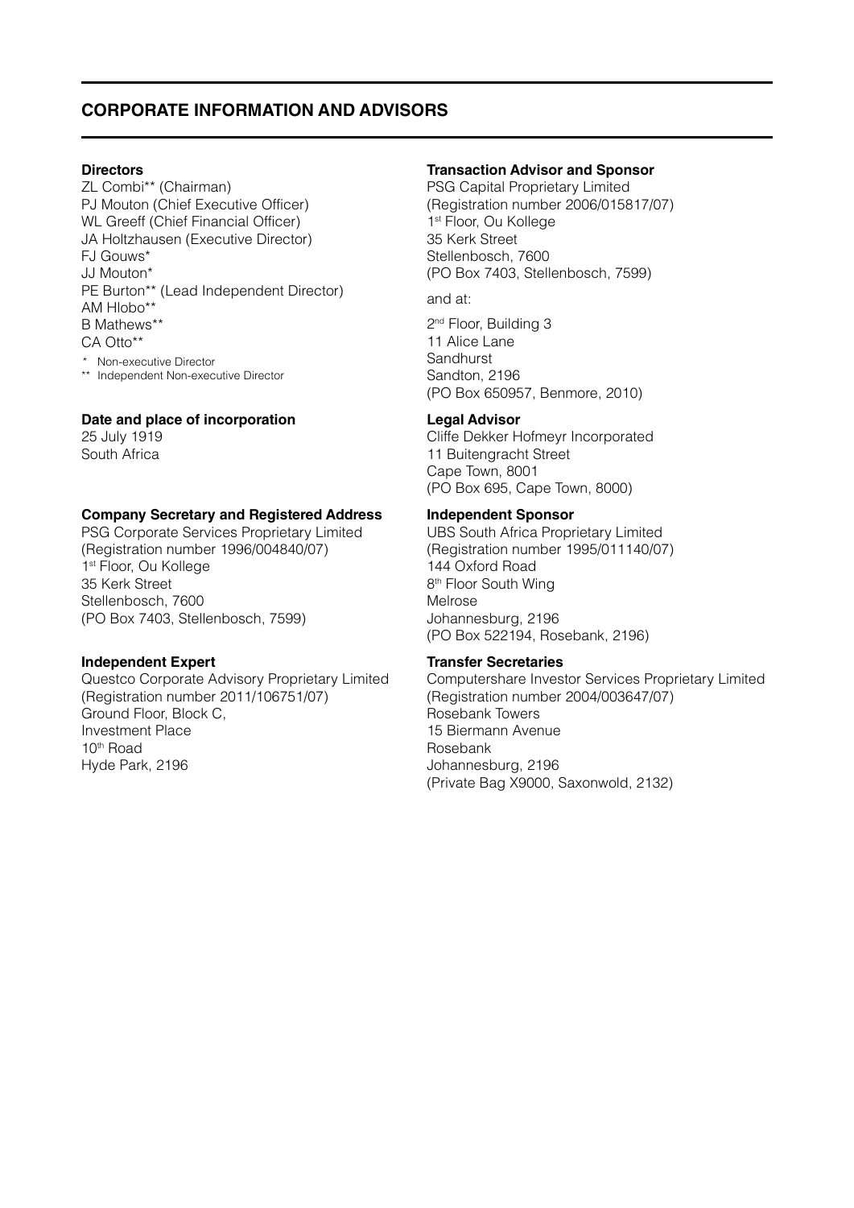## CORPORATE INFORMATION AND ADVISORS

**Directors**

ZL Combi** (Chairman)
PJ Mouton (Chief Executive Officer)
WL Greeff (Chief Financial Officer)
JA Holtzhausen (Executive Director)
FJ Gouws*
JJ Mouton*
PE Burton** (Lead Independent Director)
AM Hlobo**
B Mathews**
CA Otto**

\* Non-executive Director
** Independent Non-executive Director

**Date and place of incorporation**

25 July 1919
South Africa

**Company Secretary and Registered Address**

PSG Corporate Services Proprietary Limited
(Registration number 1996/004840/07)
1st Floor, Ou Kollege
35 Kerk Street
Stellenbosch, 7600
(PO Box 7403, Stellenbosch, 7599)

**Independent Expert**

Questco Corporate Advisory Proprietary Limited
(Registration number 2011/106751/07)
Ground Floor, Block C,
Investment Place
10th Road
Hyde Park, 2196

**Transaction Advisor and Sponsor**

PSG Capital Proprietary Limited
(Registration number 2006/015817/07)
1st Floor, Ou Kollege
35 Kerk Street
Stellenbosch, 7600
(PO Box 7403, Stellenbosch, 7599)

and at:

2nd Floor, Building 3
11 Alice Lane
Sandhurst
Sandton, 2196
(PO Box 650957, Benmore, 2010)

**Legal Advisor**

Cliffe Dekker Hofmeyr Incorporated
11 Buitengracht Street
Cape Town, 8001
(PO Box 695, Cape Town, 8000)

**Independent Sponsor**

UBS South Africa Proprietary Limited
(Registration number 1995/011140/07)
144 Oxford Road
8th Floor South Wing
Melrose
Johannesburg, 2196
(PO Box 522194, Rosebank, 2196)

**Transfer Secretaries**

Computershare Investor Services Proprietary Limited
(Registration number 2004/003647/07)
Rosebank Towers
15 Biermann Avenue
Rosebank
Johannesburg, 2196
(Private Bag X9000, Saxonwold, 2132)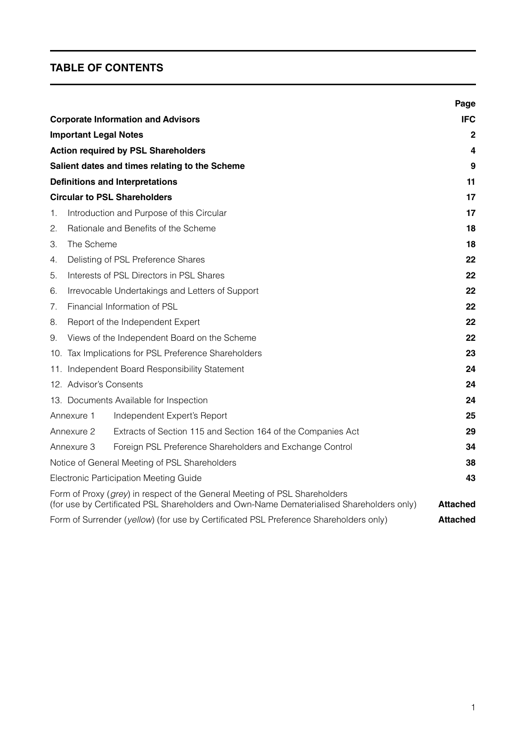## TABLE OF CONTENTS

| | Page |
|---|---|
| **Corporate Information and Advisors** | **IFC** |
| **Important Legal Notes** | **2** |
| **Action required by PSL Shareholders** | **4** |
| **Salient dates and times relating to the Scheme** | **9** |
| **Definitions and Interpretations** | **11** |
| **Circular to PSL Shareholders** | **17** |
| 1. Introduction and Purpose of this Circular | **17** |
| 2. Rationale and Benefits of the Scheme | **18** |
| 3. The Scheme | **18** |
| 4. Delisting of PSL Preference Shares | **22** |
| 5. Interests of PSL Directors in PSL Shares | **22** |
| 6. Irrevocable Undertakings and Letters of Support | **22** |
| 7. Financial Information of PSL | **22** |
| 8. Report of the Independent Expert | **22** |
| 9. Views of the Independent Board on the Scheme | **22** |
| 10. Tax Implications for PSL Preference Shareholders | **23** |
| 11. Independent Board Responsibility Statement | **24** |
| 12. Advisor's Consents | **24** |
| 13. Documents Available for Inspection | **24** |
| Annexure 1 Independent Expert's Report | **25** |
| Annexure 2 Extracts of Section 115 and Section 164 of the Companies Act | **29** |
| Annexure 3 Foreign PSL Preference Shareholders and Exchange Control | **34** |
| Notice of General Meeting of PSL Shareholders | **38** |
| Electronic Participation Meeting Guide | **43** |
| Form of Proxy (*grey*) in respect of the General Meeting of PSL Shareholders (for use by Certificated PSL Shareholders and Own-Name Dematerialised Shareholders only) | **Attached** |
| Form of Surrender (*yellow*) (for use by Certificated PSL Preference Shareholders only) | **Attached** |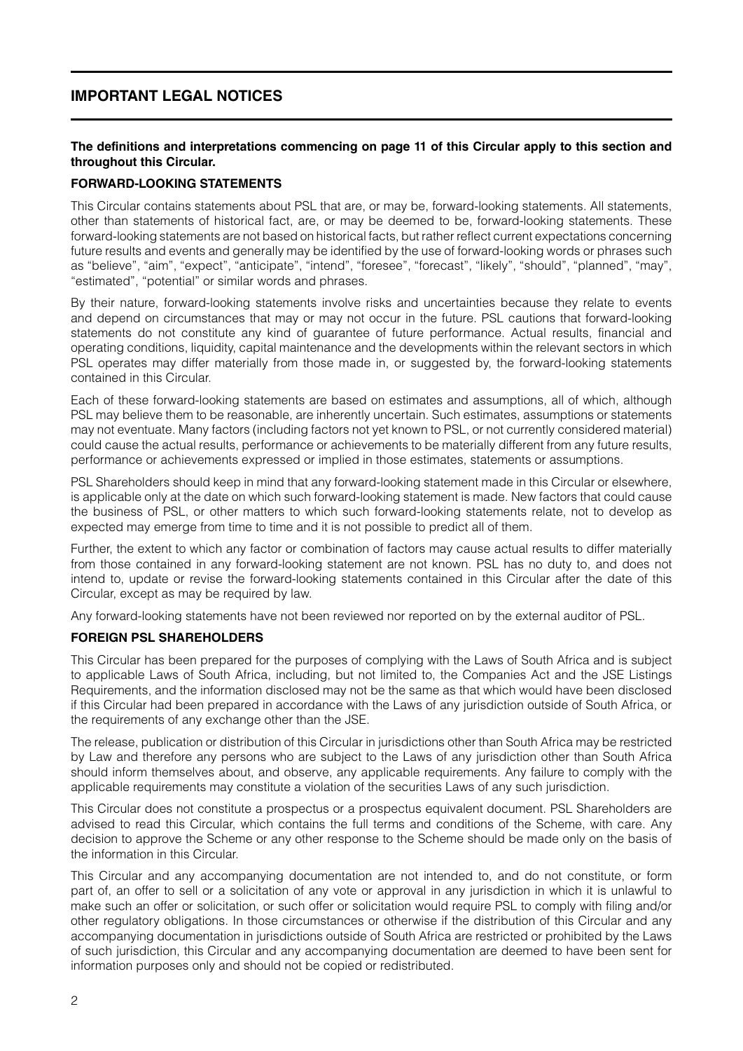## IMPORTANT LEGAL NOTICES

**The definitions and interpretations commencing on page 11 of this Circular apply to this section and throughout this Circular.**

**FORWARD-LOOKING STATEMENTS**

This Circular contains statements about PSL that are, or may be, forward-looking statements. All statements, other than statements of historical fact, are, or may be deemed to be, forward-looking statements. These forward-looking statements are not based on historical facts, but rather reflect current expectations concerning future results and events and generally may be identified by the use of forward-looking words or phrases such as "believe", "aim", "expect", "anticipate", "intend", "foresee", "forecast", "likely", "should", "planned", "may", "estimated", "potential" or similar words and phrases.

By their nature, forward-looking statements involve risks and uncertainties because they relate to events and depend on circumstances that may or may not occur in the future. PSL cautions that forward-looking statements do not constitute any kind of guarantee of future performance. Actual results, financial and operating conditions, liquidity, capital maintenance and the developments within the relevant sectors in which PSL operates may differ materially from those made in, or suggested by, the forward-looking statements contained in this Circular.

Each of these forward-looking statements are based on estimates and assumptions, all of which, although PSL may believe them to be reasonable, are inherently uncertain. Such estimates, assumptions or statements may not eventuate. Many factors (including factors not yet known to PSL, or not currently considered material) could cause the actual results, performance or achievements to be materially different from any future results, performance or achievements expressed or implied in those estimates, statements or assumptions.

PSL Shareholders should keep in mind that any forward-looking statement made in this Circular or elsewhere, is applicable only at the date on which such forward-looking statement is made. New factors that could cause the business of PSL, or other matters to which such forward-looking statements relate, not to develop as expected may emerge from time to time and it is not possible to predict all of them.

Further, the extent to which any factor or combination of factors may cause actual results to differ materially from those contained in any forward-looking statement are not known. PSL has no duty to, and does not intend to, update or revise the forward-looking statements contained in this Circular after the date of this Circular, except as may be required by law.

Any forward-looking statements have not been reviewed nor reported on by the external auditor of PSL.

**FOREIGN PSL SHAREHOLDERS**

This Circular has been prepared for the purposes of complying with the Laws of South Africa and is subject to applicable Laws of South Africa, including, but not limited to, the Companies Act and the JSE Listings Requirements, and the information disclosed may not be the same as that which would have been disclosed if this Circular had been prepared in accordance with the Laws of any jurisdiction outside of South Africa, or the requirements of any exchange other than the JSE.

The release, publication or distribution of this Circular in jurisdictions other than South Africa may be restricted by Law and therefore any persons who are subject to the Laws of any jurisdiction other than South Africa should inform themselves about, and observe, any applicable requirements. Any failure to comply with the applicable requirements may constitute a violation of the securities Laws of any such jurisdiction.

This Circular does not constitute a prospectus or a prospectus equivalent document. PSL Shareholders are advised to read this Circular, which contains the full terms and conditions of the Scheme, with care. Any decision to approve the Scheme or any other response to the Scheme should be made only on the basis of the information in this Circular.

This Circular and any accompanying documentation are not intended to, and do not constitute, or form part of, an offer to sell or a solicitation of any vote or approval in any jurisdiction in which it is unlawful to make such an offer or solicitation, or such offer or solicitation would require PSL to comply with filing and/or other regulatory obligations. In those circumstances or otherwise if the distribution of this Circular and any accompanying documentation in jurisdictions outside of South Africa are restricted or prohibited by the Laws of such jurisdiction, this Circular and any accompanying documentation are deemed to have been sent for information purposes only and should not be copied or redistributed.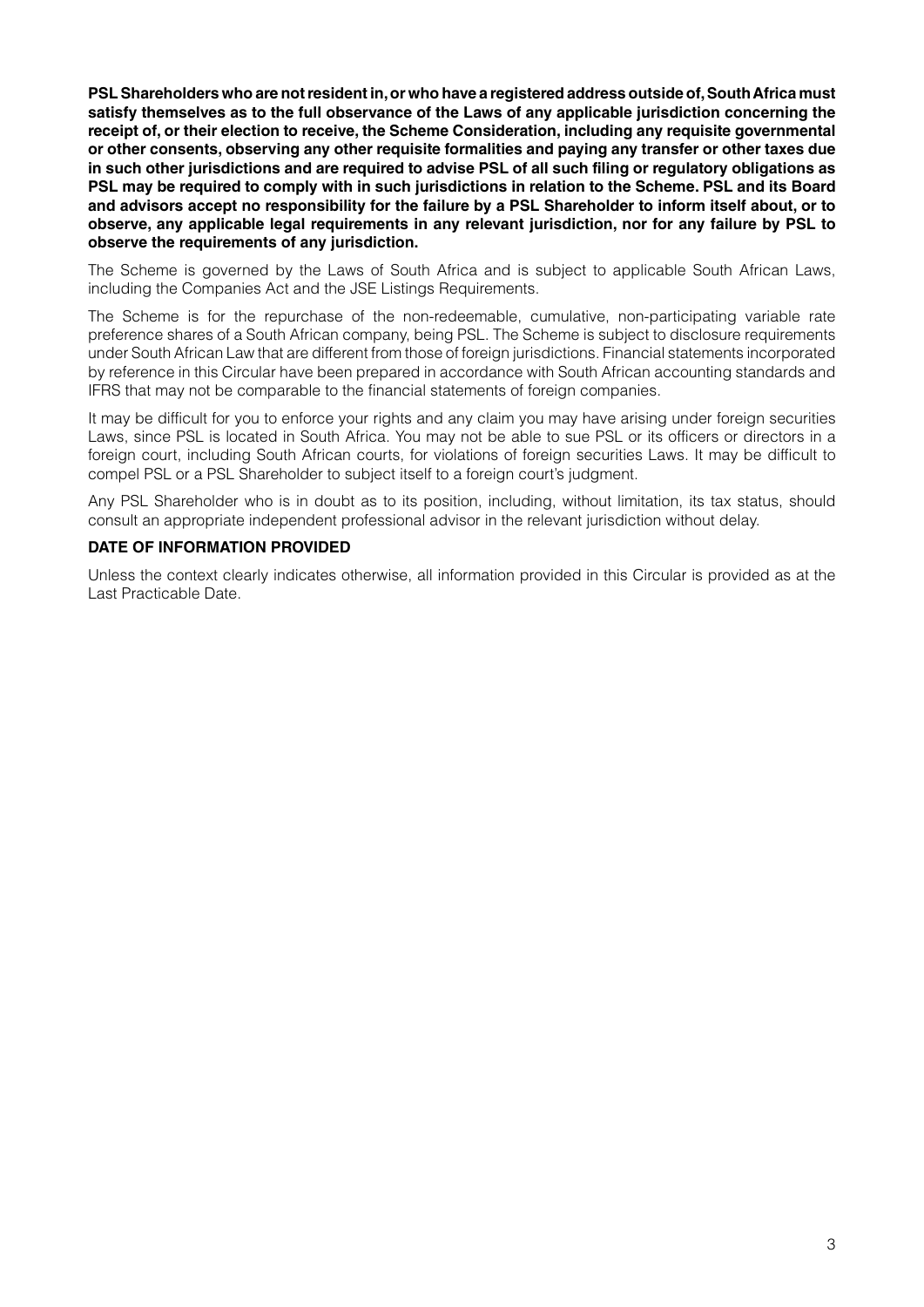**PSL Shareholders who are not resident in, or who have a registered address outside of, South Africa must satisfy themselves as to the full observance of the Laws of any applicable jurisdiction concerning the receipt of, or their election to receive, the Scheme Consideration, including any requisite governmental or other consents, observing any other requisite formalities and paying any transfer or other taxes due in such other jurisdictions and are required to advise PSL of all such filing or regulatory obligations as PSL may be required to comply with in such jurisdictions in relation to the Scheme. PSL and its Board and advisors accept no responsibility for the failure by a PSL Shareholder to inform itself about, or to observe, any applicable legal requirements in any relevant jurisdiction, nor for any failure by PSL to observe the requirements of any jurisdiction.**

The Scheme is governed by the Laws of South Africa and is subject to applicable South African Laws, including the Companies Act and the JSE Listings Requirements.

The Scheme is for the repurchase of the non-redeemable, cumulative, non-participating variable rate preference shares of a South African company, being PSL. The Scheme is subject to disclosure requirements under South African Law that are different from those of foreign jurisdictions. Financial statements incorporated by reference in this Circular have been prepared in accordance with South African accounting standards and IFRS that may not be comparable to the financial statements of foreign companies.

It may be difficult for you to enforce your rights and any claim you may have arising under foreign securities Laws, since PSL is located in South Africa. You may not be able to sue PSL or its officers or directors in a foreign court, including South African courts, for violations of foreign securities Laws. It may be difficult to compel PSL or a PSL Shareholder to subject itself to a foreign court's judgment.

Any PSL Shareholder who is in doubt as to its position, including, without limitation, its tax status, should consult an appropriate independent professional advisor in the relevant jurisdiction without delay.

**DATE OF INFORMATION PROVIDED**

Unless the context clearly indicates otherwise, all information provided in this Circular is provided as at the Last Practicable Date.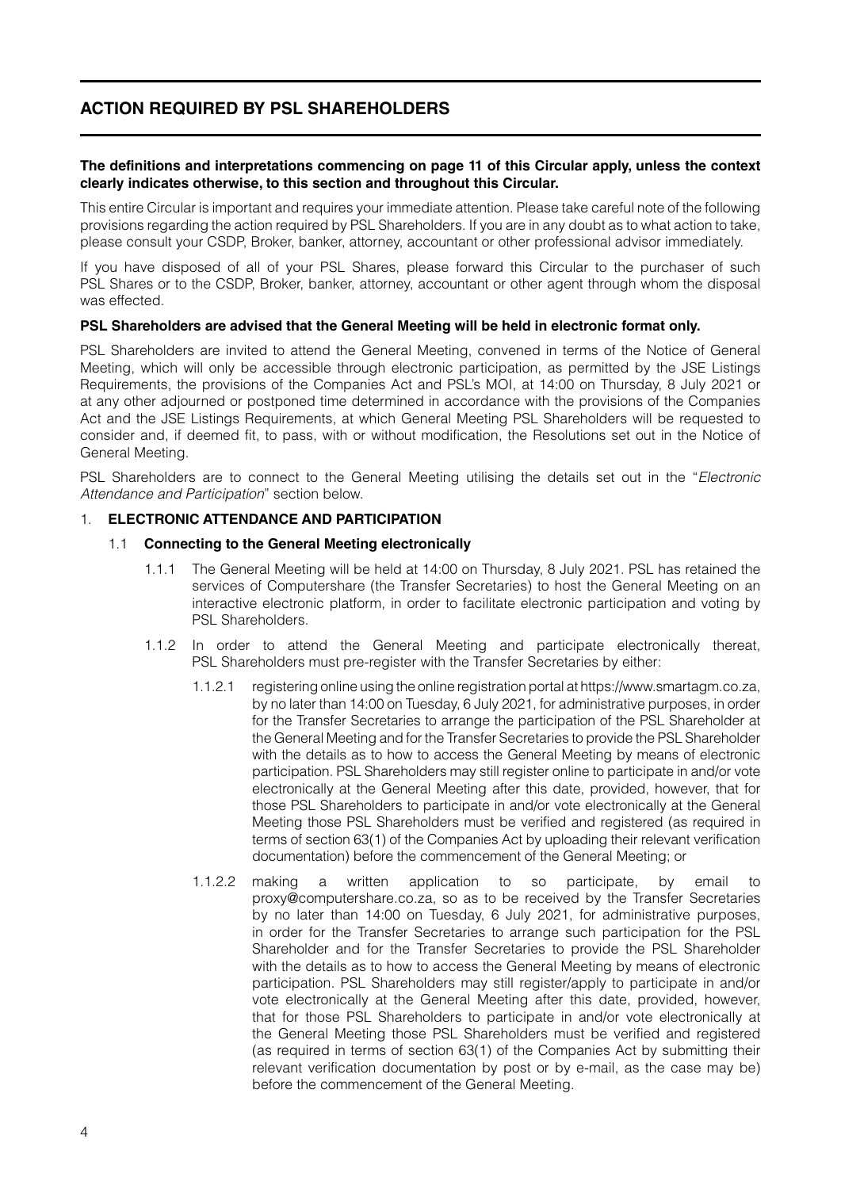## ACTION REQUIRED BY PSL SHAREHOLDERS

**The definitions and interpretations commencing on page 11 of this Circular apply, unless the context clearly indicates otherwise, to this section and throughout this Circular.**

This entire Circular is important and requires your immediate attention. Please take careful note of the following provisions regarding the action required by PSL Shareholders. If you are in any doubt as to what action to take, please consult your CSDP, Broker, banker, attorney, accountant or other professional advisor immediately.

If you have disposed of all of your PSL Shares, please forward this Circular to the purchaser of such PSL Shares or to the CSDP, Broker, banker, attorney, accountant or other agent through whom the disposal was effected.

**PSL Shareholders are advised that the General Meeting will be held in electronic format only.**

PSL Shareholders are invited to attend the General Meeting, convened in terms of the Notice of General Meeting, which will only be accessible through electronic participation, as permitted by the JSE Listings Requirements, the provisions of the Companies Act and PSL's MOI, at 14:00 on Thursday, 8 July 2021 or at any other adjourned or postponed time determined in accordance with the provisions of the Companies Act and the JSE Listings Requirements, at which General Meeting PSL Shareholders will be requested to consider and, if deemed fit, to pass, with or without modification, the Resolutions set out in the Notice of General Meeting.

PSL Shareholders are to connect to the General Meeting utilising the details set out in the "*Electronic Attendance and Participation*" section below.

1. **ELECTRONIC ATTENDANCE AND PARTICIPATION**

   1.1 **Connecting to the General Meeting electronically**

   1.1.1 The General Meeting will be held at 14:00 on Thursday, 8 July 2021. PSL has retained the services of Computershare (the Transfer Secretaries) to host the General Meeting on an interactive electronic platform, in order to facilitate electronic participation and voting by PSL Shareholders.

   1.1.2 In order to attend the General Meeting and participate electronically thereat, PSL Shareholders must pre-register with the Transfer Secretaries by either:

   1.1.2.1 registering online using the online registration portal at https://www.smartagm.co.za, by no later than 14:00 on Tuesday, 6 July 2021, for administrative purposes, in order for the Transfer Secretaries to arrange the participation of the PSL Shareholder at the General Meeting and for the Transfer Secretaries to provide the PSL Shareholder with the details as to how to access the General Meeting by means of electronic participation. PSL Shareholders may still register online to participate in and/or vote electronically at the General Meeting after this date, provided, however, that for those PSL Shareholders to participate in and/or vote electronically at the General Meeting those PSL Shareholders must be verified and registered (as required in terms of section 63(1) of the Companies Act by uploading their relevant verification documentation) before the commencement of the General Meeting; or

   1.1.2.2 making a written application to so participate, by email to proxy@computershare.co.za, so as to be received by the Transfer Secretaries by no later than 14:00 on Tuesday, 6 July 2021, for administrative purposes, in order for the Transfer Secretaries to arrange such participation for the PSL Shareholder and for the Transfer Secretaries to provide the PSL Shareholder with the details as to how to access the General Meeting by means of electronic participation. PSL Shareholders may still register/apply to participate in and/or vote electronically at the General Meeting after this date, provided, however, that for those PSL Shareholders to participate in and/or vote electronically at the General Meeting those PSL Shareholders must be verified and registered (as required in terms of section 63(1) of the Companies Act by submitting their relevant verification documentation by post or by e-mail, as the case may be) before the commencement of the General Meeting.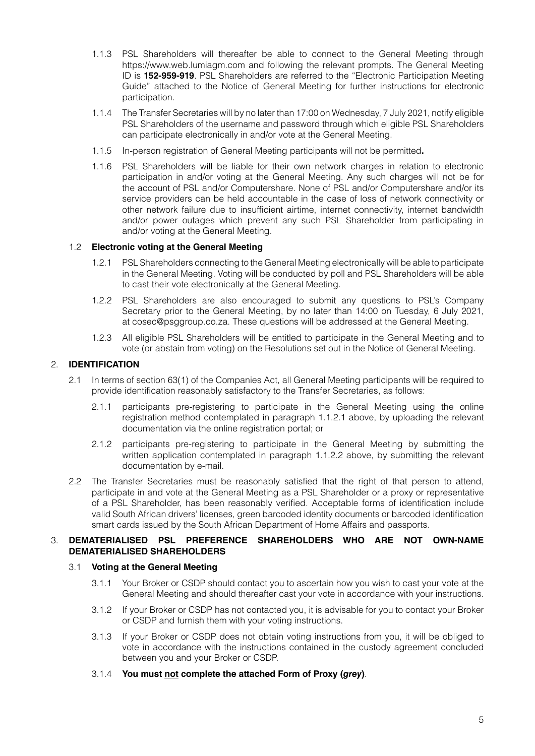1.1.3 PSL Shareholders will thereafter be able to connect to the General Meeting through https://www.web.lumiagm.com and following the relevant prompts. The General Meeting ID is **152-959-919**. PSL Shareholders are referred to the "Electronic Participation Meeting Guide" attached to the Notice of General Meeting for further instructions for electronic participation.

1.1.4 The Transfer Secretaries will by no later than 17:00 on Wednesday, 7 July 2021, notify eligible PSL Shareholders of the username and password through which eligible PSL Shareholders can participate electronically in and/or vote at the General Meeting.

1.1.5 In-person registration of General Meeting participants will not be permitted**.**

1.1.6 PSL Shareholders will be liable for their own network charges in relation to electronic participation in and/or voting at the General Meeting. Any such charges will not be for the account of PSL and/or Computershare. None of PSL and/or Computershare and/or its service providers can be held accountable in the case of loss of network connectivity or other network failure due to insufficient airtime, internet connectivity, internet bandwidth and/or power outages which prevent any such PSL Shareholder from participating in and/or voting at the General Meeting.

### 1.2 Electronic voting at the General Meeting

1.2.1 PSL Shareholders connecting to the General Meeting electronically will be able to participate in the General Meeting. Voting will be conducted by poll and PSL Shareholders will be able to cast their vote electronically at the General Meeting.

1.2.2 PSL Shareholders are also encouraged to submit any questions to PSL's Company Secretary prior to the General Meeting, by no later than 14:00 on Tuesday, 6 July 2021, at cosec@psggroup.co.za. These questions will be addressed at the General Meeting.

1.2.3 All eligible PSL Shareholders will be entitled to participate in the General Meeting and to vote (or abstain from voting) on the Resolutions set out in the Notice of General Meeting.

## 2. IDENTIFICATION

2.1 In terms of section 63(1) of the Companies Act, all General Meeting participants will be required to provide identification reasonably satisfactory to the Transfer Secretaries, as follows:

2.1.1 participants pre-registering to participate in the General Meeting using the online registration method contemplated in paragraph 1.1.2.1 above, by uploading the relevant documentation via the online registration portal; or

2.1.2 participants pre-registering to participate in the General Meeting by submitting the written application contemplated in paragraph 1.1.2.2 above, by submitting the relevant documentation by e-mail.

2.2 The Transfer Secretaries must be reasonably satisfied that the right of that person to attend, participate in and vote at the General Meeting as a PSL Shareholder or a proxy or representative of a PSL Shareholder, has been reasonably verified. Acceptable forms of identification include valid South African drivers' licenses, green barcoded identity documents or barcoded identification smart cards issued by the South African Department of Home Affairs and passports.

## 3. DEMATERIALISED PSL PREFERENCE SHAREHOLDERS WHO ARE NOT OWN-NAME DEMATERIALISED SHAREHOLDERS

### 3.1 Voting at the General Meeting

3.1.1 Your Broker or CSDP should contact you to ascertain how you wish to cast your vote at the General Meeting and should thereafter cast your vote in accordance with your instructions.

3.1.2 If your Broker or CSDP has not contacted you, it is advisable for you to contact your Broker or CSDP and furnish them with your voting instructions.

3.1.3 If your Broker or CSDP does not obtain voting instructions from you, it will be obliged to vote in accordance with the instructions contained in the custody agreement concluded between you and your Broker or CSDP.

3.1.4 **You must not complete the attached Form of Proxy (*grey*)**.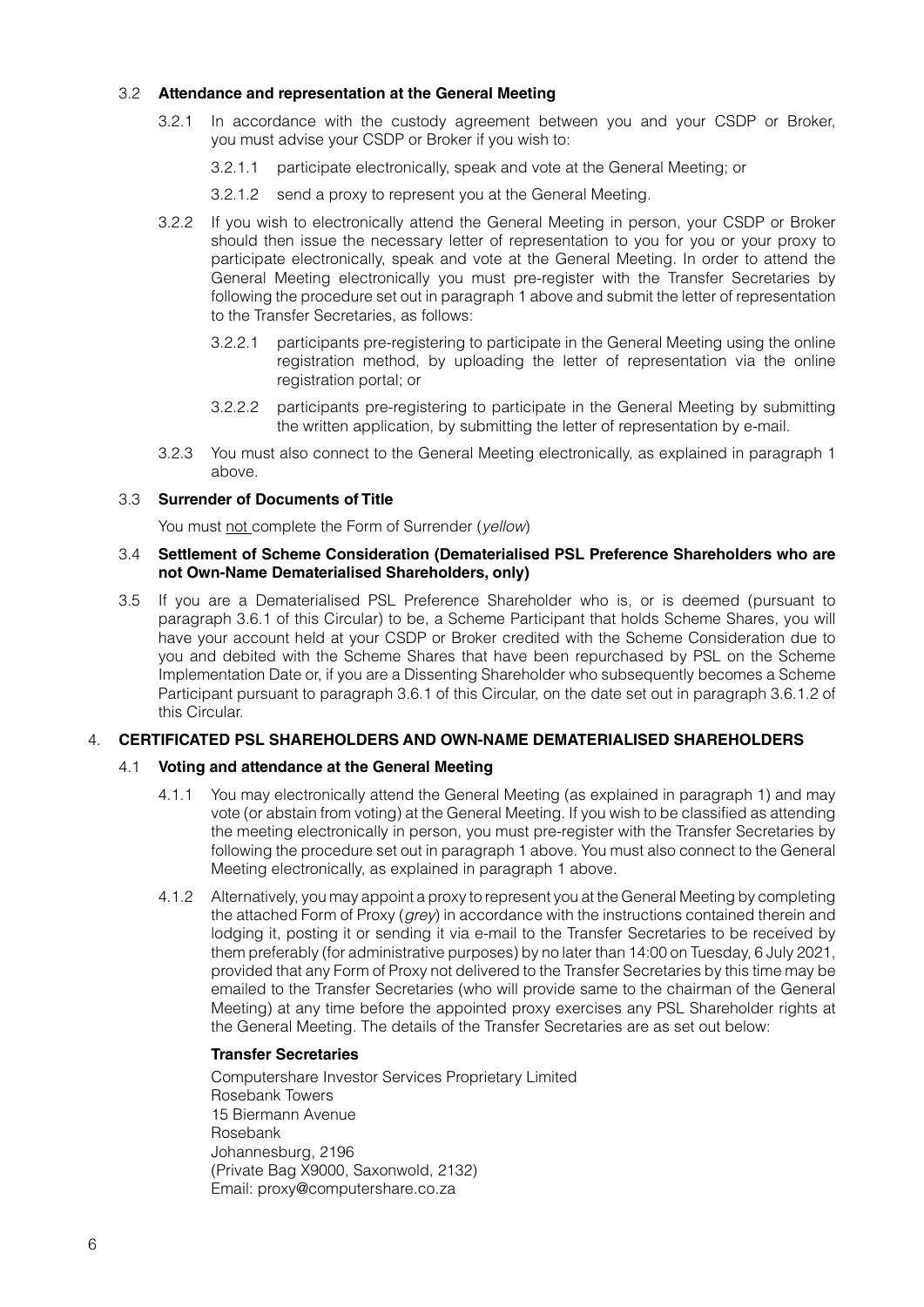3.2 **Attendance and representation at the General Meeting**

3.2.1 In accordance with the custody agreement between you and your CSDP or Broker, you must advise your CSDP or Broker if you wish to:

3.2.1.1 participate electronically, speak and vote at the General Meeting; or

3.2.1.2 send a proxy to represent you at the General Meeting.

3.2.2 If you wish to electronically attend the General Meeting in person, your CSDP or Broker should then issue the necessary letter of representation to you for you or your proxy to participate electronically, speak and vote at the General Meeting. In order to attend the General Meeting electronically you must pre-register with the Transfer Secretaries by following the procedure set out in paragraph 1 above and submit the letter of representation to the Transfer Secretaries, as follows:

3.2.2.1 participants pre-registering to participate in the General Meeting using the online registration method, by uploading the letter of representation via the online registration portal; or

3.2.2.2 participants pre-registering to participate in the General Meeting by submitting the written application, by submitting the letter of representation by e-mail.

3.2.3 You must also connect to the General Meeting electronically, as explained in paragraph 1 above.

3.3 **Surrender of Documents of Title**

You must not complete the Form of Surrender (*yellow*)

3.4 **Settlement of Scheme Consideration (Dematerialised PSL Preference Shareholders who are not Own-Name Dematerialised Shareholders, only)**

3.5 If you are a Dematerialised PSL Preference Shareholder who is, or is deemed (pursuant to paragraph 3.6.1 of this Circular) to be, a Scheme Participant that holds Scheme Shares, you will have your account held at your CSDP or Broker credited with the Scheme Consideration due to you and debited with the Scheme Shares that have been repurchased by PSL on the Scheme Implementation Date or, if you are a Dissenting Shareholder who subsequently becomes a Scheme Participant pursuant to paragraph 3.6.1 of this Circular, on the date set out in paragraph 3.6.1.2 of this Circular.

4. **CERTIFICATED PSL SHAREHOLDERS AND OWN-NAME DEMATERIALISED SHAREHOLDERS**

4.1 **Voting and attendance at the General Meeting**

4.1.1 You may electronically attend the General Meeting (as explained in paragraph 1) and may vote (or abstain from voting) at the General Meeting. If you wish to be classified as attending the meeting electronically in person, you must pre-register with the Transfer Secretaries by following the procedure set out in paragraph 1 above. You must also connect to the General Meeting electronically, as explained in paragraph 1 above.

4.1.2 Alternatively, you may appoint a proxy to represent you at the General Meeting by completing the attached Form of Proxy (*grey*) in accordance with the instructions contained therein and lodging it, posting it or sending it via e-mail to the Transfer Secretaries to be received by them preferably (for administrative purposes) by no later than 14:00 on Tuesday, 6 July 2021, provided that any Form of Proxy not delivered to the Transfer Secretaries by this time may be emailed to the Transfer Secretaries (who will provide same to the chairman of the General Meeting) at any time before the appointed proxy exercises any PSL Shareholder rights at the General Meeting. The details of the Transfer Secretaries are as set out below:

**Transfer Secretaries**

Computershare Investor Services Proprietary Limited
Rosebank Towers
15 Biermann Avenue
Rosebank
Johannesburg, 2196
(Private Bag X9000, Saxonwold, 2132)
Email: proxy@computershare.co.za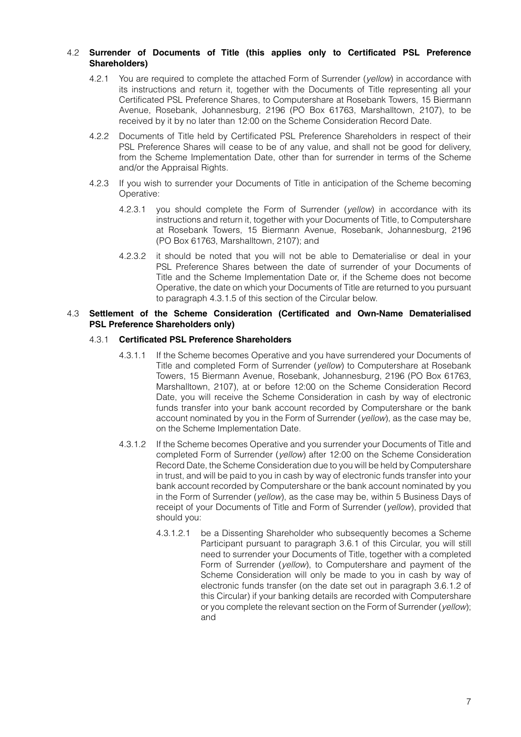4.2 **Surrender of Documents of Title (this applies only to Certificated PSL Preference Shareholders)**

4.2.1 You are required to complete the attached Form of Surrender (*yellow*) in accordance with its instructions and return it, together with the Documents of Title representing all your Certificated PSL Preference Shares, to Computershare at Rosebank Towers, 15 Biermann Avenue, Rosebank, Johannesburg, 2196 (PO Box 61763, Marshalltown, 2107), to be received by it by no later than 12:00 on the Scheme Consideration Record Date.

4.2.2 Documents of Title held by Certificated PSL Preference Shareholders in respect of their PSL Preference Shares will cease to be of any value, and shall not be good for delivery, from the Scheme Implementation Date, other than for surrender in terms of the Scheme and/or the Appraisal Rights.

4.2.3 If you wish to surrender your Documents of Title in anticipation of the Scheme becoming Operative:

4.2.3.1 you should complete the Form of Surrender (*yellow*) in accordance with its instructions and return it, together with your Documents of Title, to Computershare at Rosebank Towers, 15 Biermann Avenue, Rosebank, Johannesburg, 2196 (PO Box 61763, Marshalltown, 2107); and

4.2.3.2 it should be noted that you will not be able to Dematerialise or deal in your PSL Preference Shares between the date of surrender of your Documents of Title and the Scheme Implementation Date or, if the Scheme does not become Operative, the date on which your Documents of Title are returned to you pursuant to paragraph 4.3.1.5 of this section of the Circular below.

4.3 **Settlement of the Scheme Consideration (Certificated and Own-Name Dematerialised PSL Preference Shareholders only)**

4.3.1 **Certificated PSL Preference Shareholders**

4.3.1.1 If the Scheme becomes Operative and you have surrendered your Documents of Title and completed Form of Surrender (*yellow*) to Computershare at Rosebank Towers, 15 Biermann Avenue, Rosebank, Johannesburg, 2196 (PO Box 61763, Marshalltown, 2107), at or before 12:00 on the Scheme Consideration Record Date, you will receive the Scheme Consideration in cash by way of electronic funds transfer into your bank account recorded by Computershare or the bank account nominated by you in the Form of Surrender (*yellow*), as the case may be, on the Scheme Implementation Date.

4.3.1.2 If the Scheme becomes Operative and you surrender your Documents of Title and completed Form of Surrender (*yellow*) after 12:00 on the Scheme Consideration Record Date, the Scheme Consideration due to you will be held by Computershare in trust, and will be paid to you in cash by way of electronic funds transfer into your bank account recorded by Computershare or the bank account nominated by you in the Form of Surrender (*yellow*), as the case may be, within 5 Business Days of receipt of your Documents of Title and Form of Surrender (*yellow*), provided that should you:

4.3.1.2.1 be a Dissenting Shareholder who subsequently becomes a Scheme Participant pursuant to paragraph 3.6.1 of this Circular, you will still need to surrender your Documents of Title, together with a completed Form of Surrender (*yellow*), to Computershare and payment of the Scheme Consideration will only be made to you in cash by way of electronic funds transfer (on the date set out in paragraph 3.6.1.2 of this Circular) if your banking details are recorded with Computershare or you complete the relevant section on the Form of Surrender (*yellow*); and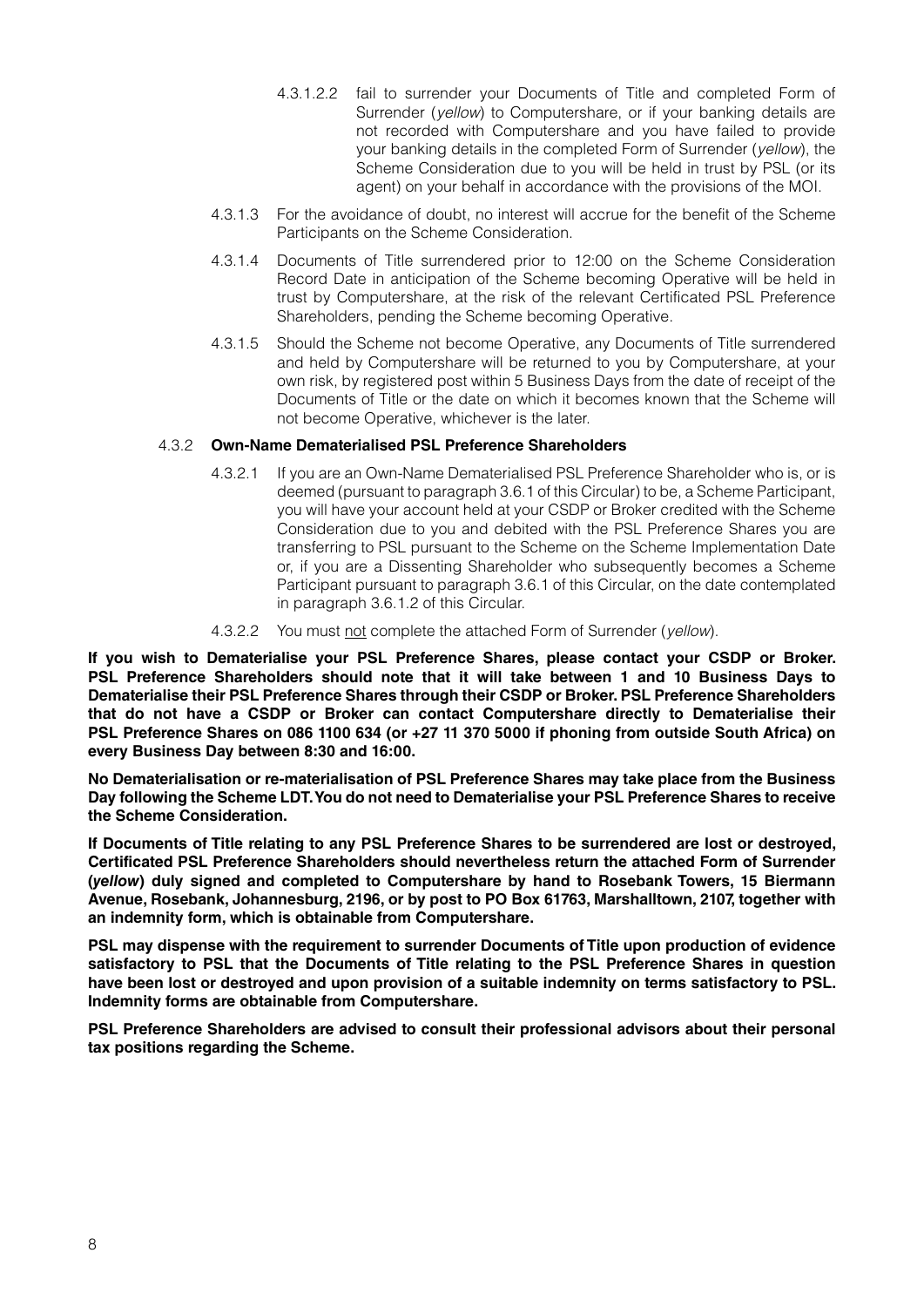4.3.1.2.2 fail to surrender your Documents of Title and completed Form of Surrender (*yellow*) to Computershare, or if your banking details are not recorded with Computershare and you have failed to provide your banking details in the completed Form of Surrender (*yellow*), the Scheme Consideration due to you will be held in trust by PSL (or its agent) on your behalf in accordance with the provisions of the MOI.

4.3.1.3 For the avoidance of doubt, no interest will accrue for the benefit of the Scheme Participants on the Scheme Consideration.

4.3.1.4 Documents of Title surrendered prior to 12:00 on the Scheme Consideration Record Date in anticipation of the Scheme becoming Operative will be held in trust by Computershare, at the risk of the relevant Certificated PSL Preference Shareholders, pending the Scheme becoming Operative.

4.3.1.5 Should the Scheme not become Operative, any Documents of Title surrendered and held by Computershare will be returned to you by Computershare, at your own risk, by registered post within 5 Business Days from the date of receipt of the Documents of Title or the date on which it becomes known that the Scheme will not become Operative, whichever is the later.

4.3.2 **Own-Name Dematerialised PSL Preference Shareholders**

4.3.2.1 If you are an Own-Name Dematerialised PSL Preference Shareholder who is, or is deemed (pursuant to paragraph 3.6.1 of this Circular) to be, a Scheme Participant, you will have your account held at your CSDP or Broker credited with the Scheme Consideration due to you and debited with the PSL Preference Shares you are transferring to PSL pursuant to the Scheme on the Scheme Implementation Date or, if you are a Dissenting Shareholder who subsequently becomes a Scheme Participant pursuant to paragraph 3.6.1 of this Circular, on the date contemplated in paragraph 3.6.1.2 of this Circular.

4.3.2.2 You must not complete the attached Form of Surrender (*yellow*).

**If you wish to Dematerialise your PSL Preference Shares, please contact your CSDP or Broker. PSL Preference Shareholders should note that it will take between 1 and 10 Business Days to Dematerialise their PSL Preference Shares through their CSDP or Broker. PSL Preference Shareholders that do not have a CSDP or Broker can contact Computershare directly to Dematerialise their PSL Preference Shares on 086 1100 634 (or +27 11 370 5000 if phoning from outside South Africa) on every Business Day between 8:30 and 16:00.**

**No Dematerialisation or re-materialisation of PSL Preference Shares may take place from the Business Day following the Scheme LDT. You do not need to Dematerialise your PSL Preference Shares to receive the Scheme Consideration.**

**If Documents of Title relating to any PSL Preference Shares to be surrendered are lost or destroyed, Certificated PSL Preference Shareholders should nevertheless return the attached Form of Surrender (*yellow*) duly signed and completed to Computershare by hand to Rosebank Towers, 15 Biermann Avenue, Rosebank, Johannesburg, 2196, or by post to PO Box 61763, Marshalltown, 2107, together with an indemnity form, which is obtainable from Computershare.**

**PSL may dispense with the requirement to surrender Documents of Title upon production of evidence satisfactory to PSL that the Documents of Title relating to the PSL Preference Shares in question have been lost or destroyed and upon provision of a suitable indemnity on terms satisfactory to PSL. Indemnity forms are obtainable from Computershare.**

**PSL Preference Shareholders are advised to consult their professional advisors about their personal tax positions regarding the Scheme.**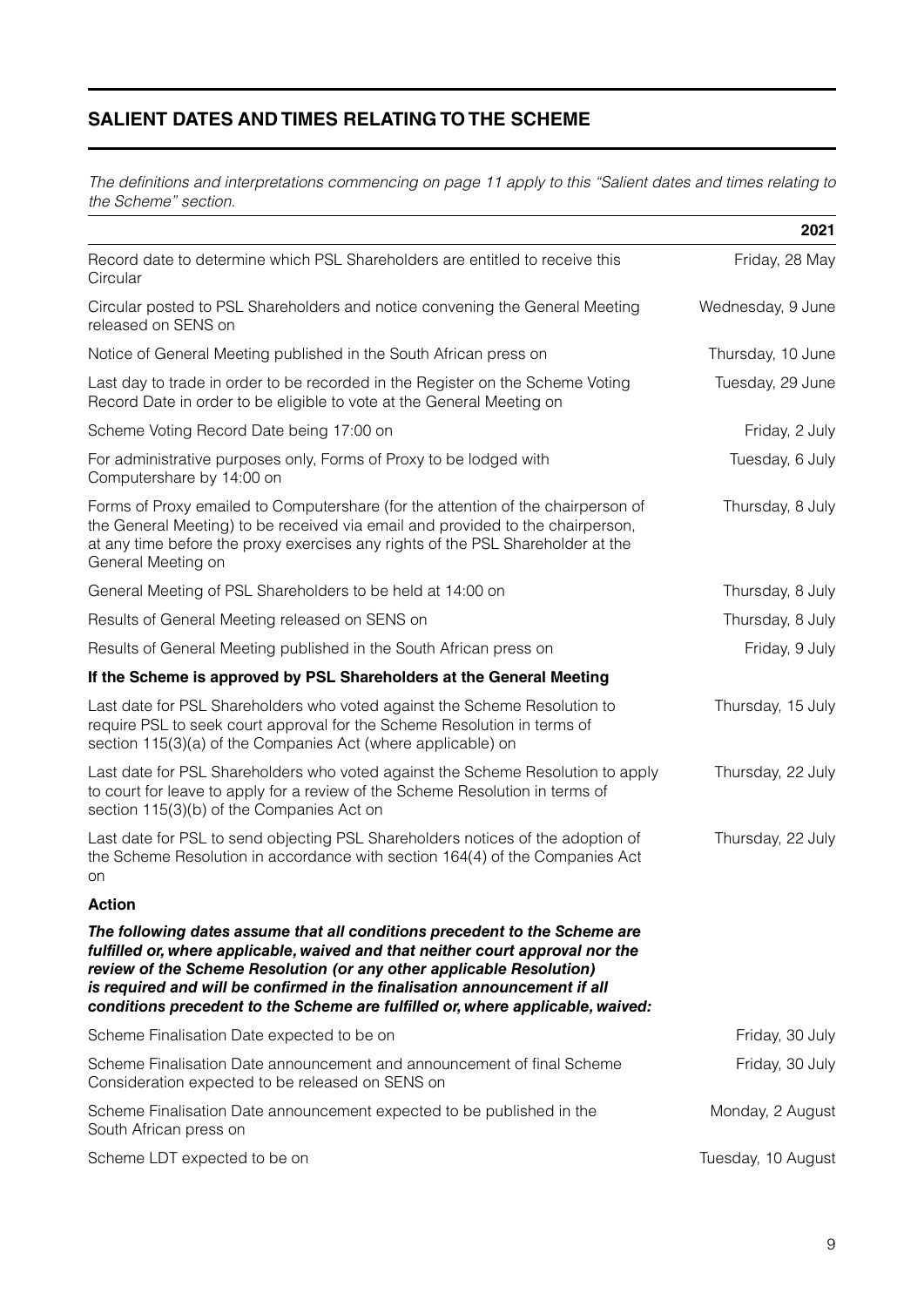## SALIENT DATES AND TIMES RELATING TO THE SCHEME

*The definitions and interpretations commencing on page 11 apply to this "Salient dates and times relating to the Scheme" section.*

| | 2021 |
|---|---|
| Record date to determine which PSL Shareholders are entitled to receive this Circular | Friday, 28 May |
| Circular posted to PSL Shareholders and notice convening the General Meeting released on SENS on | Wednesday, 9 June |
| Notice of General Meeting published in the South African press on | Thursday, 10 June |
| Last day to trade in order to be recorded in the Register on the Scheme Voting Record Date in order to be eligible to vote at the General Meeting on | Tuesday, 29 June |
| Scheme Voting Record Date being 17:00 on | Friday, 2 July |
| For administrative purposes only, Forms of Proxy to be lodged with Computershare by 14:00 on | Tuesday, 6 July |
| Forms of Proxy emailed to Computershare (for the attention of the chairperson of the General Meeting) to be received via email and provided to the chairperson, at any time before the proxy exercises any rights of the PSL Shareholder at the General Meeting on | Thursday, 8 July |
| General Meeting of PSL Shareholders to be held at 14:00 on | Thursday, 8 July |
| Results of General Meeting released on SENS on | Thursday, 8 July |
| Results of General Meeting published in the South African press on | Friday, 9 July |
| **If the Scheme is approved by PSL Shareholders at the General Meeting** | |
| Last date for PSL Shareholders who voted against the Scheme Resolution to require PSL to seek court approval for the Scheme Resolution in terms of section 115(3)(a) of the Companies Act (where applicable) on | Thursday, 15 July |
| Last date for PSL Shareholders who voted against the Scheme Resolution to apply to court for leave to apply for a review of the Scheme Resolution in terms of section 115(3)(b) of the Companies Act on | Thursday, 22 July |
| Last date for PSL to send objecting PSL Shareholders notices of the adoption of the Scheme Resolution in accordance with section 164(4) of the Companies Act on | Thursday, 22 July |
| **Action** | |
| ***The following dates assume that all conditions precedent to the Scheme are fulfilled or, where applicable, waived and that neither court approval nor the review of the Scheme Resolution (or any other applicable Resolution) is required and will be confirmed in the finalisation announcement if all conditions precedent to the Scheme are fulfilled or, where applicable, waived:*** | |
| Scheme Finalisation Date expected to be on | Friday, 30 July |
| Scheme Finalisation Date announcement and announcement of final Scheme Consideration expected to be released on SENS on | Friday, 30 July |
| Scheme Finalisation Date announcement expected to be published in the South African press on | Monday, 2 August |
| Scheme LDT expected to be on | Tuesday, 10 August |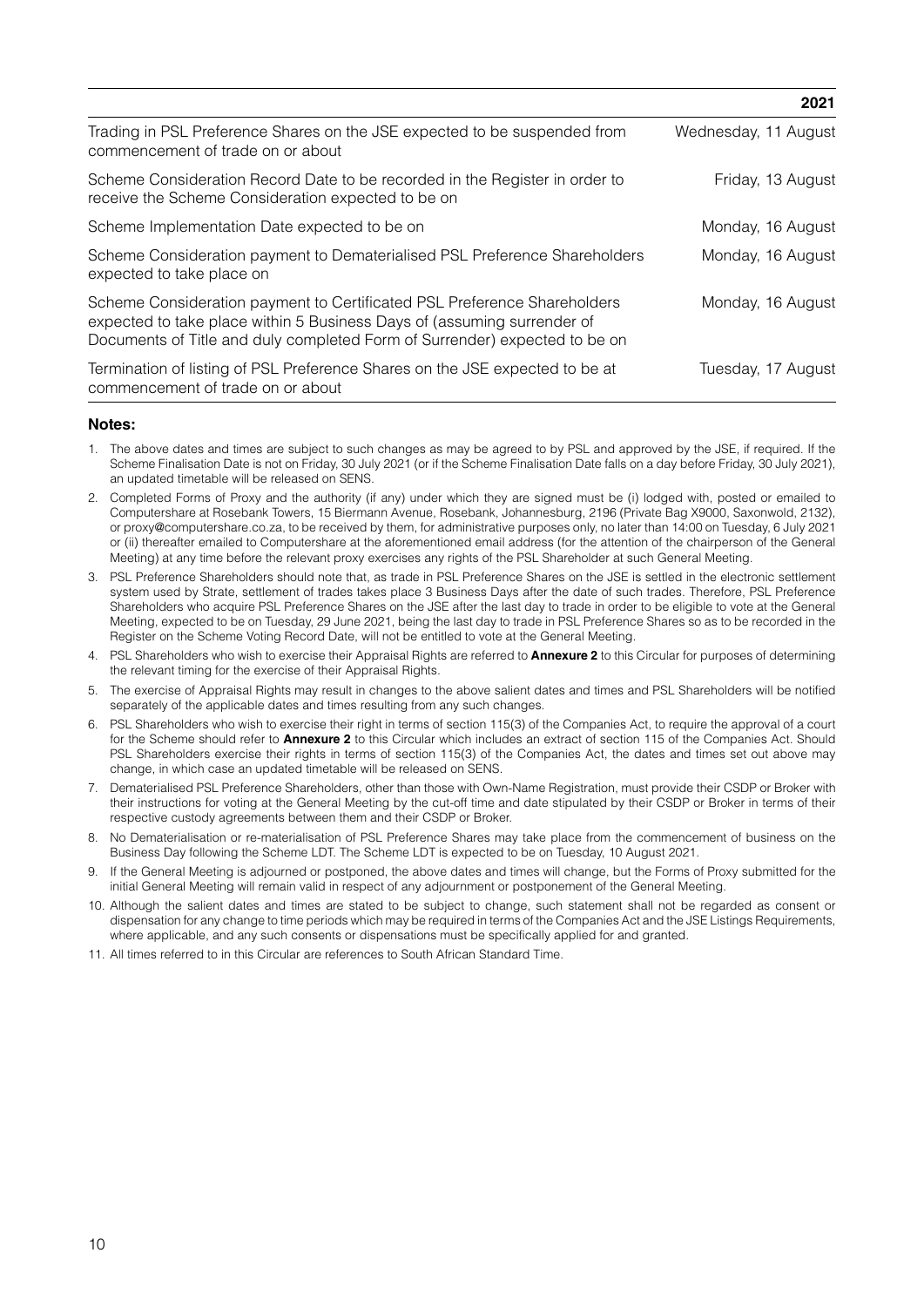| | 2021 |
|---|---|
| Trading in PSL Preference Shares on the JSE expected to be suspended from commencement of trade on or about | Wednesday, 11 August |
| Scheme Consideration Record Date to be recorded in the Register in order to receive the Scheme Consideration expected to be on | Friday, 13 August |
| Scheme Implementation Date expected to be on | Monday, 16 August |
| Scheme Consideration payment to Dematerialised PSL Preference Shareholders expected to take place on | Monday, 16 August |
| Scheme Consideration payment to Certificated PSL Preference Shareholders expected to take place within 5 Business Days of (assuming surrender of Documents of Title and duly completed Form of Surrender) expected to be on | Monday, 16 August |
| Termination of listing of PSL Preference Shares on the JSE expected to be at commencement of trade on or about | Tuesday, 17 August |

**Notes:**

1. The above dates and times are subject to such changes as may be agreed to by PSL and approved by the JSE, if required. If the Scheme Finalisation Date is not on Friday, 30 July 2021 (or if the Scheme Finalisation Date falls on a day before Friday, 30 July 2021), an updated timetable will be released on SENS.
2. Completed Forms of Proxy and the authority (if any) under which they are signed must be (i) lodged with, posted or emailed to Computershare at Rosebank Towers, 15 Biermann Avenue, Rosebank, Johannesburg, 2196 (Private Bag X9000, Saxonwold, 2132), or proxy@computershare.co.za, to be received by them, for administrative purposes only, no later than 14:00 on Tuesday, 6 July 2021 or (ii) thereafter emailed to Computershare at the aforementioned email address (for the attention of the chairperson of the General Meeting) at any time before the relevant proxy exercises any rights of the PSL Shareholder at such General Meeting.
3. PSL Preference Shareholders should note that, as trade in PSL Preference Shares on the JSE is settled in the electronic settlement system used by Strate, settlement of trades takes place 3 Business Days after the date of such trades. Therefore, PSL Preference Shareholders who acquire PSL Preference Shares on the JSE after the last day to trade in order to be eligible to vote at the General Meeting, expected to be on Tuesday, 29 June 2021, being the last day to trade in PSL Preference Shares so as to be recorded in the Register on the Scheme Voting Record Date, will not be entitled to vote at the General Meeting.
4. PSL Shareholders who wish to exercise their Appraisal Rights are referred to **Annexure 2** to this Circular for purposes of determining the relevant timing for the exercise of their Appraisal Rights.
5. The exercise of Appraisal Rights may result in changes to the above salient dates and times and PSL Shareholders will be notified separately of the applicable dates and times resulting from any such changes.
6. PSL Shareholders who wish to exercise their right in terms of section 115(3) of the Companies Act, to require the approval of a court for the Scheme should refer to **Annexure 2** to this Circular which includes an extract of section 115 of the Companies Act. Should PSL Shareholders exercise their rights in terms of section 115(3) of the Companies Act, the dates and times set out above may change, in which case an updated timetable will be released on SENS.
7. Dematerialised PSL Preference Shareholders, other than those with Own-Name Registration, must provide their CSDP or Broker with their instructions for voting at the General Meeting by the cut-off time and date stipulated by their CSDP or Broker in terms of their respective custody agreements between them and their CSDP or Broker.
8. No Dematerialisation or re-materialisation of PSL Preference Shares may take place from the commencement of business on the Business Day following the Scheme LDT. The Scheme LDT is expected to be on Tuesday, 10 August 2021.
9. If the General Meeting is adjourned or postponed, the above dates and times will change, but the Forms of Proxy submitted for the initial General Meeting will remain valid in respect of any adjournment or postponement of the General Meeting.
10. Although the salient dates and times are stated to be subject to change, such statement shall not be regarded as consent or dispensation for any change to time periods which may be required in terms of the Companies Act and the JSE Listings Requirements, where applicable, and any such consents or dispensations must be specifically applied for and granted.
11. All times referred to in this Circular are references to South African Standard Time.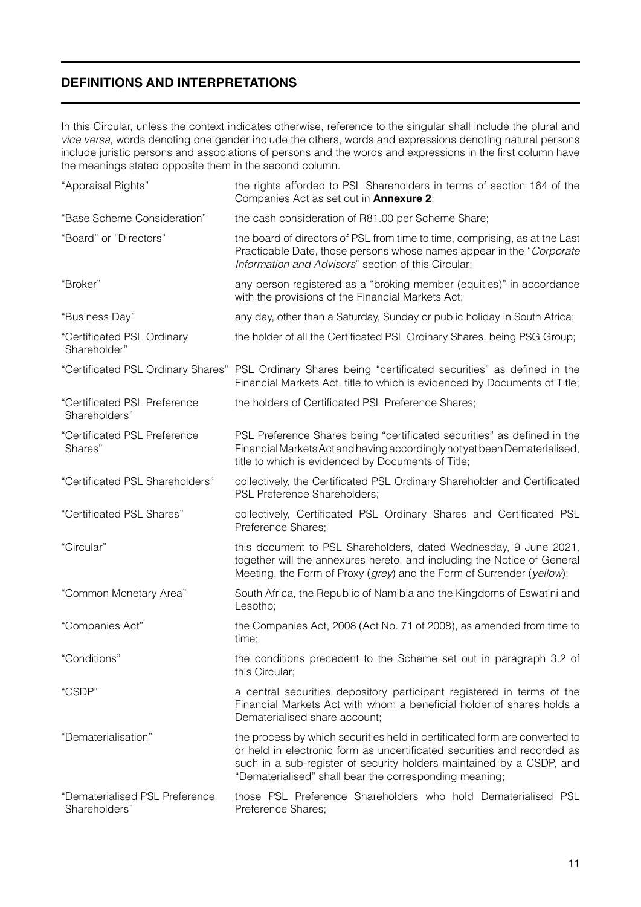## DEFINITIONS AND INTERPRETATIONS

In this Circular, unless the context indicates otherwise, reference to the singular shall include the plural and *vice versa*, words denoting one gender include the others, words and expressions denoting natural persons include juristic persons and associations of persons and the words and expressions in the first column have the meanings stated opposite them in the second column.

| | |
|---|---|
| "Appraisal Rights" | the rights afforded to PSL Shareholders in terms of section 164 of the Companies Act as set out in **Annexure 2**; |
| "Base Scheme Consideration" | the cash consideration of R81.00 per Scheme Share; |
| "Board" or "Directors" | the board of directors of PSL from time to time, comprising, as at the Last Practicable Date, those persons whose names appear in the "*Corporate Information and Advisors*" section of this Circular; |
| "Broker" | any person registered as a "broking member (equities)" in accordance with the provisions of the Financial Markets Act; |
| "Business Day" | any day, other than a Saturday, Sunday or public holiday in South Africa; |
| "Certificated PSL Ordinary Shareholder" | the holder of all the Certificated PSL Ordinary Shares, being PSG Group; |
| "Certificated PSL Ordinary Shares" | PSL Ordinary Shares being "certificated securities" as defined in the Financial Markets Act, title to which is evidenced by Documents of Title; |
| "Certificated PSL Preference Shareholders" | the holders of Certificated PSL Preference Shares; |
| "Certificated PSL Preference Shares" | PSL Preference Shares being "certificated securities" as defined in the Financial Markets Act and having accordingly not yet been Dematerialised, title to which is evidenced by Documents of Title; |
| "Certificated PSL Shareholders" | collectively, the Certificated PSL Ordinary Shareholder and Certificated PSL Preference Shareholders; |
| "Certificated PSL Shares" | collectively, Certificated PSL Ordinary Shares and Certificated PSL Preference Shares; |
| "Circular" | this document to PSL Shareholders, dated Wednesday, 9 June 2021, together will the annexures hereto, and including the Notice of General Meeting, the Form of Proxy (*grey*) and the Form of Surrender (*yellow*); |
| "Common Monetary Area" | South Africa, the Republic of Namibia and the Kingdoms of Eswatini and Lesotho; |
| "Companies Act" | the Companies Act, 2008 (Act No. 71 of 2008), as amended from time to time; |
| "Conditions" | the conditions precedent to the Scheme set out in paragraph 3.2 of this Circular; |
| "CSDP" | a central securities depository participant registered in terms of the Financial Markets Act with whom a beneficial holder of shares holds a Dematerialised share account; |
| "Dematerialisation" | the process by which securities held in certificated form are converted to or held in electronic form as uncertificated securities and recorded as such in a sub-register of security holders maintained by a CSDP, and "Dematerialised" shall bear the corresponding meaning; |
| "Dematerialised PSL Preference Shareholders" | those PSL Preference Shareholders who hold Dematerialised PSL Preference Shares; |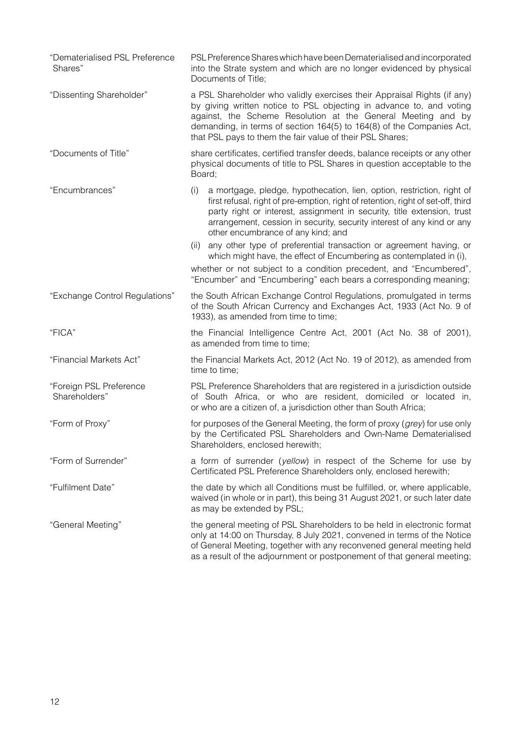| | |
|---|---|
| "Dematerialised PSL Preference Shares" | PSL Preference Shares which have been Dematerialised and incorporated into the Strate system and which are no longer evidenced by physical Documents of Title; |
| "Dissenting Shareholder" | a PSL Shareholder who validly exercises their Appraisal Rights (if any) by giving written notice to PSL objecting in advance to, and voting against, the Scheme Resolution at the General Meeting and by demanding, in terms of section 164(5) to 164(8) of the Companies Act, that PSL pays to them the fair value of their PSL Shares; |
| "Documents of Title" | share certificates, certified transfer deeds, balance receipts or any other physical documents of title to PSL Shares in question acceptable to the Board; |
| "Encumbrances" | (i) a mortgage, pledge, hypothecation, lien, option, restriction, right of first refusal, right of pre-emption, right of retention, right of set-off, third party right or interest, assignment in security, title extension, trust arrangement, cession in security, security interest of any kind or any other encumbrance of any kind; and (ii) any other type of preferential transaction or agreement having, or which might have, the effect of Encumbering as contemplated in (i), whether or not subject to a condition precedent, and "Encumbered", "Encumber" and "Encumbering" each bears a corresponding meaning; |
| "Exchange Control Regulations" | the South African Exchange Control Regulations, promulgated in terms of the South African Currency and Exchanges Act, 1933 (Act No. 9 of 1933), as amended from time to time; |
| "FICA" | the Financial Intelligence Centre Act, 2001 (Act No. 38 of 2001), as amended from time to time; |
| "Financial Markets Act" | the Financial Markets Act, 2012 (Act No. 19 of 2012), as amended from time to time; |
| "Foreign PSL Preference Shareholders" | PSL Preference Shareholders that are registered in a jurisdiction outside of South Africa, or who are resident, domiciled or located in, or who are a citizen of, a jurisdiction other than South Africa; |
| "Form of Proxy" | for purposes of the General Meeting, the form of proxy (*grey*) for use only by the Certificated PSL Shareholders and Own-Name Dematerialised Shareholders, enclosed herewith; |
| "Form of Surrender" | a form of surrender (*yellow*) in respect of the Scheme for use by Certificated PSL Preference Shareholders only, enclosed herewith; |
| "Fulfilment Date" | the date by which all Conditions must be fulfilled, or, where applicable, waived (in whole or in part), this being 31 August 2021, or such later date as may be extended by PSL; |
| "General Meeting" | the general meeting of PSL Shareholders to be held in electronic format only at 14:00 on Thursday, 8 July 2021, convened in terms of the Notice of General Meeting, together with any reconvened general meeting held as a result of the adjournment or postponement of that general meeting; |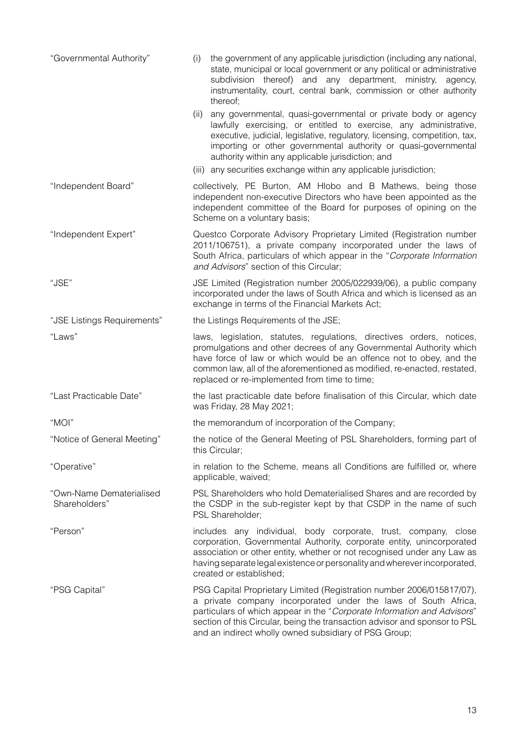| | |
|---|---|
| "Governmental Authority" | (i) the government of any applicable jurisdiction (including any national, state, municipal or local government or any political or administrative subdivision thereof) and any department, ministry, agency, instrumentality, court, central bank, commission or other authority thereof;<br>(ii) any governmental, quasi-governmental or private body or agency lawfully exercising, or entitled to exercise, any administrative, executive, judicial, legislative, regulatory, licensing, competition, tax, importing or other governmental authority or quasi-governmental authority within any applicable jurisdiction; and<br>(iii) any securities exchange within any applicable jurisdiction; |
| "Independent Board" | collectively, PE Burton, AM Hlobo and B Mathews, being those independent non-executive Directors who have been appointed as the independent committee of the Board for purposes of opining on the Scheme on a voluntary basis; |
| "Independent Expert" | Questco Corporate Advisory Proprietary Limited (Registration number 2011/106751), a private company incorporated under the laws of South Africa, particulars of which appear in the "*Corporate Information and Advisors*" section of this Circular; |
| "JSE" | JSE Limited (Registration number 2005/022939/06), a public company incorporated under the laws of South Africa and which is licensed as an exchange in terms of the Financial Markets Act; |
| "JSE Listings Requirements" | the Listings Requirements of the JSE; |
| "Laws" | laws, legislation, statutes, regulations, directives orders, notices, promulgations and other decrees of any Governmental Authority which have force of law or which would be an offence not to obey, and the common law, all of the aforementioned as modified, re-enacted, restated, replaced or re-implemented from time to time; |
| "Last Practicable Date" | the last practicable date before finalisation of this Circular, which date was Friday, 28 May 2021; |
| "MOI" | the memorandum of incorporation of the Company; |
| "Notice of General Meeting" | the notice of the General Meeting of PSL Shareholders, forming part of this Circular; |
| "Operative" | in relation to the Scheme, means all Conditions are fulfilled or, where applicable, waived; |
| "Own-Name Dematerialised Shareholders" | PSL Shareholders who hold Dematerialised Shares and are recorded by the CSDP in the sub-register kept by that CSDP in the name of such PSL Shareholder; |
| "Person" | includes any individual, body corporate, trust, company, close corporation, Governmental Authority, corporate entity, unincorporated association or other entity, whether or not recognised under any Law as having separate legal existence or personality and wherever incorporated, created or established; |
| "PSG Capital" | PSG Capital Proprietary Limited (Registration number 2006/015817/07), a private company incorporated under the laws of South Africa, particulars of which appear in the "*Corporate Information and Advisors*" section of this Circular, being the transaction advisor and sponsor to PSL and an indirect wholly owned subsidiary of PSG Group; |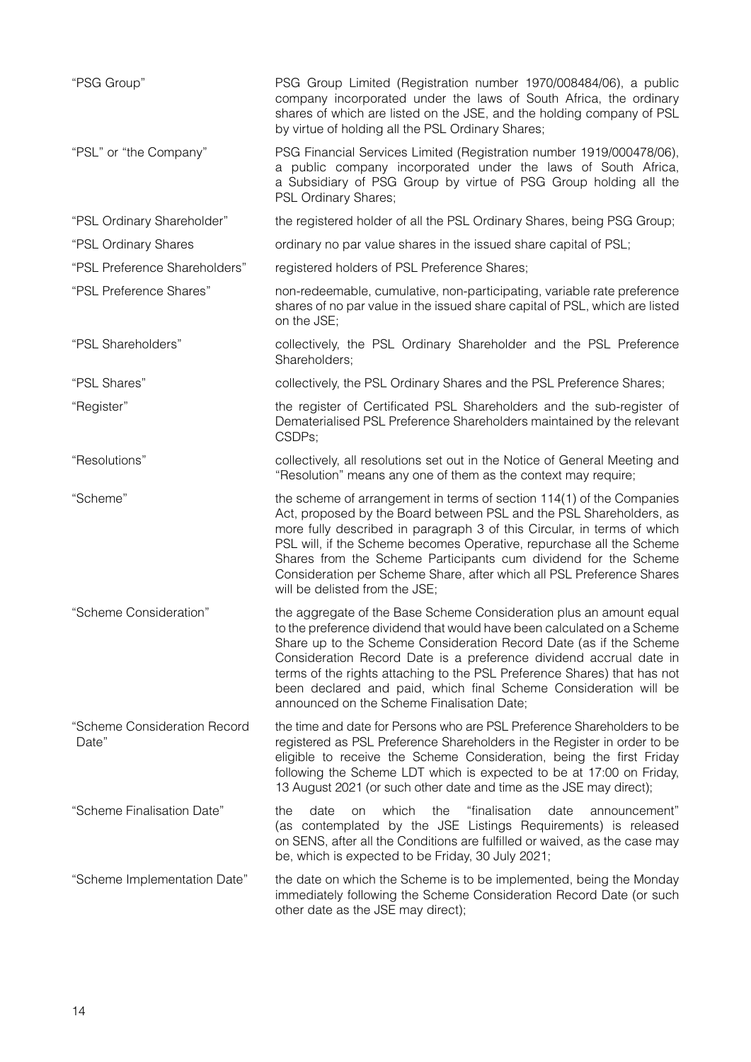| | |
|---|---|
| "PSG Group" | PSG Group Limited (Registration number 1970/008484/06), a public company incorporated under the laws of South Africa, the ordinary shares of which are listed on the JSE, and the holding company of PSL by virtue of holding all the PSL Ordinary Shares; |
| "PSL" or "the Company" | PSG Financial Services Limited (Registration number 1919/000478/06), a public company incorporated under the laws of South Africa, a Subsidiary of PSG Group by virtue of PSG Group holding all the PSL Ordinary Shares; |
| "PSL Ordinary Shareholder" | the registered holder of all the PSL Ordinary Shares, being PSG Group; |
| "PSL Ordinary Shares | ordinary no par value shares in the issued share capital of PSL; |
| "PSL Preference Shareholders" | registered holders of PSL Preference Shares; |
| "PSL Preference Shares" | non-redeemable, cumulative, non-participating, variable rate preference shares of no par value in the issued share capital of PSL, which are listed on the JSE; |
| "PSL Shareholders" | collectively, the PSL Ordinary Shareholder and the PSL Preference Shareholders; |
| "PSL Shares" | collectively, the PSL Ordinary Shares and the PSL Preference Shares; |
| "Register" | the register of Certificated PSL Shareholders and the sub-register of Dematerialised PSL Preference Shareholders maintained by the relevant CSDPs; |
| "Resolutions" | collectively, all resolutions set out in the Notice of General Meeting and "Resolution" means any one of them as the context may require; |
| "Scheme" | the scheme of arrangement in terms of section 114(1) of the Companies Act, proposed by the Board between PSL and the PSL Shareholders, as more fully described in paragraph 3 of this Circular, in terms of which PSL will, if the Scheme becomes Operative, repurchase all the Scheme Shares from the Scheme Participants cum dividend for the Scheme Consideration per Scheme Share, after which all PSL Preference Shares will be delisted from the JSE; |
| "Scheme Consideration" | the aggregate of the Base Scheme Consideration plus an amount equal to the preference dividend that would have been calculated on a Scheme Share up to the Scheme Consideration Record Date (as if the Scheme Consideration Record Date is a preference dividend accrual date in terms of the rights attaching to the PSL Preference Shares) that has not been declared and paid, which final Scheme Consideration will be announced on the Scheme Finalisation Date; |
| "Scheme Consideration Record Date" | the time and date for Persons who are PSL Preference Shareholders to be registered as PSL Preference Shareholders in the Register in order to be eligible to receive the Scheme Consideration, being the first Friday following the Scheme LDT which is expected to be at 17:00 on Friday, 13 August 2021 (or such other date and time as the JSE may direct); |
| "Scheme Finalisation Date" | the date on which the "finalisation date announcement" (as contemplated by the JSE Listings Requirements) is released on SENS, after all the Conditions are fulfilled or waived, as the case may be, which is expected to be Friday, 30 July 2021; |
| "Scheme Implementation Date" | the date on which the Scheme is to be implemented, being the Monday immediately following the Scheme Consideration Record Date (or such other date as the JSE may direct); |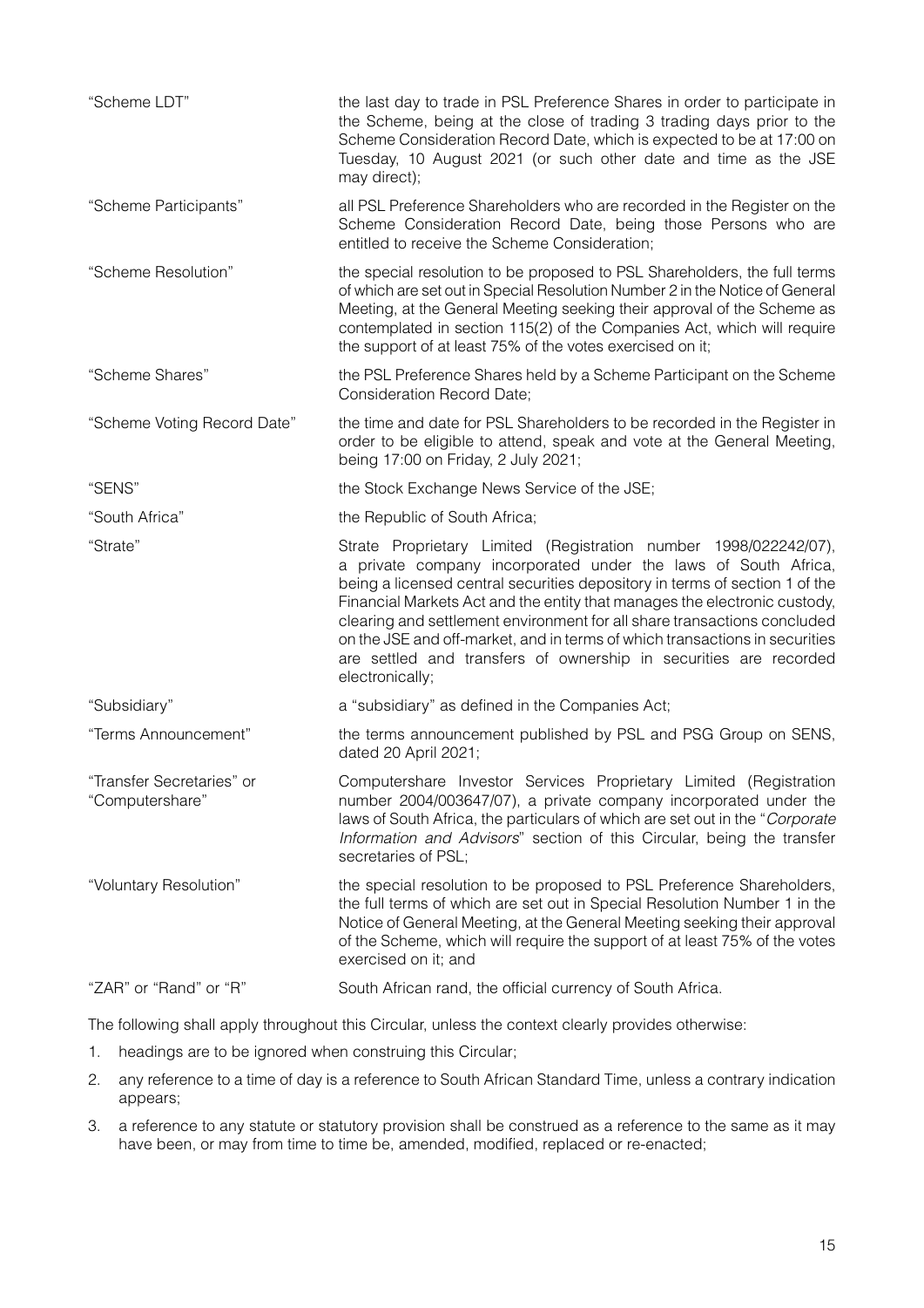| | |
|---|---|
| "Scheme LDT" | the last day to trade in PSL Preference Shares in order to participate in the Scheme, being at the close of trading 3 trading days prior to the Scheme Consideration Record Date, which is expected to be at 17:00 on Tuesday, 10 August 2021 (or such other date and time as the JSE may direct); |
| "Scheme Participants" | all PSL Preference Shareholders who are recorded in the Register on the Scheme Consideration Record Date, being those Persons who are entitled to receive the Scheme Consideration; |
| "Scheme Resolution" | the special resolution to be proposed to PSL Shareholders, the full terms of which are set out in Special Resolution Number 2 in the Notice of General Meeting, at the General Meeting seeking their approval of the Scheme as contemplated in section 115(2) of the Companies Act, which will require the support of at least 75% of the votes exercised on it; |
| "Scheme Shares" | the PSL Preference Shares held by a Scheme Participant on the Scheme Consideration Record Date; |
| "Scheme Voting Record Date" | the time and date for PSL Shareholders to be recorded in the Register in order to be eligible to attend, speak and vote at the General Meeting, being 17:00 on Friday, 2 July 2021; |
| "SENS" | the Stock Exchange News Service of the JSE; |
| "South Africa" | the Republic of South Africa; |
| "Strate" | Strate Proprietary Limited (Registration number 1998/022242/07), a private company incorporated under the laws of South Africa, being a licensed central securities depository in terms of section 1 of the Financial Markets Act and the entity that manages the electronic custody, clearing and settlement environment for all share transactions concluded on the JSE and off-market, and in terms of which transactions in securities are settled and transfers of ownership in securities are recorded electronically; |
| "Subsidiary" | a "subsidiary" as defined in the Companies Act; |
| "Terms Announcement" | the terms announcement published by PSL and PSG Group on SENS, dated 20 April 2021; |
| "Transfer Secretaries" or "Computershare" | Computershare Investor Services Proprietary Limited (Registration number 2004/003647/07), a private company incorporated under the laws of South Africa, the particulars of which are set out in the "*Corporate Information and Advisors*" section of this Circular, being the transfer secretaries of PSL; |
| "Voluntary Resolution" | the special resolution to be proposed to PSL Preference Shareholders, the full terms of which are set out in Special Resolution Number 1 in the Notice of General Meeting, at the General Meeting seeking their approval of the Scheme, which will require the support of at least 75% of the votes exercised on it; and |
| "ZAR" or "Rand" or "R" | South African rand, the official currency of South Africa. |

The following shall apply throughout this Circular, unless the context clearly provides otherwise:

1. headings are to be ignored when construing this Circular;
2. any reference to a time of day is a reference to South African Standard Time, unless a contrary indication appears;
3. a reference to any statute or statutory provision shall be construed as a reference to the same as it may have been, or may from time to time be, amended, modified, replaced or re-enacted;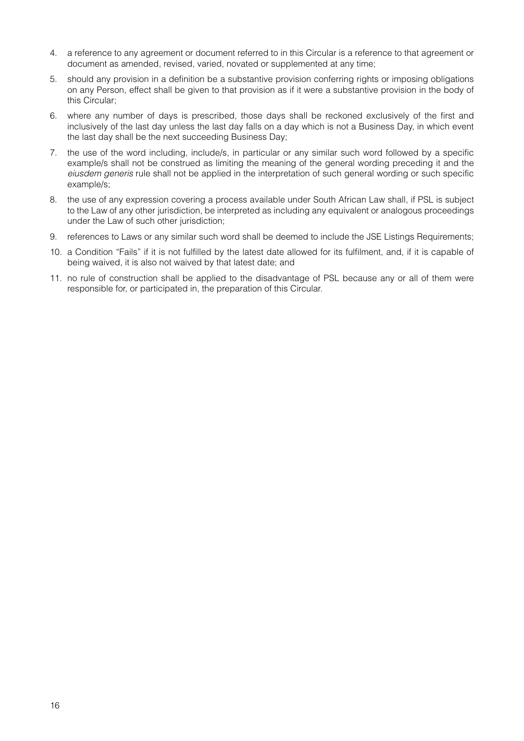4. a reference to any agreement or document referred to in this Circular is a reference to that agreement or document as amended, revised, varied, novated or supplemented at any time;
5. should any provision in a definition be a substantive provision conferring rights or imposing obligations on any Person, effect shall be given to that provision as if it were a substantive provision in the body of this Circular;
6. where any number of days is prescribed, those days shall be reckoned exclusively of the first and inclusively of the last day unless the last day falls on a day which is not a Business Day, in which event the last day shall be the next succeeding Business Day;
7. the use of the word including, include/s, in particular or any similar such word followed by a specific example/s shall not be construed as limiting the meaning of the general wording preceding it and the *eiusdem generis* rule shall not be applied in the interpretation of such general wording or such specific example/s;
8. the use of any expression covering a process available under South African Law shall, if PSL is subject to the Law of any other jurisdiction, be interpreted as including any equivalent or analogous proceedings under the Law of such other jurisdiction;
9. references to Laws or any similar such word shall be deemed to include the JSE Listings Requirements;
10. a Condition "Fails" if it is not fulfilled by the latest date allowed for its fulfilment, and, if it is capable of being waived, it is also not waived by that latest date; and
11. no rule of construction shall be applied to the disadvantage of PSL because any or all of them were responsible for, or participated in, the preparation of this Circular.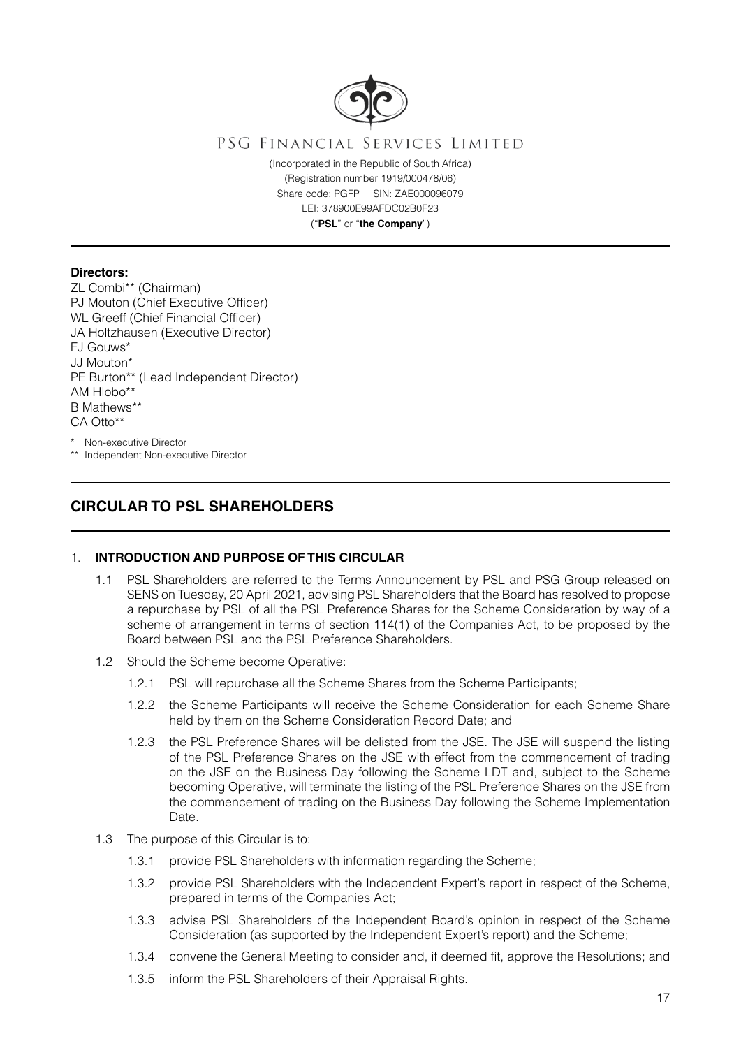PSG FINANCIAL SERVICES LIMITED

(Incorporated in the Republic of South Africa)
(Registration number 1919/000478/06)
Share code: PGFP ISIN: ZAE000096079
LEI: 378900E99AFDC02B0F23
("**PSL**" or "**the Company**")

**Directors:**
ZL Combi** (Chairman)
PJ Mouton (Chief Executive Officer)
WL Greeff (Chief Financial Officer)
JA Holtzhausen (Executive Director)
FJ Gouws*
JJ Mouton*
PE Burton** (Lead Independent Director)
AM Hlobo**
B Mathews**
CA Otto**

\* Non-executive Director
\*\* Independent Non-executive Director

# CIRCULAR TO PSL SHAREHOLDERS

## 1. INTRODUCTION AND PURPOSE OF THIS CIRCULAR

1.1 PSL Shareholders are referred to the Terms Announcement by PSL and PSG Group released on SENS on Tuesday, 20 April 2021, advising PSL Shareholders that the Board has resolved to propose a repurchase by PSL of all the PSL Preference Shares for the Scheme Consideration by way of a scheme of arrangement in terms of section 114(1) of the Companies Act, to be proposed by the Board between PSL and the PSL Preference Shareholders.

1.2 Should the Scheme become Operative:

1.2.1 PSL will repurchase all the Scheme Shares from the Scheme Participants;

1.2.2 the Scheme Participants will receive the Scheme Consideration for each Scheme Share held by them on the Scheme Consideration Record Date; and

1.2.3 the PSL Preference Shares will be delisted from the JSE. The JSE will suspend the listing of the PSL Preference Shares on the JSE with effect from the commencement of trading on the JSE on the Business Day following the Scheme LDT and, subject to the Scheme becoming Operative, will terminate the listing of the PSL Preference Shares on the JSE from the commencement of trading on the Business Day following the Scheme Implementation Date.

1.3 The purpose of this Circular is to:

1.3.1 provide PSL Shareholders with information regarding the Scheme;

1.3.2 provide PSL Shareholders with the Independent Expert's report in respect of the Scheme, prepared in terms of the Companies Act;

1.3.3 advise PSL Shareholders of the Independent Board's opinion in respect of the Scheme Consideration (as supported by the Independent Expert's report) and the Scheme;

1.3.4 convene the General Meeting to consider and, if deemed fit, approve the Resolutions; and

1.3.5 inform the PSL Shareholders of their Appraisal Rights.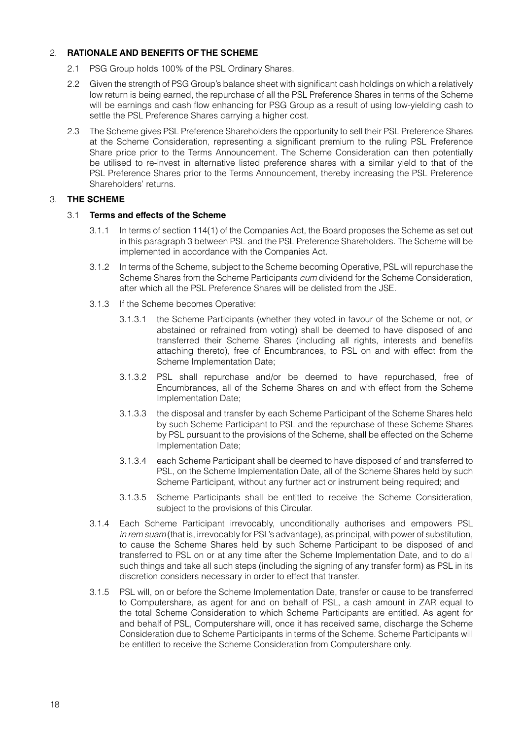## 2. RATIONALE AND BENEFITS OF THE SCHEME

2.1 PSG Group holds 100% of the PSL Ordinary Shares.

2.2 Given the strength of PSG Group's balance sheet with significant cash holdings on which a relatively low return is being earned, the repurchase of all the PSL Preference Shares in terms of the Scheme will be earnings and cash flow enhancing for PSG Group as a result of using low-yielding cash to settle the PSL Preference Shares carrying a higher cost.

2.3 The Scheme gives PSL Preference Shareholders the opportunity to sell their PSL Preference Shares at the Scheme Consideration, representing a significant premium to the ruling PSL Preference Share price prior to the Terms Announcement. The Scheme Consideration can then potentially be utilised to re-invest in alternative listed preference shares with a similar yield to that of the PSL Preference Shares prior to the Terms Announcement, thereby increasing the PSL Preference Shareholders' returns.

## 3. THE SCHEME

### 3.1 Terms and effects of the Scheme

3.1.1 In terms of section 114(1) of the Companies Act, the Board proposes the Scheme as set out in this paragraph 3 between PSL and the PSL Preference Shareholders. The Scheme will be implemented in accordance with the Companies Act.

3.1.2 In terms of the Scheme, subject to the Scheme becoming Operative, PSL will repurchase the Scheme Shares from the Scheme Participants *cum* dividend for the Scheme Consideration, after which all the PSL Preference Shares will be delisted from the JSE.

3.1.3 If the Scheme becomes Operative:

3.1.3.1 the Scheme Participants (whether they voted in favour of the Scheme or not, or abstained or refrained from voting) shall be deemed to have disposed of and transferred their Scheme Shares (including all rights, interests and benefits attaching thereto), free of Encumbrances, to PSL on and with effect from the Scheme Implementation Date;

3.1.3.2 PSL shall repurchase and/or be deemed to have repurchased, free of Encumbrances, all of the Scheme Shares on and with effect from the Scheme Implementation Date;

3.1.3.3 the disposal and transfer by each Scheme Participant of the Scheme Shares held by such Scheme Participant to PSL and the repurchase of these Scheme Shares by PSL pursuant to the provisions of the Scheme, shall be effected on the Scheme Implementation Date;

3.1.3.4 each Scheme Participant shall be deemed to have disposed of and transferred to PSL, on the Scheme Implementation Date, all of the Scheme Shares held by such Scheme Participant, without any further act or instrument being required; and

3.1.3.5 Scheme Participants shall be entitled to receive the Scheme Consideration, subject to the provisions of this Circular.

3.1.4 Each Scheme Participant irrevocably, unconditionally authorises and empowers PSL *in rem suam* (that is, irrevocably for PSL's advantage), as principal, with power of substitution, to cause the Scheme Shares held by such Scheme Participant to be disposed of and transferred to PSL on or at any time after the Scheme Implementation Date, and to do all such things and take all such steps (including the signing of any transfer form) as PSL in its discretion considers necessary in order to effect that transfer.

3.1.5 PSL will, on or before the Scheme Implementation Date, transfer or cause to be transferred to Computershare, as agent for and on behalf of PSL, a cash amount in ZAR equal to the total Scheme Consideration to which Scheme Participants are entitled. As agent for and behalf of PSL, Computershare will, once it has received same, discharge the Scheme Consideration due to Scheme Participants in terms of the Scheme. Scheme Participants will be entitled to receive the Scheme Consideration from Computershare only.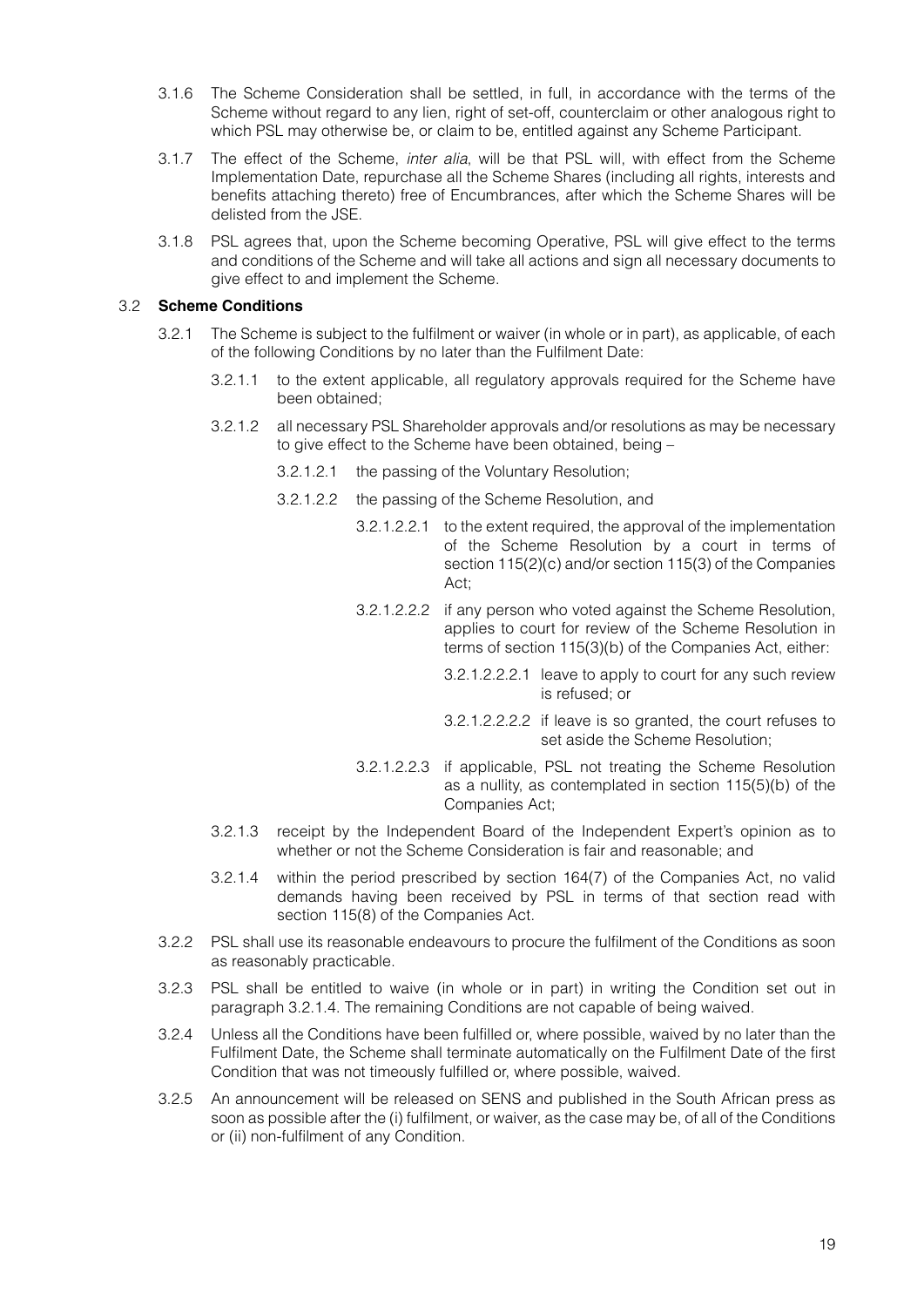3.1.6 The Scheme Consideration shall be settled, in full, in accordance with the terms of the Scheme without regard to any lien, right of set-off, counterclaim or other analogous right to which PSL may otherwise be, or claim to be, entitled against any Scheme Participant.

3.1.7 The effect of the Scheme, *inter alia*, will be that PSL will, with effect from the Scheme Implementation Date, repurchase all the Scheme Shares (including all rights, interests and benefits attaching thereto) free of Encumbrances, after which the Scheme Shares will be delisted from the JSE.

3.1.8 PSL agrees that, upon the Scheme becoming Operative, PSL will give effect to the terms and conditions of the Scheme and will take all actions and sign all necessary documents to give effect to and implement the Scheme.

3.2 **Scheme Conditions**

3.2.1 The Scheme is subject to the fulfilment or waiver (in whole or in part), as applicable, of each of the following Conditions by no later than the Fulfilment Date:

3.2.1.1 to the extent applicable, all regulatory approvals required for the Scheme have been obtained;

3.2.1.2 all necessary PSL Shareholder approvals and/or resolutions as may be necessary to give effect to the Scheme have been obtained, being –

3.2.1.2.1 the passing of the Voluntary Resolution;

3.2.1.2.2 the passing of the Scheme Resolution, and

3.2.1.2.2.1 to the extent required, the approval of the implementation of the Scheme Resolution by a court in terms of section 115(2)(c) and/or section 115(3) of the Companies Act;

3.2.1.2.2.2 if any person who voted against the Scheme Resolution, applies to court for review of the Scheme Resolution in terms of section 115(3)(b) of the Companies Act, either:

3.2.1.2.2.2.1 leave to apply to court for any such review is refused; or

3.2.1.2.2.2.2 if leave is so granted, the court refuses to set aside the Scheme Resolution;

3.2.1.2.2.3 if applicable, PSL not treating the Scheme Resolution as a nullity, as contemplated in section 115(5)(b) of the Companies Act;

3.2.1.3 receipt by the Independent Board of the Independent Expert's opinion as to whether or not the Scheme Consideration is fair and reasonable; and

3.2.1.4 within the period prescribed by section 164(7) of the Companies Act, no valid demands having been received by PSL in terms of that section read with section 115(8) of the Companies Act.

3.2.2 PSL shall use its reasonable endeavours to procure the fulfilment of the Conditions as soon as reasonably practicable.

3.2.3 PSL shall be entitled to waive (in whole or in part) in writing the Condition set out in paragraph 3.2.1.4. The remaining Conditions are not capable of being waived.

3.2.4 Unless all the Conditions have been fulfilled or, where possible, waived by no later than the Fulfilment Date, the Scheme shall terminate automatically on the Fulfilment Date of the first Condition that was not timeously fulfilled or, where possible, waived.

3.2.5 An announcement will be released on SENS and published in the South African press as soon as possible after the (i) fulfilment, or waiver, as the case may be, of all of the Conditions or (ii) non-fulfilment of any Condition.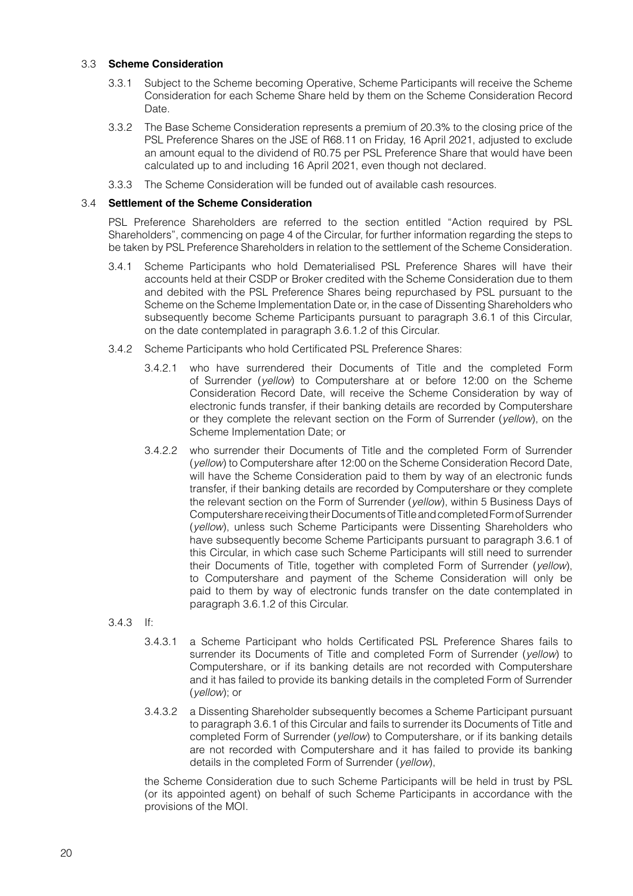### 3.3 **Scheme Consideration**

3.3.1 Subject to the Scheme becoming Operative, Scheme Participants will receive the Scheme Consideration for each Scheme Share held by them on the Scheme Consideration Record Date.

3.3.2 The Base Scheme Consideration represents a premium of 20.3% to the closing price of the PSL Preference Shares on the JSE of R68.11 on Friday, 16 April 2021, adjusted to exclude an amount equal to the dividend of R0.75 per PSL Preference Share that would have been calculated up to and including 16 April 2021, even though not declared.

3.3.3 The Scheme Consideration will be funded out of available cash resources.

### 3.4 **Settlement of the Scheme Consideration**

PSL Preference Shareholders are referred to the section entitled "Action required by PSL Shareholders", commencing on page 4 of the Circular, for further information regarding the steps to be taken by PSL Preference Shareholders in relation to the settlement of the Scheme Consideration.

3.4.1 Scheme Participants who hold Dematerialised PSL Preference Shares will have their accounts held at their CSDP or Broker credited with the Scheme Consideration due to them and debited with the PSL Preference Shares being repurchased by PSL pursuant to the Scheme on the Scheme Implementation Date or, in the case of Dissenting Shareholders who subsequently become Scheme Participants pursuant to paragraph 3.6.1 of this Circular, on the date contemplated in paragraph 3.6.1.2 of this Circular.

3.4.2 Scheme Participants who hold Certificated PSL Preference Shares:

3.4.2.1 who have surrendered their Documents of Title and the completed Form of Surrender (*yellow*) to Computershare at or before 12:00 on the Scheme Consideration Record Date, will receive the Scheme Consideration by way of electronic funds transfer, if their banking details are recorded by Computershare or they complete the relevant section on the Form of Surrender (*yellow*), on the Scheme Implementation Date; or

3.4.2.2 who surrender their Documents of Title and the completed Form of Surrender (*yellow*) to Computershare after 12:00 on the Scheme Consideration Record Date, will have the Scheme Consideration paid to them by way of an electronic funds transfer, if their banking details are recorded by Computershare or they complete the relevant section on the Form of Surrender (*yellow*), within 5 Business Days of Computershare receiving their Documents of Title and completed Form of Surrender (*yellow*), unless such Scheme Participants were Dissenting Shareholders who have subsequently become Scheme Participants pursuant to paragraph 3.6.1 of this Circular, in which case such Scheme Participants will still need to surrender their Documents of Title, together with completed Form of Surrender (*yellow*), to Computershare and payment of the Scheme Consideration will only be paid to them by way of electronic funds transfer on the date contemplated in paragraph 3.6.1.2 of this Circular.

3.4.3 If:

3.4.3.1 a Scheme Participant who holds Certificated PSL Preference Shares fails to surrender its Documents of Title and completed Form of Surrender (*yellow*) to Computershare, or if its banking details are not recorded with Computershare and it has failed to provide its banking details in the completed Form of Surrender (*yellow*); or

3.4.3.2 a Dissenting Shareholder subsequently becomes a Scheme Participant pursuant to paragraph 3.6.1 of this Circular and fails to surrender its Documents of Title and completed Form of Surrender (*yellow*) to Computershare, or if its banking details are not recorded with Computershare and it has failed to provide its banking details in the completed Form of Surrender (*yellow*),

the Scheme Consideration due to such Scheme Participants will be held in trust by PSL (or its appointed agent) on behalf of such Scheme Participants in accordance with the provisions of the MOI.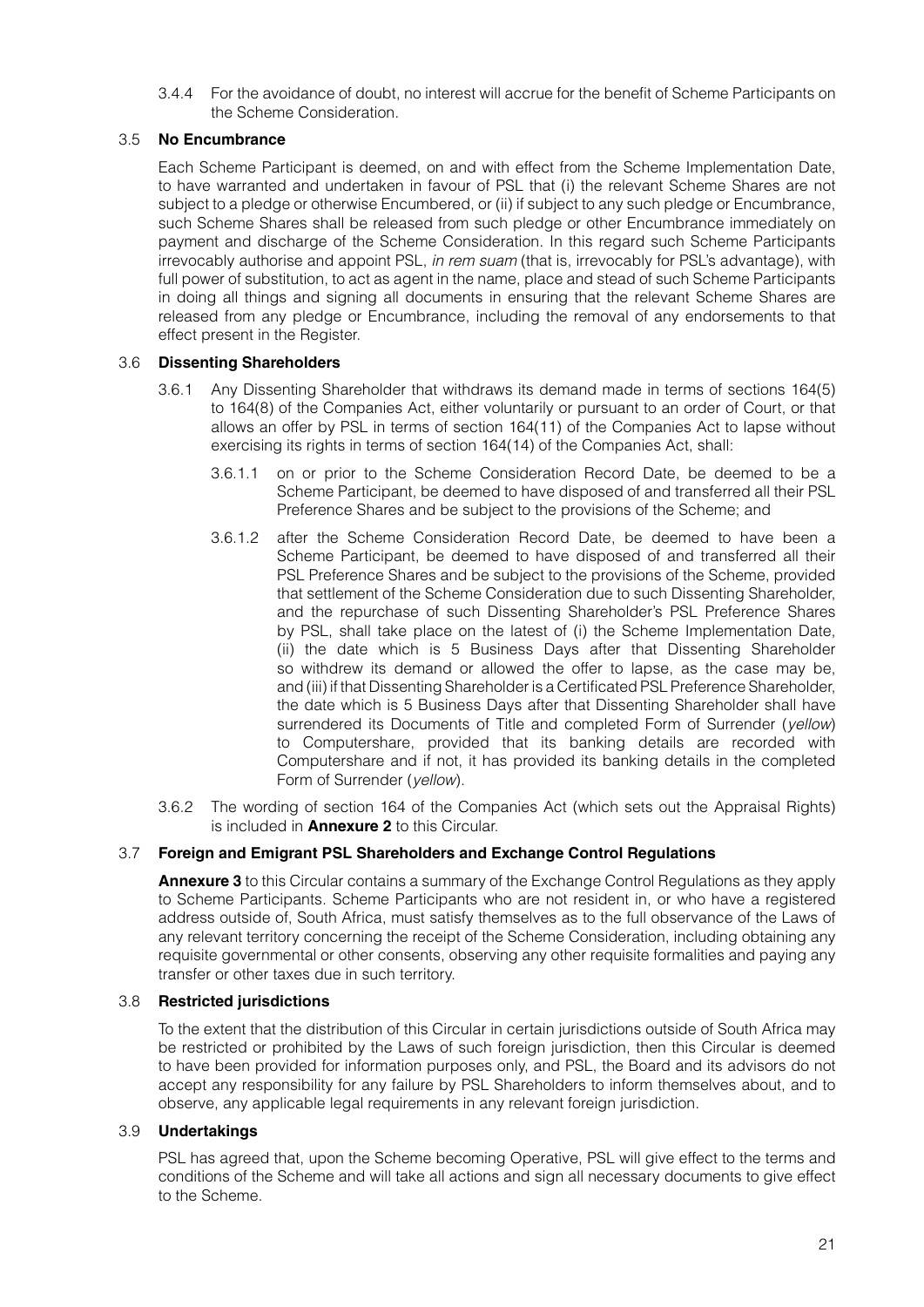3.4.4 For the avoidance of doubt, no interest will accrue for the benefit of Scheme Participants on the Scheme Consideration.

### 3.5 No Encumbrance

Each Scheme Participant is deemed, on and with effect from the Scheme Implementation Date, to have warranted and undertaken in favour of PSL that (i) the relevant Scheme Shares are not subject to a pledge or otherwise Encumbered, or (ii) if subject to any such pledge or Encumbrance, such Scheme Shares shall be released from such pledge or other Encumbrance immediately on payment and discharge of the Scheme Consideration. In this regard such Scheme Participants irrevocably authorise and appoint PSL, *in rem suam* (that is, irrevocably for PSL's advantage), with full power of substitution, to act as agent in the name, place and stead of such Scheme Participants in doing all things and signing all documents in ensuring that the relevant Scheme Shares are released from any pledge or Encumbrance, including the removal of any endorsements to that effect present in the Register.

### 3.6 Dissenting Shareholders

3.6.1 Any Dissenting Shareholder that withdraws its demand made in terms of sections 164(5) to 164(8) of the Companies Act, either voluntarily or pursuant to an order of Court, or that allows an offer by PSL in terms of section 164(11) of the Companies Act to lapse without exercising its rights in terms of section 164(14) of the Companies Act, shall:

3.6.1.1 on or prior to the Scheme Consideration Record Date, be deemed to be a Scheme Participant, be deemed to have disposed of and transferred all their PSL Preference Shares and be subject to the provisions of the Scheme; and

3.6.1.2 after the Scheme Consideration Record Date, be deemed to have been a Scheme Participant, be deemed to have disposed of and transferred all their PSL Preference Shares and be subject to the provisions of the Scheme, provided that settlement of the Scheme Consideration due to such Dissenting Shareholder, and the repurchase of such Dissenting Shareholder's PSL Preference Shares by PSL, shall take place on the latest of (i) the Scheme Implementation Date, (ii) the date which is 5 Business Days after that Dissenting Shareholder so withdrew its demand or allowed the offer to lapse, as the case may be, and (iii) if that Dissenting Shareholder is a Certificated PSL Preference Shareholder, the date which is 5 Business Days after that Dissenting Shareholder shall have surrendered its Documents of Title and completed Form of Surrender (*yellow*) to Computershare, provided that its banking details are recorded with Computershare and if not, it has provided its banking details in the completed Form of Surrender (*yellow*).

3.6.2 The wording of section 164 of the Companies Act (which sets out the Appraisal Rights) is included in **Annexure 2** to this Circular.

### 3.7 Foreign and Emigrant PSL Shareholders and Exchange Control Regulations

**Annexure 3** to this Circular contains a summary of the Exchange Control Regulations as they apply to Scheme Participants. Scheme Participants who are not resident in, or who have a registered address outside of, South Africa, must satisfy themselves as to the full observance of the Laws of any relevant territory concerning the receipt of the Scheme Consideration, including obtaining any requisite governmental or other consents, observing any other requisite formalities and paying any transfer or other taxes due in such territory.

### 3.8 Restricted jurisdictions

To the extent that the distribution of this Circular in certain jurisdictions outside of South Africa may be restricted or prohibited by the Laws of such foreign jurisdiction, then this Circular is deemed to have been provided for information purposes only, and PSL, the Board and its advisors do not accept any responsibility for any failure by PSL Shareholders to inform themselves about, and to observe, any applicable legal requirements in any relevant foreign jurisdiction.

### 3.9 Undertakings

PSL has agreed that, upon the Scheme becoming Operative, PSL will give effect to the terms and conditions of the Scheme and will take all actions and sign all necessary documents to give effect to the Scheme.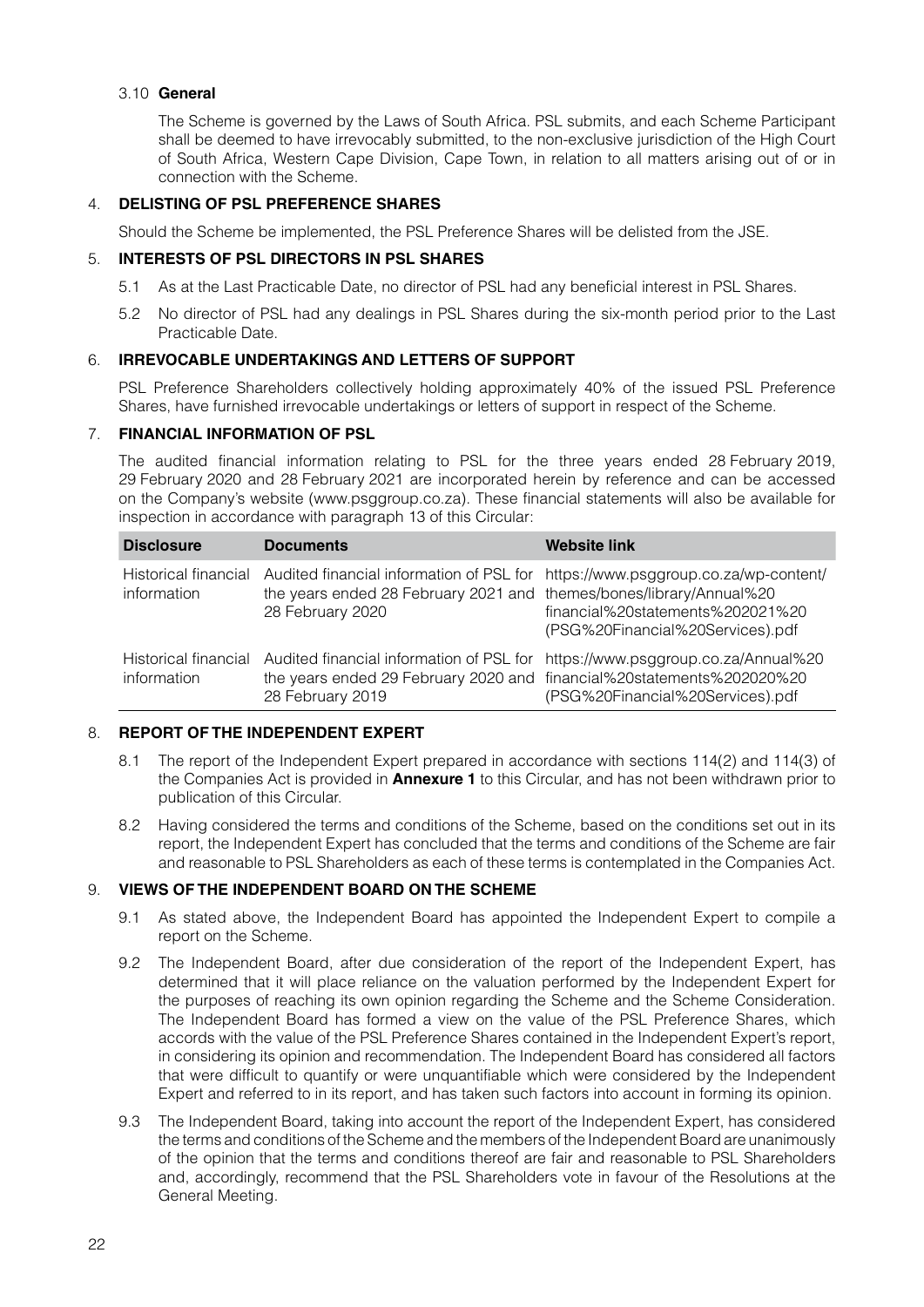### 3.10 General

The Scheme is governed by the Laws of South Africa. PSL submits, and each Scheme Participant shall be deemed to have irrevocably submitted, to the non-exclusive jurisdiction of the High Court of South Africa, Western Cape Division, Cape Town, in relation to all matters arising out of or in connection with the Scheme.

## 4. DELISTING OF PSL PREFERENCE SHARES

Should the Scheme be implemented, the PSL Preference Shares will be delisted from the JSE.

## 5. INTERESTS OF PSL DIRECTORS IN PSL SHARES

5.1 As at the Last Practicable Date, no director of PSL had any beneficial interest in PSL Shares.

5.2 No director of PSL had any dealings in PSL Shares during the six-month period prior to the Last Practicable Date.

## 6. IRREVOCABLE UNDERTAKINGS AND LETTERS OF SUPPORT

PSL Preference Shareholders collectively holding approximately 40% of the issued PSL Preference Shares, have furnished irrevocable undertakings or letters of support in respect of the Scheme.

## 7. FINANCIAL INFORMATION OF PSL

The audited financial information relating to PSL for the three years ended 28 February 2019, 29 February 2020 and 28 February 2021 are incorporated herein by reference and can be accessed on the Company's website (www.psggroup.co.za). These financial statements will also be available for inspection in accordance with paragraph 13 of this Circular:

| Disclosure | Documents | Website link |
|---|---|---|
| Historical financial information | Audited financial information of PSL for the years ended 28 February 2021 and 28 February 2020 | https://www.psggroup.co.za/wp-content/themes/bones/library/Annual%20financial%20statements%202021%20(PSG%20Financial%20Services).pdf |
| Historical financial information | Audited financial information of PSL for the years ended 29 February 2020 and 28 February 2019 | https://www.psggroup.co.za/Annual%20financial%20statements%202020%20(PSG%20Financial%20Services).pdf |

## 8. REPORT OF THE INDEPENDENT EXPERT

8.1 The report of the Independent Expert prepared in accordance with sections 114(2) and 114(3) of the Companies Act is provided in **Annexure 1** to this Circular, and has not been withdrawn prior to publication of this Circular.

8.2 Having considered the terms and conditions of the Scheme, based on the conditions set out in its report, the Independent Expert has concluded that the terms and conditions of the Scheme are fair and reasonable to PSL Shareholders as each of these terms is contemplated in the Companies Act.

## 9. VIEWS OF THE INDEPENDENT BOARD ON THE SCHEME

9.1 As stated above, the Independent Board has appointed the Independent Expert to compile a report on the Scheme.

9.2 The Independent Board, after due consideration of the report of the Independent Expert, has determined that it will place reliance on the valuation performed by the Independent Expert for the purposes of reaching its own opinion regarding the Scheme and the Scheme Consideration. The Independent Board has formed a view on the value of the PSL Preference Shares, which accords with the value of the PSL Preference Shares contained in the Independent Expert's report, in considering its opinion and recommendation. The Independent Board has considered all factors that were difficult to quantify or were unquantifiable which were considered by the Independent Expert and referred to in its report, and has taken such factors into account in forming its opinion.

9.3 The Independent Board, taking into account the report of the Independent Expert, has considered the terms and conditions of the Scheme and the members of the Independent Board are unanimously of the opinion that the terms and conditions thereof are fair and reasonable to PSL Shareholders and, accordingly, recommend that the PSL Shareholders vote in favour of the Resolutions at the General Meeting.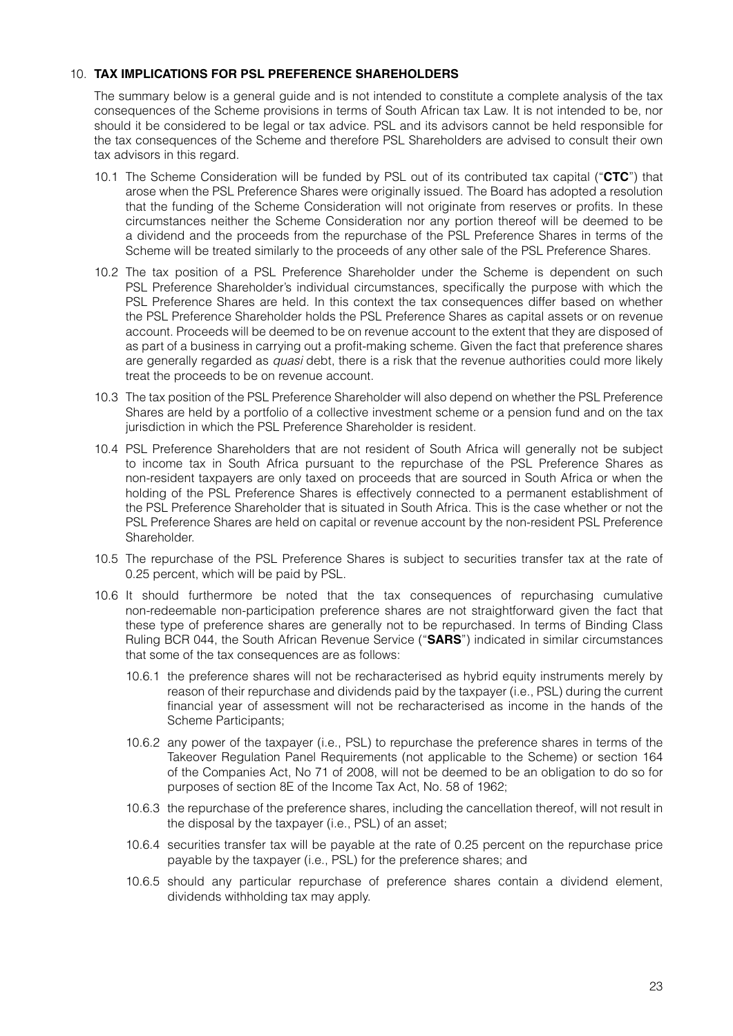## 10. TAX IMPLICATIONS FOR PSL PREFERENCE SHAREHOLDERS

The summary below is a general guide and is not intended to constitute a complete analysis of the tax consequences of the Scheme provisions in terms of South African tax Law. It is not intended to be, nor should it be considered to be legal or tax advice. PSL and its advisors cannot be held responsible for the tax consequences of the Scheme and therefore PSL Shareholders are advised to consult their own tax advisors in this regard.

10.1 The Scheme Consideration will be funded by PSL out of its contributed tax capital ("**CTC**") that arose when the PSL Preference Shares were originally issued. The Board has adopted a resolution that the funding of the Scheme Consideration will not originate from reserves or profits. In these circumstances neither the Scheme Consideration nor any portion thereof will be deemed to be a dividend and the proceeds from the repurchase of the PSL Preference Shares in terms of the Scheme will be treated similarly to the proceeds of any other sale of the PSL Preference Shares.

10.2 The tax position of a PSL Preference Shareholder under the Scheme is dependent on such PSL Preference Shareholder's individual circumstances, specifically the purpose with which the PSL Preference Shares are held. In this context the tax consequences differ based on whether the PSL Preference Shareholder holds the PSL Preference Shares as capital assets or on revenue account. Proceeds will be deemed to be on revenue account to the extent that they are disposed of as part of a business in carrying out a profit-making scheme. Given the fact that preference shares are generally regarded as *quasi* debt, there is a risk that the revenue authorities could more likely treat the proceeds to be on revenue account.

10.3 The tax position of the PSL Preference Shareholder will also depend on whether the PSL Preference Shares are held by a portfolio of a collective investment scheme or a pension fund and on the tax jurisdiction in which the PSL Preference Shareholder is resident.

10.4 PSL Preference Shareholders that are not resident of South Africa will generally not be subject to income tax in South Africa pursuant to the repurchase of the PSL Preference Shares as non-resident taxpayers are only taxed on proceeds that are sourced in South Africa or when the holding of the PSL Preference Shares is effectively connected to a permanent establishment of the PSL Preference Shareholder that is situated in South Africa. This is the case whether or not the PSL Preference Shares are held on capital or revenue account by the non-resident PSL Preference Shareholder.

10.5 The repurchase of the PSL Preference Shares is subject to securities transfer tax at the rate of 0.25 percent, which will be paid by PSL.

10.6 It should furthermore be noted that the tax consequences of repurchasing cumulative non-redeemable non-participation preference shares are not straightforward given the fact that these type of preference shares are generally not to be repurchased. In terms of Binding Class Ruling BCR 044, the South African Revenue Service ("**SARS**") indicated in similar circumstances that some of the tax consequences are as follows:

10.6.1 the preference shares will not be recharacterised as hybrid equity instruments merely by reason of their repurchase and dividends paid by the taxpayer (i.e., PSL) during the current financial year of assessment will not be recharacterised as income in the hands of the Scheme Participants;

10.6.2 any power of the taxpayer (i.e., PSL) to repurchase the preference shares in terms of the Takeover Regulation Panel Requirements (not applicable to the Scheme) or section 164 of the Companies Act, No 71 of 2008, will not be deemed to be an obligation to do so for purposes of section 8E of the Income Tax Act, No. 58 of 1962;

10.6.3 the repurchase of the preference shares, including the cancellation thereof, will not result in the disposal by the taxpayer (i.e., PSL) of an asset;

10.6.4 securities transfer tax will be payable at the rate of 0.25 percent on the repurchase price payable by the taxpayer (i.e., PSL) for the preference shares; and

10.6.5 should any particular repurchase of preference shares contain a dividend element, dividends withholding tax may apply.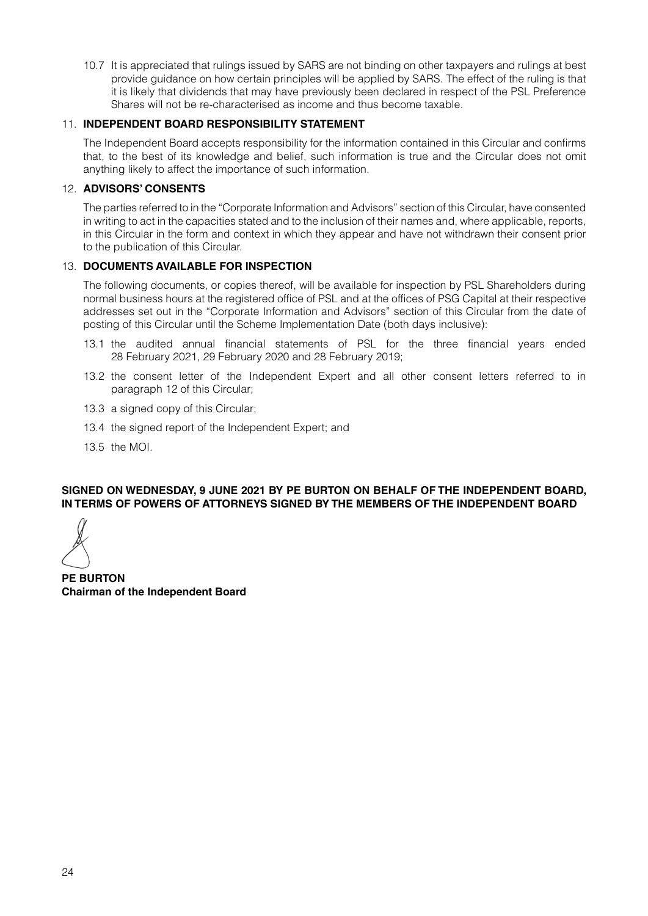10.7 It is appreciated that rulings issued by SARS are not binding on other taxpayers and rulings at best provide guidance on how certain principles will be applied by SARS. The effect of the ruling is that it is likely that dividends that may have previously been declared in respect of the PSL Preference Shares will not be re-characterised as income and thus become taxable.

## 11. INDEPENDENT BOARD RESPONSIBILITY STATEMENT

The Independent Board accepts responsibility for the information contained in this Circular and confirms that, to the best of its knowledge and belief, such information is true and the Circular does not omit anything likely to affect the importance of such information.

## 12. ADVISORS' CONSENTS

The parties referred to in the "Corporate Information and Advisors" section of this Circular, have consented in writing to act in the capacities stated and to the inclusion of their names and, where applicable, reports, in this Circular in the form and context in which they appear and have not withdrawn their consent prior to the publication of this Circular.

## 13. DOCUMENTS AVAILABLE FOR INSPECTION

The following documents, or copies thereof, will be available for inspection by PSL Shareholders during normal business hours at the registered office of PSL and at the offices of PSG Capital at their respective addresses set out in the "Corporate Information and Advisors" section of this Circular from the date of posting of this Circular until the Scheme Implementation Date (both days inclusive):

13.1 the audited annual financial statements of PSL for the three financial years ended 28 February 2021, 29 February 2020 and 28 February 2019;

13.2 the consent letter of the Independent Expert and all other consent letters referred to in paragraph 12 of this Circular;

13.3 a signed copy of this Circular;

13.4 the signed report of the Independent Expert; and

13.5 the MOI.

**SIGNED ON WEDNESDAY, 9 JUNE 2021 BY PE BURTON ON BEHALF OF THE INDEPENDENT BOARD, IN TERMS OF POWERS OF ATTORNEYS SIGNED BY THE MEMBERS OF THE INDEPENDENT BOARD**

**PE BURTON**
**Chairman of the Independent Board**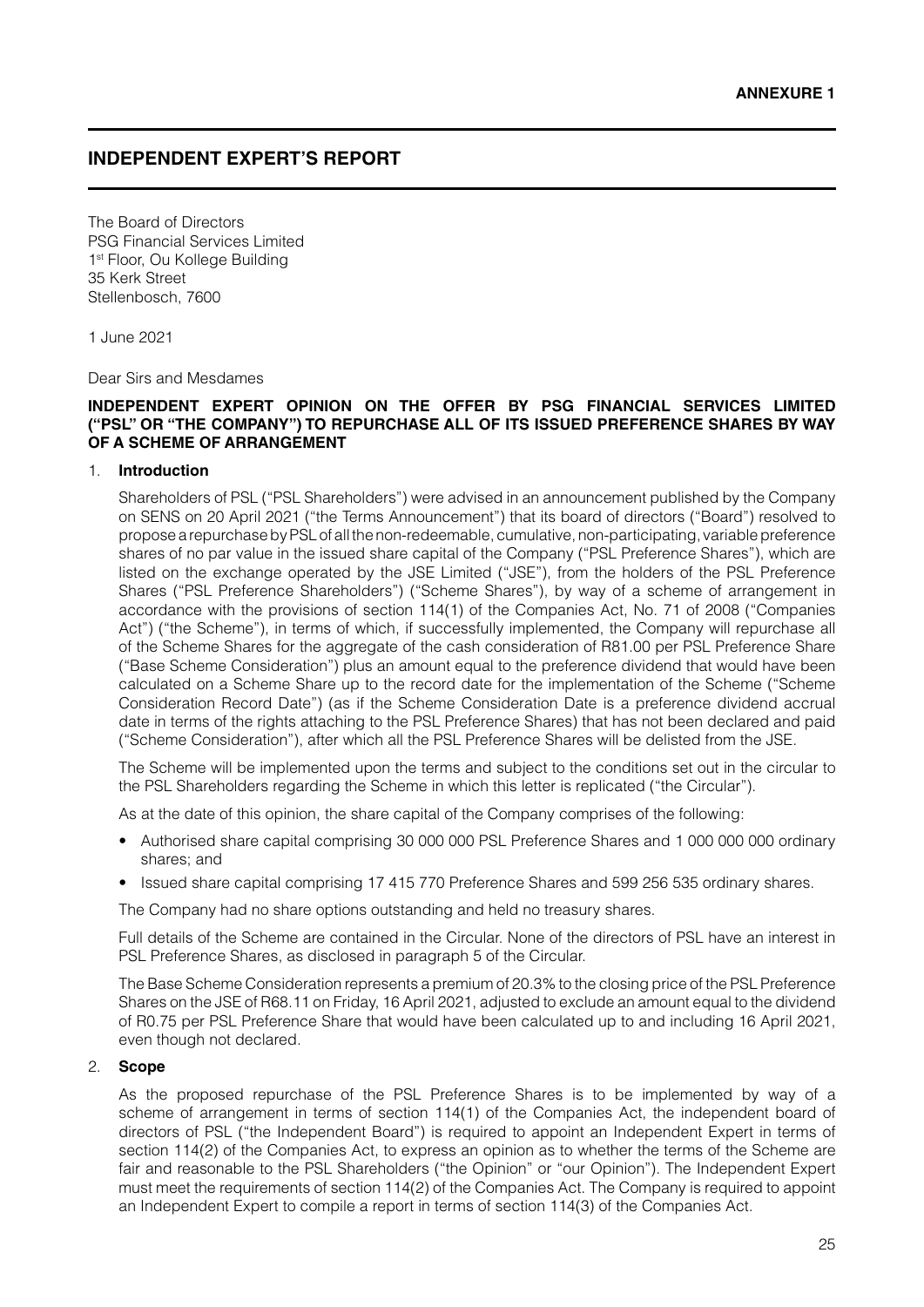**ANNEXURE 1**

# INDEPENDENT EXPERT'S REPORT

The Board of Directors
PSG Financial Services Limited
1st Floor, Ou Kollege Building
35 Kerk Street
Stellenbosch, 7600

1 June 2021

Dear Sirs and Mesdames

**INDEPENDENT EXPERT OPINION ON THE OFFER BY PSG FINANCIAL SERVICES LIMITED ("PSL" OR "THE COMPANY") TO REPURCHASE ALL OF ITS ISSUED PREFERENCE SHARES BY WAY OF A SCHEME OF ARRANGEMENT**

1. **Introduction**

   Shareholders of PSL ("PSL Shareholders") were advised in an announcement published by the Company on SENS on 20 April 2021 ("the Terms Announcement") that its board of directors ("Board") resolved to propose a repurchase by PSL of all the non-redeemable, cumulative, non-participating, variable preference shares of no par value in the issued share capital of the Company ("PSL Preference Shares"), which are listed on the exchange operated by the JSE Limited ("JSE"), from the holders of the PSL Preference Shares ("PSL Preference Shareholders") ("Scheme Shares"), by way of a scheme of arrangement in accordance with the provisions of section 114(1) of the Companies Act, No. 71 of 2008 ("Companies Act") ("the Scheme"), in terms of which, if successfully implemented, the Company will repurchase all of the Scheme Shares for the aggregate of the cash consideration of R81.00 per PSL Preference Share ("Base Scheme Consideration") plus an amount equal to the preference dividend that would have been calculated on a Scheme Share up to the record date for the implementation of the Scheme ("Scheme Consideration Record Date") (as if the Scheme Consideration Date is a preference dividend accrual date in terms of the rights attaching to the PSL Preference Shares) that has not been declared and paid ("Scheme Consideration"), after which all the PSL Preference Shares will be delisted from the JSE.

   The Scheme will be implemented upon the terms and subject to the conditions set out in the circular to the PSL Shareholders regarding the Scheme in which this letter is replicated ("the Circular").

   As at the date of this opinion, the share capital of the Company comprises of the following:

   - Authorised share capital comprising 30 000 000 PSL Preference Shares and 1 000 000 000 ordinary shares; and
   - Issued share capital comprising 17 415 770 Preference Shares and 599 256 535 ordinary shares.

   The Company had no share options outstanding and held no treasury shares.

   Full details of the Scheme are contained in the Circular. None of the directors of PSL have an interest in PSL Preference Shares, as disclosed in paragraph 5 of the Circular.

   The Base Scheme Consideration represents a premium of 20.3% to the closing price of the PSL Preference Shares on the JSE of R68.11 on Friday, 16 April 2021, adjusted to exclude an amount equal to the dividend of R0.75 per PSL Preference Share that would have been calculated up to and including 16 April 2021, even though not declared.

2. **Scope**

   As the proposed repurchase of the PSL Preference Shares is to be implemented by way of a scheme of arrangement in terms of section 114(1) of the Companies Act, the independent board of directors of PSL ("the Independent Board") is required to appoint an Independent Expert in terms of section 114(2) of the Companies Act, to express an opinion as to whether the terms of the Scheme are fair and reasonable to the PSL Shareholders ("the Opinion" or "our Opinion"). The Independent Expert must meet the requirements of section 114(2) of the Companies Act. The Company is required to appoint an Independent Expert to compile a report in terms of section 114(3) of the Companies Act.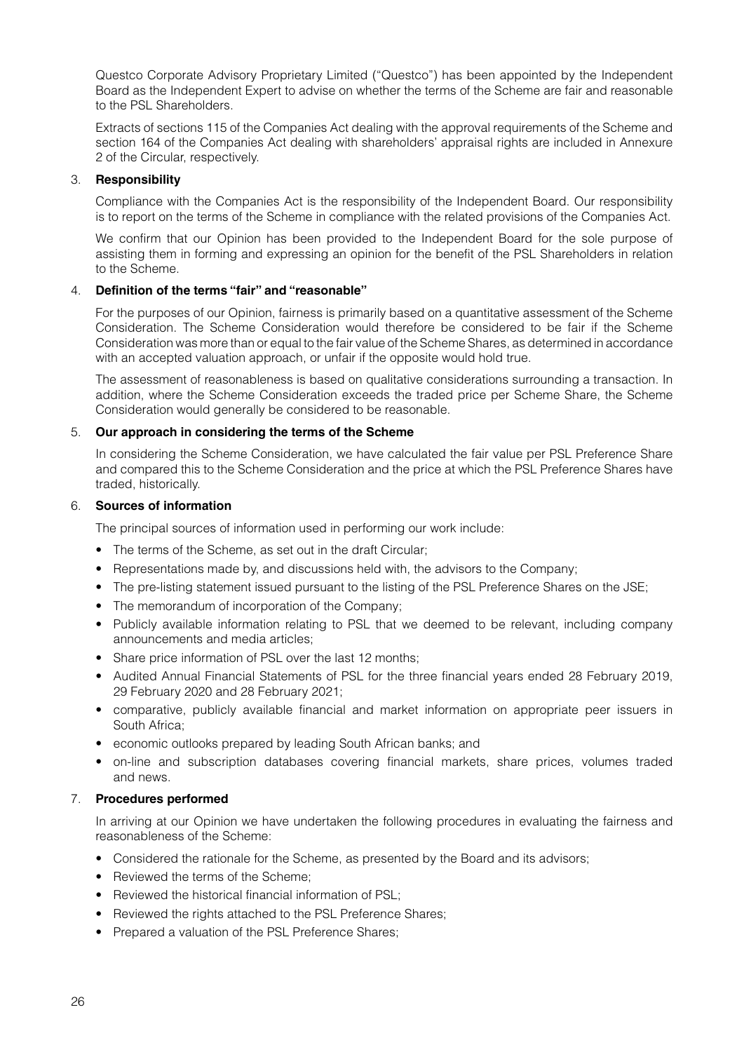Questco Corporate Advisory Proprietary Limited ("Questco") has been appointed by the Independent Board as the Independent Expert to advise on whether the terms of the Scheme are fair and reasonable to the PSL Shareholders.

Extracts of sections 115 of the Companies Act dealing with the approval requirements of the Scheme and section 164 of the Companies Act dealing with shareholders' appraisal rights are included in Annexure 2 of the Circular, respectively.

## 3. Responsibility

Compliance with the Companies Act is the responsibility of the Independent Board. Our responsibility is to report on the terms of the Scheme in compliance with the related provisions of the Companies Act.

We confirm that our Opinion has been provided to the Independent Board for the sole purpose of assisting them in forming and expressing an opinion for the benefit of the PSL Shareholders in relation to the Scheme.

## 4. Definition of the terms "fair" and "reasonable"

For the purposes of our Opinion, fairness is primarily based on a quantitative assessment of the Scheme Consideration. The Scheme Consideration would therefore be considered to be fair if the Scheme Consideration was more than or equal to the fair value of the Scheme Shares, as determined in accordance with an accepted valuation approach, or unfair if the opposite would hold true.

The assessment of reasonableness is based on qualitative considerations surrounding a transaction. In addition, where the Scheme Consideration exceeds the traded price per Scheme Share, the Scheme Consideration would generally be considered to be reasonable.

## 5. Our approach in considering the terms of the Scheme

In considering the Scheme Consideration, we have calculated the fair value per PSL Preference Share and compared this to the Scheme Consideration and the price at which the PSL Preference Shares have traded, historically.

## 6. Sources of information

The principal sources of information used in performing our work include:

- The terms of the Scheme, as set out in the draft Circular;
- Representations made by, and discussions held with, the advisors to the Company;
- The pre-listing statement issued pursuant to the listing of the PSL Preference Shares on the JSE;
- The memorandum of incorporation of the Company;
- Publicly available information relating to PSL that we deemed to be relevant, including company announcements and media articles;
- Share price information of PSL over the last 12 months;
- Audited Annual Financial Statements of PSL for the three financial years ended 28 February 2019, 29 February 2020 and 28 February 2021;
- comparative, publicly available financial and market information on appropriate peer issuers in South Africa;
- economic outlooks prepared by leading South African banks; and
- on-line and subscription databases covering financial markets, share prices, volumes traded and news.

## 7. Procedures performed

In arriving at our Opinion we have undertaken the following procedures in evaluating the fairness and reasonableness of the Scheme:

- Considered the rationale for the Scheme, as presented by the Board and its advisors;
- Reviewed the terms of the Scheme;
- Reviewed the historical financial information of PSL;
- Reviewed the rights attached to the PSL Preference Shares;
- Prepared a valuation of the PSL Preference Shares;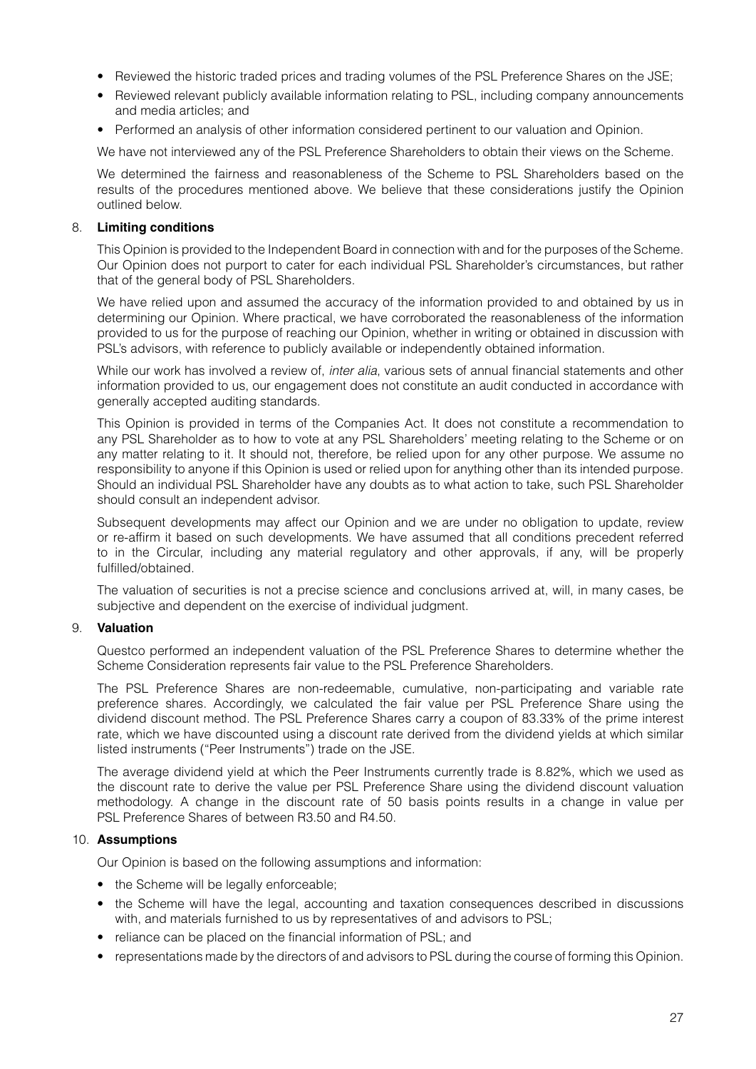- Reviewed the historic traded prices and trading volumes of the PSL Preference Shares on the JSE;
- Reviewed relevant publicly available information relating to PSL, including company announcements and media articles; and
- Performed an analysis of other information considered pertinent to our valuation and Opinion.

We have not interviewed any of the PSL Preference Shareholders to obtain their views on the Scheme.

We determined the fairness and reasonableness of the Scheme to PSL Shareholders based on the results of the procedures mentioned above. We believe that these considerations justify the Opinion outlined below.

## 8. Limiting conditions

This Opinion is provided to the Independent Board in connection with and for the purposes of the Scheme. Our Opinion does not purport to cater for each individual PSL Shareholder's circumstances, but rather that of the general body of PSL Shareholders.

We have relied upon and assumed the accuracy of the information provided to and obtained by us in determining our Opinion. Where practical, we have corroborated the reasonableness of the information provided to us for the purpose of reaching our Opinion, whether in writing or obtained in discussion with PSL's advisors, with reference to publicly available or independently obtained information.

While our work has involved a review of, *inter alia*, various sets of annual financial statements and other information provided to us, our engagement does not constitute an audit conducted in accordance with generally accepted auditing standards.

This Opinion is provided in terms of the Companies Act. It does not constitute a recommendation to any PSL Shareholder as to how to vote at any PSL Shareholders' meeting relating to the Scheme or on any matter relating to it. It should not, therefore, be relied upon for any other purpose. We assume no responsibility to anyone if this Opinion is used or relied upon for anything other than its intended purpose. Should an individual PSL Shareholder have any doubts as to what action to take, such PSL Shareholder should consult an independent advisor.

Subsequent developments may affect our Opinion and we are under no obligation to update, review or re-affirm it based on such developments. We have assumed that all conditions precedent referred to in the Circular, including any material regulatory and other approvals, if any, will be properly fulfilled/obtained.

The valuation of securities is not a precise science and conclusions arrived at, will, in many cases, be subjective and dependent on the exercise of individual judgment.

## 9. Valuation

Questco performed an independent valuation of the PSL Preference Shares to determine whether the Scheme Consideration represents fair value to the PSL Preference Shareholders.

The PSL Preference Shares are non-redeemable, cumulative, non-participating and variable rate preference shares. Accordingly, we calculated the fair value per PSL Preference Share using the dividend discount method. The PSL Preference Shares carry a coupon of 83.33% of the prime interest rate, which we have discounted using a discount rate derived from the dividend yields at which similar listed instruments ("Peer Instruments") trade on the JSE.

The average dividend yield at which the Peer Instruments currently trade is 8.82%, which we used as the discount rate to derive the value per PSL Preference Share using the dividend discount valuation methodology. A change in the discount rate of 50 basis points results in a change in value per PSL Preference Shares of between R3.50 and R4.50.

## 10. Assumptions

Our Opinion is based on the following assumptions and information:

- the Scheme will be legally enforceable;
- the Scheme will have the legal, accounting and taxation consequences described in discussions with, and materials furnished to us by representatives of and advisors to PSL;
- reliance can be placed on the financial information of PSL; and
- representations made by the directors of and advisors to PSL during the course of forming this Opinion.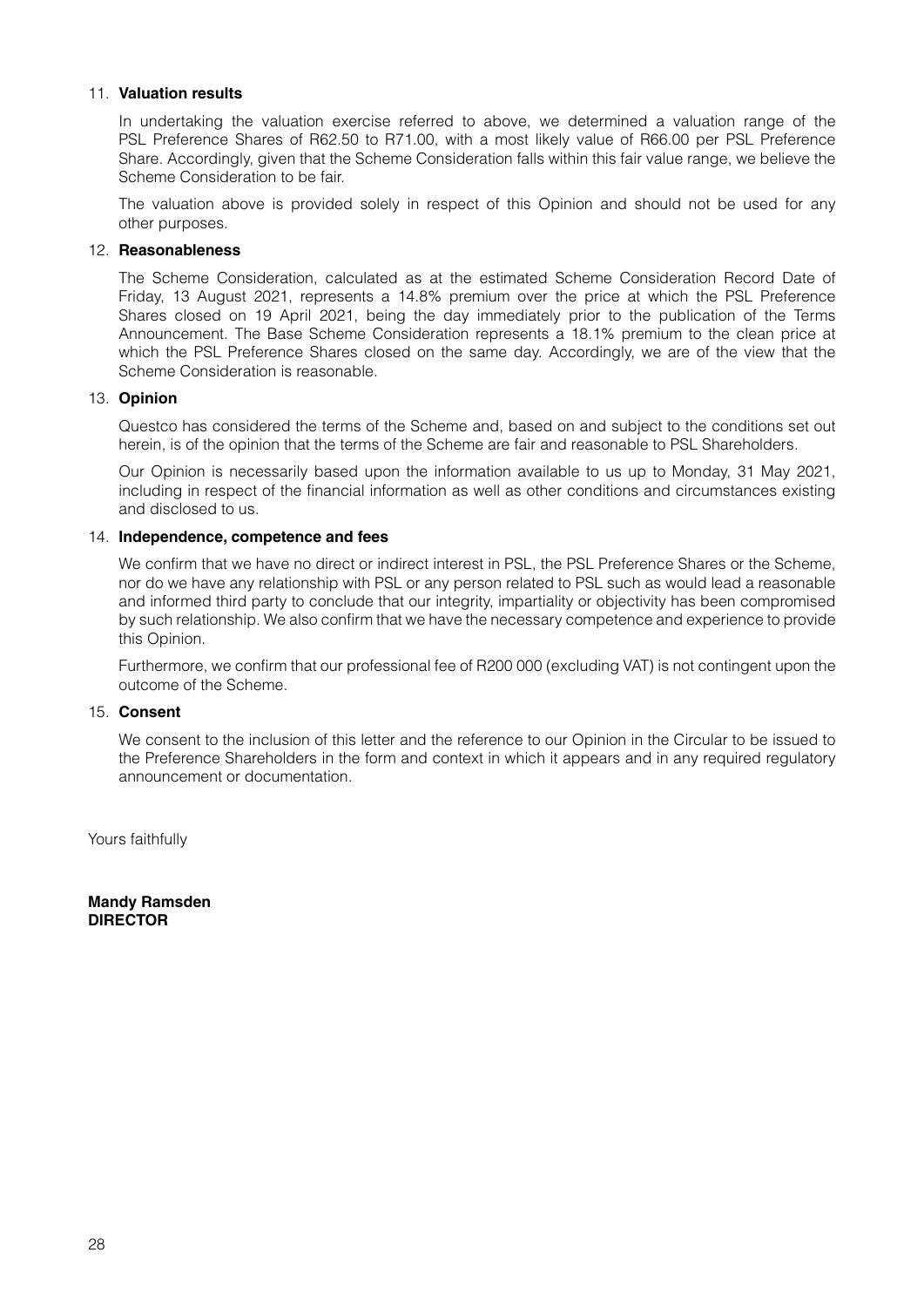11. **Valuation results**

    In undertaking the valuation exercise referred to above, we determined a valuation range of the PSL Preference Shares of R62.50 to R71.00, with a most likely value of R66.00 per PSL Preference Share. Accordingly, given that the Scheme Consideration falls within this fair value range, we believe the Scheme Consideration to be fair.

    The valuation above is provided solely in respect of this Opinion and should not be used for any other purposes.

12. **Reasonableness**

    The Scheme Consideration, calculated as at the estimated Scheme Consideration Record Date of Friday, 13 August 2021, represents a 14.8% premium over the price at which the PSL Preference Shares closed on 19 April 2021, being the day immediately prior to the publication of the Terms Announcement. The Base Scheme Consideration represents a 18.1% premium to the clean price at which the PSL Preference Shares closed on the same day. Accordingly, we are of the view that the Scheme Consideration is reasonable.

13. **Opinion**

    Questco has considered the terms of the Scheme and, based on and subject to the conditions set out herein, is of the opinion that the terms of the Scheme are fair and reasonable to PSL Shareholders.

    Our Opinion is necessarily based upon the information available to us up to Monday, 31 May 2021, including in respect of the financial information as well as other conditions and circumstances existing and disclosed to us.

14. **Independence, competence and fees**

    We confirm that we have no direct or indirect interest in PSL, the PSL Preference Shares or the Scheme, nor do we have any relationship with PSL or any person related to PSL such as would lead a reasonable and informed third party to conclude that our integrity, impartiality or objectivity has been compromised by such relationship. We also confirm that we have the necessary competence and experience to provide this Opinion.

    Furthermore, we confirm that our professional fee of R200 000 (excluding VAT) is not contingent upon the outcome of the Scheme.

15. **Consent**

    We consent to the inclusion of this letter and the reference to our Opinion in the Circular to be issued to the Preference Shareholders in the form and context in which it appears and in any required regulatory announcement or documentation.

Yours faithfully

**Mandy Ramsden**
**DIRECTOR**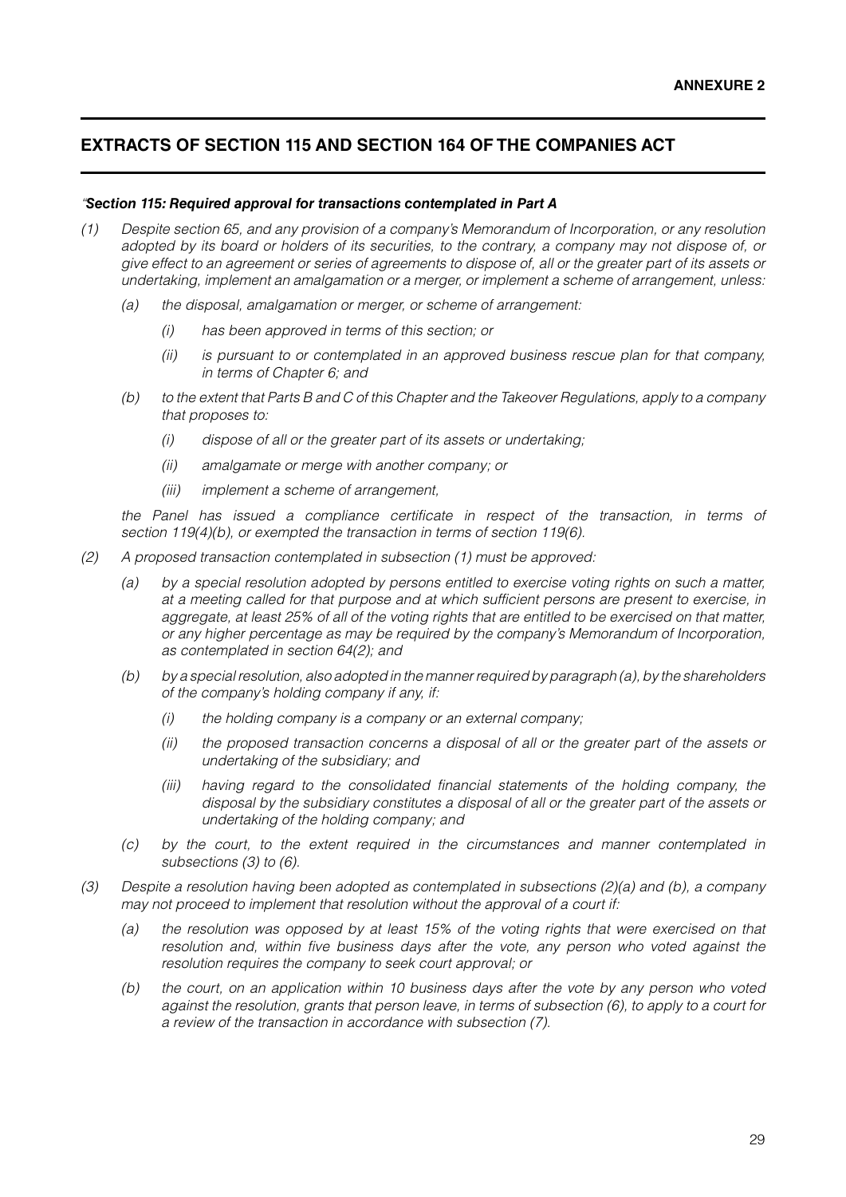**ANNEXURE 2**

## EXTRACTS OF SECTION 115 AND SECTION 164 OF THE COMPANIES ACT

*"**Section 115: Required approval for transactions contemplated in Part A***

*(1) Despite section 65, and any provision of a company's Memorandum of Incorporation, or any resolution adopted by its board or holders of its securities, to the contrary, a company may not dispose of, or give effect to an agreement or series of agreements to dispose of, all or the greater part of its assets or undertaking, implement an amalgamation or a merger, or implement a scheme of arrangement, unless:*

*(a) the disposal, amalgamation or merger, or scheme of arrangement:*

*(i) has been approved in terms of this section; or*

*(ii) is pursuant to or contemplated in an approved business rescue plan for that company, in terms of Chapter 6; and*

*(b) to the extent that Parts B and C of this Chapter and the Takeover Regulations, apply to a company that proposes to:*

*(i) dispose of all or the greater part of its assets or undertaking;*

*(ii) amalgamate or merge with another company; or*

*(iii) implement a scheme of arrangement,*

*the Panel has issued a compliance certificate in respect of the transaction, in terms of section 119(4)(b), or exempted the transaction in terms of section 119(6).*

*(2) A proposed transaction contemplated in subsection (1) must be approved:*

*(a) by a special resolution adopted by persons entitled to exercise voting rights on such a matter, at a meeting called for that purpose and at which sufficient persons are present to exercise, in aggregate, at least 25% of all of the voting rights that are entitled to be exercised on that matter, or any higher percentage as may be required by the company's Memorandum of Incorporation, as contemplated in section 64(2); and*

*(b) by a special resolution, also adopted in the manner required by paragraph (a), by the shareholders of the company's holding company if any, if:*

*(i) the holding company is a company or an external company;*

*(ii) the proposed transaction concerns a disposal of all or the greater part of the assets or undertaking of the subsidiary; and*

*(iii) having regard to the consolidated financial statements of the holding company, the disposal by the subsidiary constitutes a disposal of all or the greater part of the assets or undertaking of the holding company; and*

*(c) by the court, to the extent required in the circumstances and manner contemplated in subsections (3) to (6).*

*(3) Despite a resolution having been adopted as contemplated in subsections (2)(a) and (b), a company may not proceed to implement that resolution without the approval of a court if:*

*(a) the resolution was opposed by at least 15% of the voting rights that were exercised on that resolution and, within five business days after the vote, any person who voted against the resolution requires the company to seek court approval; or*

*(b) the court, on an application within 10 business days after the vote by any person who voted against the resolution, grants that person leave, in terms of subsection (6), to apply to a court for a review of the transaction in accordance with subsection (7).*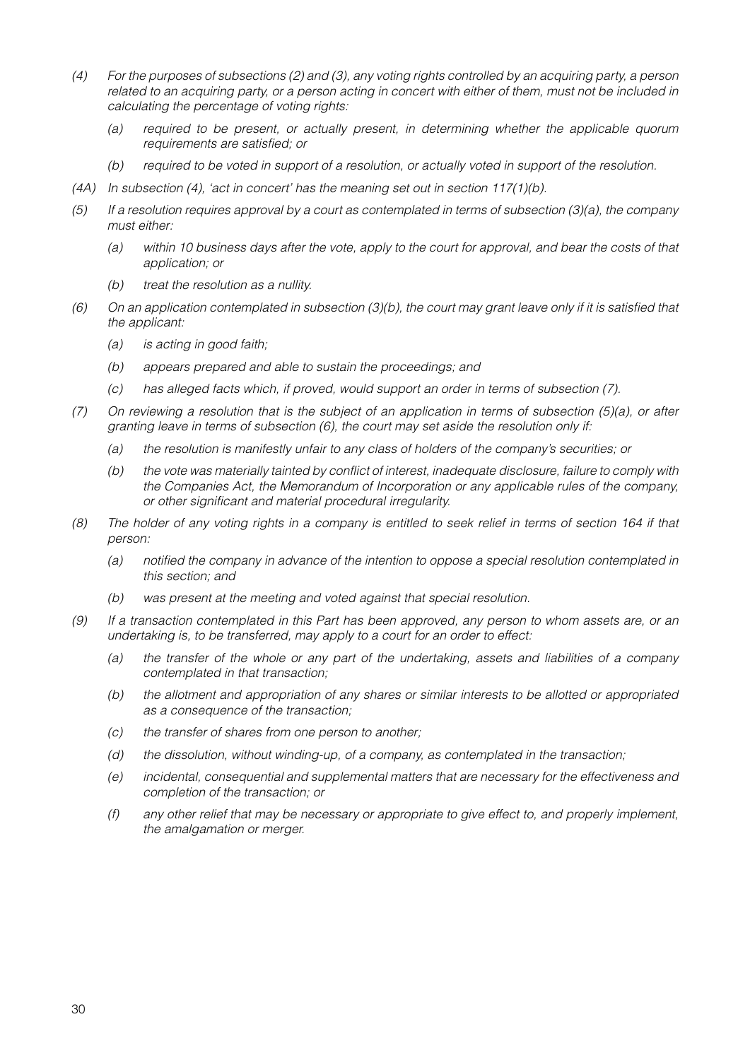*(4) For the purposes of subsections (2) and (3), any voting rights controlled by an acquiring party, a person related to an acquiring party, or a person acting in concert with either of them, must not be included in calculating the percentage of voting rights:*

*(a) required to be present, or actually present, in determining whether the applicable quorum requirements are satisfied; or*

*(b) required to be voted in support of a resolution, or actually voted in support of the resolution.*

*(4A) In subsection (4), 'act in concert' has the meaning set out in section 117(1)(b).*

*(5) If a resolution requires approval by a court as contemplated in terms of subsection (3)(a), the company must either:*

*(a) within 10 business days after the vote, apply to the court for approval, and bear the costs of that application; or*

*(b) treat the resolution as a nullity.*

*(6) On an application contemplated in subsection (3)(b), the court may grant leave only if it is satisfied that the applicant:*

*(a) is acting in good faith;*

*(b) appears prepared and able to sustain the proceedings; and*

*(c) has alleged facts which, if proved, would support an order in terms of subsection (7).*

*(7) On reviewing a resolution that is the subject of an application in terms of subsection (5)(a), or after granting leave in terms of subsection (6), the court may set aside the resolution only if:*

*(a) the resolution is manifestly unfair to any class of holders of the company's securities; or*

*(b) the vote was materially tainted by conflict of interest, inadequate disclosure, failure to comply with the Companies Act, the Memorandum of Incorporation or any applicable rules of the company, or other significant and material procedural irregularity.*

*(8) The holder of any voting rights in a company is entitled to seek relief in terms of section 164 if that person:*

*(a) notified the company in advance of the intention to oppose a special resolution contemplated in this section; and*

*(b) was present at the meeting and voted against that special resolution.*

*(9) If a transaction contemplated in this Part has been approved, any person to whom assets are, or an undertaking is, to be transferred, may apply to a court for an order to effect:*

*(a) the transfer of the whole or any part of the undertaking, assets and liabilities of a company contemplated in that transaction;*

*(b) the allotment and appropriation of any shares or similar interests to be allotted or appropriated as a consequence of the transaction;*

*(c) the transfer of shares from one person to another;*

*(d) the dissolution, without winding-up, of a company, as contemplated in the transaction;*

*(e) incidental, consequential and supplemental matters that are necessary for the effectiveness and completion of the transaction; or*

*(f) any other relief that may be necessary or appropriate to give effect to, and properly implement, the amalgamation or merger.*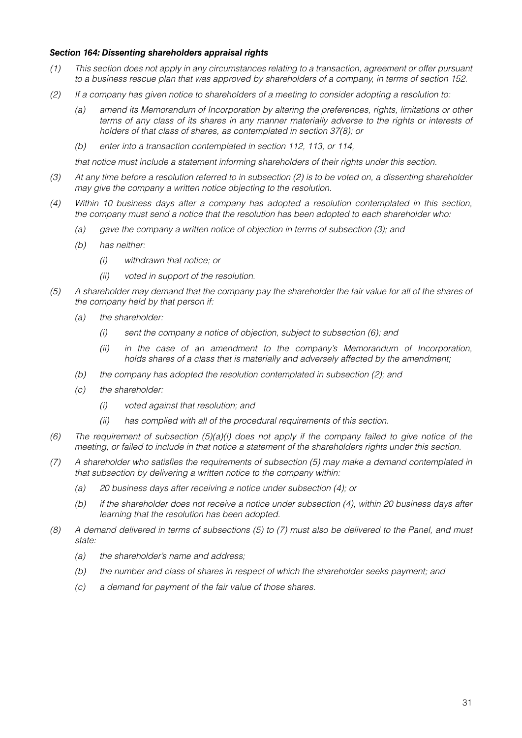***Section 164: Dissenting shareholders appraisal rights***

*(1) This section does not apply in any circumstances relating to a transaction, agreement or offer pursuant to a business rescue plan that was approved by shareholders of a company, in terms of section 152.*

*(2) If a company has given notice to shareholders of a meeting to consider adopting a resolution to:*

*(a) amend its Memorandum of Incorporation by altering the preferences, rights, limitations or other terms of any class of its shares in any manner materially adverse to the rights or interests of holders of that class of shares, as contemplated in section 37(8); or*

*(b) enter into a transaction contemplated in section 112, 113, or 114,*

*that notice must include a statement informing shareholders of their rights under this section.*

*(3) At any time before a resolution referred to in subsection (2) is to be voted on, a dissenting shareholder may give the company a written notice objecting to the resolution.*

*(4) Within 10 business days after a company has adopted a resolution contemplated in this section, the company must send a notice that the resolution has been adopted to each shareholder who:*

*(a) gave the company a written notice of objection in terms of subsection (3); and*

*(b) has neither:*

*(i) withdrawn that notice; or*

*(ii) voted in support of the resolution.*

*(5) A shareholder may demand that the company pay the shareholder the fair value for all of the shares of the company held by that person if:*

*(a) the shareholder:*

*(i) sent the company a notice of objection, subject to subsection (6); and*

*(ii) in the case of an amendment to the company's Memorandum of Incorporation, holds shares of a class that is materially and adversely affected by the amendment;*

*(b) the company has adopted the resolution contemplated in subsection (2); and*

*(c) the shareholder:*

*(i) voted against that resolution; and*

*(ii) has complied with all of the procedural requirements of this section.*

*(6) The requirement of subsection (5)(a)(i) does not apply if the company failed to give notice of the meeting, or failed to include in that notice a statement of the shareholders rights under this section.*

*(7) A shareholder who satisfies the requirements of subsection (5) may make a demand contemplated in that subsection by delivering a written notice to the company within:*

*(a) 20 business days after receiving a notice under subsection (4); or*

*(b) if the shareholder does not receive a notice under subsection (4), within 20 business days after learning that the resolution has been adopted.*

*(8) A demand delivered in terms of subsections (5) to (7) must also be delivered to the Panel, and must state:*

*(a) the shareholder's name and address;*

*(b) the number and class of shares in respect of which the shareholder seeks payment; and*

*(c) a demand for payment of the fair value of those shares.*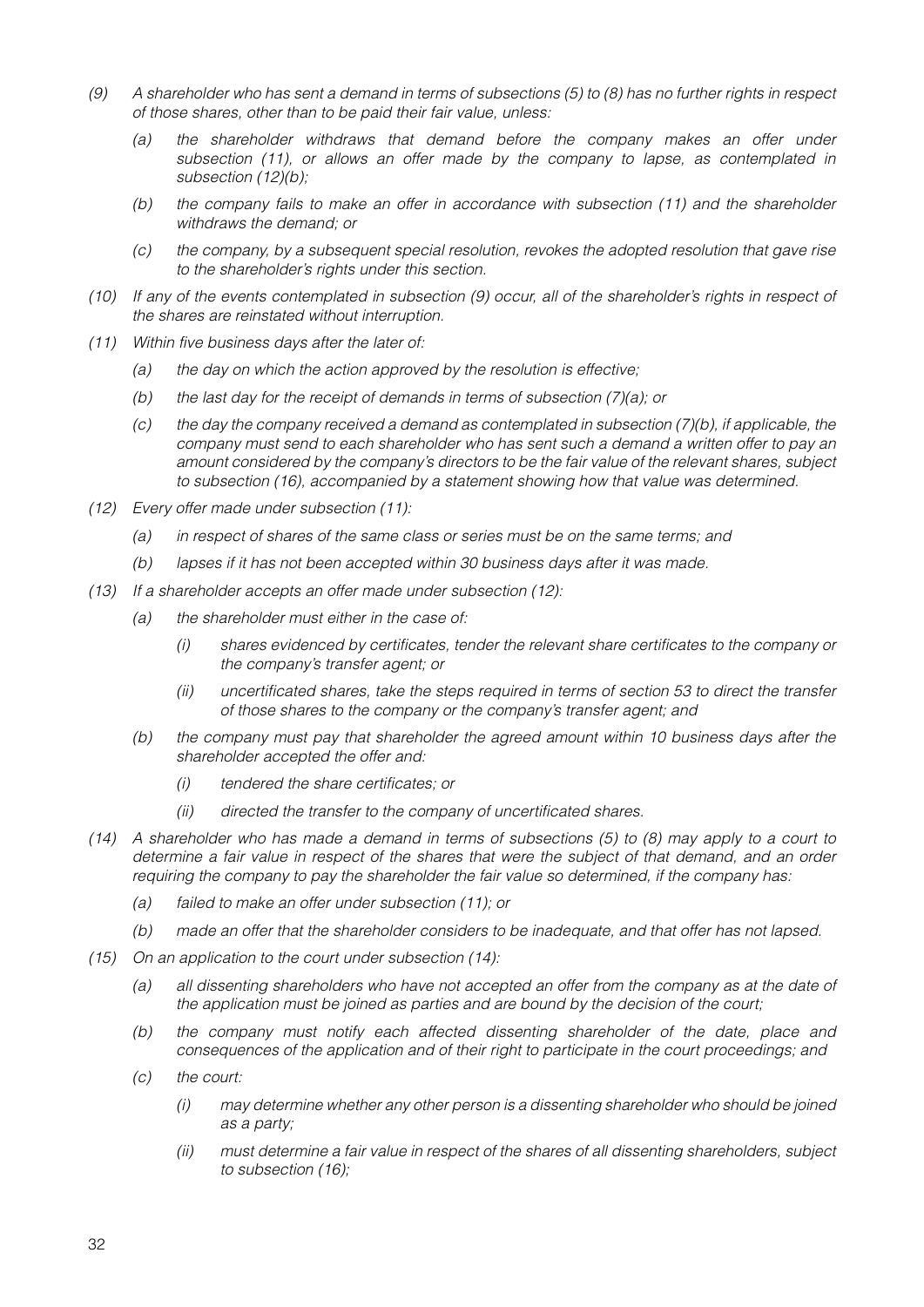*(9) A shareholder who has sent a demand in terms of subsections (5) to (8) has no further rights in respect of those shares, other than to be paid their fair value, unless:*

*(a) the shareholder withdraws that demand before the company makes an offer under subsection (11), or allows an offer made by the company to lapse, as contemplated in subsection (12)(b);*

*(b) the company fails to make an offer in accordance with subsection (11) and the shareholder withdraws the demand; or*

*(c) the company, by a subsequent special resolution, revokes the adopted resolution that gave rise to the shareholder's rights under this section.*

*(10) If any of the events contemplated in subsection (9) occur, all of the shareholder's rights in respect of the shares are reinstated without interruption.*

*(11) Within five business days after the later of:*

*(a) the day on which the action approved by the resolution is effective;*

*(b) the last day for the receipt of demands in terms of subsection (7)(a); or*

*(c) the day the company received a demand as contemplated in subsection (7)(b), if applicable, the company must send to each shareholder who has sent such a demand a written offer to pay an amount considered by the company's directors to be the fair value of the relevant shares, subject to subsection (16), accompanied by a statement showing how that value was determined.*

*(12) Every offer made under subsection (11):*

*(a) in respect of shares of the same class or series must be on the same terms; and*

*(b) lapses if it has not been accepted within 30 business days after it was made.*

*(13) If a shareholder accepts an offer made under subsection (12):*

*(a) the shareholder must either in the case of:*

*(i) shares evidenced by certificates, tender the relevant share certificates to the company or the company's transfer agent; or*

*(ii) uncertificated shares, take the steps required in terms of section 53 to direct the transfer of those shares to the company or the company's transfer agent; and*

*(b) the company must pay that shareholder the agreed amount within 10 business days after the shareholder accepted the offer and:*

*(i) tendered the share certificates; or*

*(ii) directed the transfer to the company of uncertificated shares.*

*(14) A shareholder who has made a demand in terms of subsections (5) to (8) may apply to a court to determine a fair value in respect of the shares that were the subject of that demand, and an order requiring the company to pay the shareholder the fair value so determined, if the company has:*

*(a) failed to make an offer under subsection (11); or*

*(b) made an offer that the shareholder considers to be inadequate, and that offer has not lapsed.*

*(15) On an application to the court under subsection (14):*

*(a) all dissenting shareholders who have not accepted an offer from the company as at the date of the application must be joined as parties and are bound by the decision of the court;*

*(b) the company must notify each affected dissenting shareholder of the date, place and consequences of the application and of their right to participate in the court proceedings; and*

*(c) the court:*

*(i) may determine whether any other person is a dissenting shareholder who should be joined as a party;*

*(ii) must determine a fair value in respect of the shares of all dissenting shareholders, subject to subsection (16);*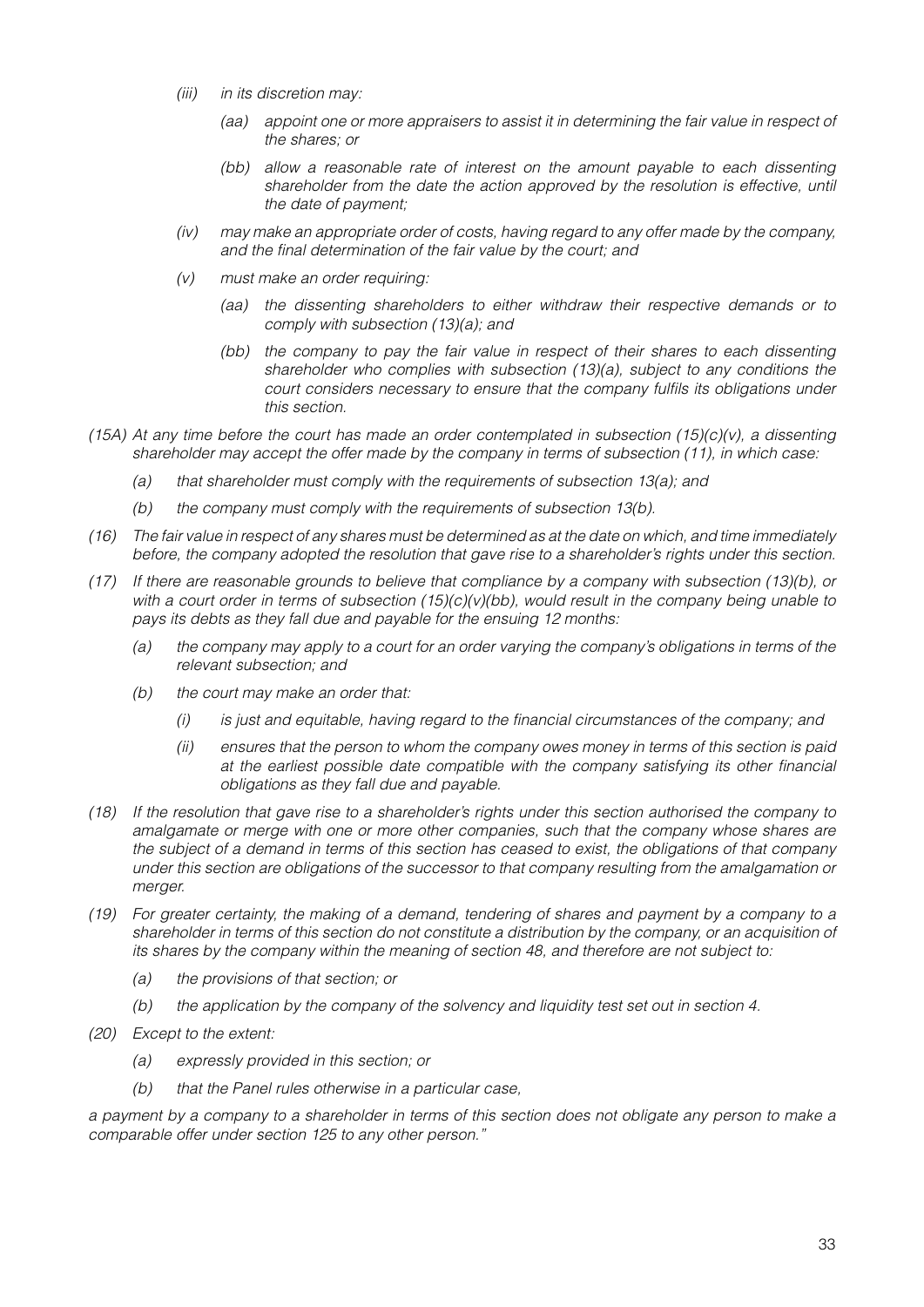- *(iii)* *in its discretion may:*
  - *(aa)* *appoint one or more appraisers to assist it in determining the fair value in respect of the shares; or*
  - *(bb)* *allow a reasonable rate of interest on the amount payable to each dissenting shareholder from the date the action approved by the resolution is effective, until the date of payment;*
- *(iv)* *may make an appropriate order of costs, having regard to any offer made by the company, and the final determination of the fair value by the court; and*
- *(v)* *must make an order requiring:*
  - *(aa)* *the dissenting shareholders to either withdraw their respective demands or to comply with subsection (13)(a); and*
  - *(bb)* *the company to pay the fair value in respect of their shares to each dissenting shareholder who complies with subsection (13)(a), subject to any conditions the court considers necessary to ensure that the company fulfils its obligations under this section.*

*(15A)* *At any time before the court has made an order contemplated in subsection (15)(c)(v), a dissenting shareholder may accept the offer made by the company in terms of subsection (11), in which case:*

- *(a)* *that shareholder must comply with the requirements of subsection 13(a); and*
- *(b)* *the company must comply with the requirements of subsection 13(b).*

*(16)* *The fair value in respect of any shares must be determined as at the date on which, and time immediately before, the company adopted the resolution that gave rise to a shareholder's rights under this section.*

*(17)* *If there are reasonable grounds to believe that compliance by a company with subsection (13)(b), or with a court order in terms of subsection (15)(c)(v)(bb), would result in the company being unable to pays its debts as they fall due and payable for the ensuing 12 months:*

- *(a)* *the company may apply to a court for an order varying the company's obligations in terms of the relevant subsection; and*
- *(b)* *the court may make an order that:*
  - *(i)* *is just and equitable, having regard to the financial circumstances of the company; and*
  - *(ii)* *ensures that the person to whom the company owes money in terms of this section is paid at the earliest possible date compatible with the company satisfying its other financial obligations as they fall due and payable.*

*(18)* *If the resolution that gave rise to a shareholder's rights under this section authorised the company to amalgamate or merge with one or more other companies, such that the company whose shares are the subject of a demand in terms of this section has ceased to exist, the obligations of that company under this section are obligations of the successor to that company resulting from the amalgamation or merger.*

*(19)* *For greater certainty, the making of a demand, tendering of shares and payment by a company to a shareholder in terms of this section do not constitute a distribution by the company, or an acquisition of its shares by the company within the meaning of section 48, and therefore are not subject to:*

- *(a)* *the provisions of that section; or*
- *(b)* *the application by the company of the solvency and liquidity test set out in section 4.*

*(20)* *Except to the extent:*

- *(a)* *expressly provided in this section; or*
- *(b)* *that the Panel rules otherwise in a particular case,*

*a payment by a company to a shareholder in terms of this section does not obligate any person to make a comparable offer under section 125 to any other person."*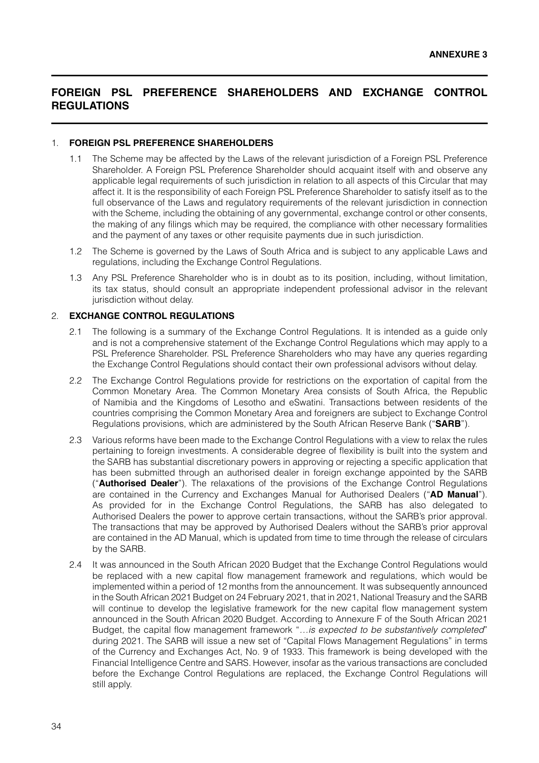**ANNEXURE 3**

# FOREIGN PSL PREFERENCE SHAREHOLDERS AND EXCHANGE CONTROL REGULATIONS

## 1. FOREIGN PSL PREFERENCE SHAREHOLDERS

1.1 The Scheme may be affected by the Laws of the relevant jurisdiction of a Foreign PSL Preference Shareholder. A Foreign PSL Preference Shareholder should acquaint itself with and observe any applicable legal requirements of such jurisdiction in relation to all aspects of this Circular that may affect it. It is the responsibility of each Foreign PSL Preference Shareholder to satisfy itself as to the full observance of the Laws and regulatory requirements of the relevant jurisdiction in connection with the Scheme, including the obtaining of any governmental, exchange control or other consents, the making of any filings which may be required, the compliance with other necessary formalities and the payment of any taxes or other requisite payments due in such jurisdiction.

1.2 The Scheme is governed by the Laws of South Africa and is subject to any applicable Laws and regulations, including the Exchange Control Regulations.

1.3 Any PSL Preference Shareholder who is in doubt as to its position, including, without limitation, its tax status, should consult an appropriate independent professional advisor in the relevant jurisdiction without delay.

## 2. EXCHANGE CONTROL REGULATIONS

2.1 The following is a summary of the Exchange Control Regulations. It is intended as a guide only and is not a comprehensive statement of the Exchange Control Regulations which may apply to a PSL Preference Shareholder. PSL Preference Shareholders who may have any queries regarding the Exchange Control Regulations should contact their own professional advisors without delay.

2.2 The Exchange Control Regulations provide for restrictions on the exportation of capital from the Common Monetary Area. The Common Monetary Area consists of South Africa, the Republic of Namibia and the Kingdoms of Lesotho and eSwatini. Transactions between residents of the countries comprising the Common Monetary Area and foreigners are subject to Exchange Control Regulations provisions, which are administered by the South African Reserve Bank ("**SARB**").

2.3 Various reforms have been made to the Exchange Control Regulations with a view to relax the rules pertaining to foreign investments. A considerable degree of flexibility is built into the system and the SARB has substantial discretionary powers in approving or rejecting a specific application that has been submitted through an authorised dealer in foreign exchange appointed by the SARB ("**Authorised Dealer**"). The relaxations of the provisions of the Exchange Control Regulations are contained in the Currency and Exchanges Manual for Authorised Dealers ("**AD Manual**"). As provided for in the Exchange Control Regulations, the SARB has also delegated to Authorised Dealers the power to approve certain transactions, without the SARB's prior approval. The transactions that may be approved by Authorised Dealers without the SARB's prior approval are contained in the AD Manual, which is updated from time to time through the release of circulars by the SARB.

2.4 It was announced in the South African 2020 Budget that the Exchange Control Regulations would be replaced with a new capital flow management framework and regulations, which would be implemented within a period of 12 months from the announcement. It was subsequently announced in the South African 2021 Budget on 24 February 2021, that in 2021, National Treasury and the SARB will continue to develop the legislative framework for the new capital flow management system announced in the South African 2020 Budget. According to Annexure F of the South African 2021 Budget, the capital flow management framework "*…is expected to be substantively completed*" during 2021. The SARB will issue a new set of "Capital Flows Management Regulations" in terms of the Currency and Exchanges Act, No. 9 of 1933. This framework is being developed with the Financial Intelligence Centre and SARS. However, insofar as the various transactions are concluded before the Exchange Control Regulations are replaced, the Exchange Control Regulations will still apply.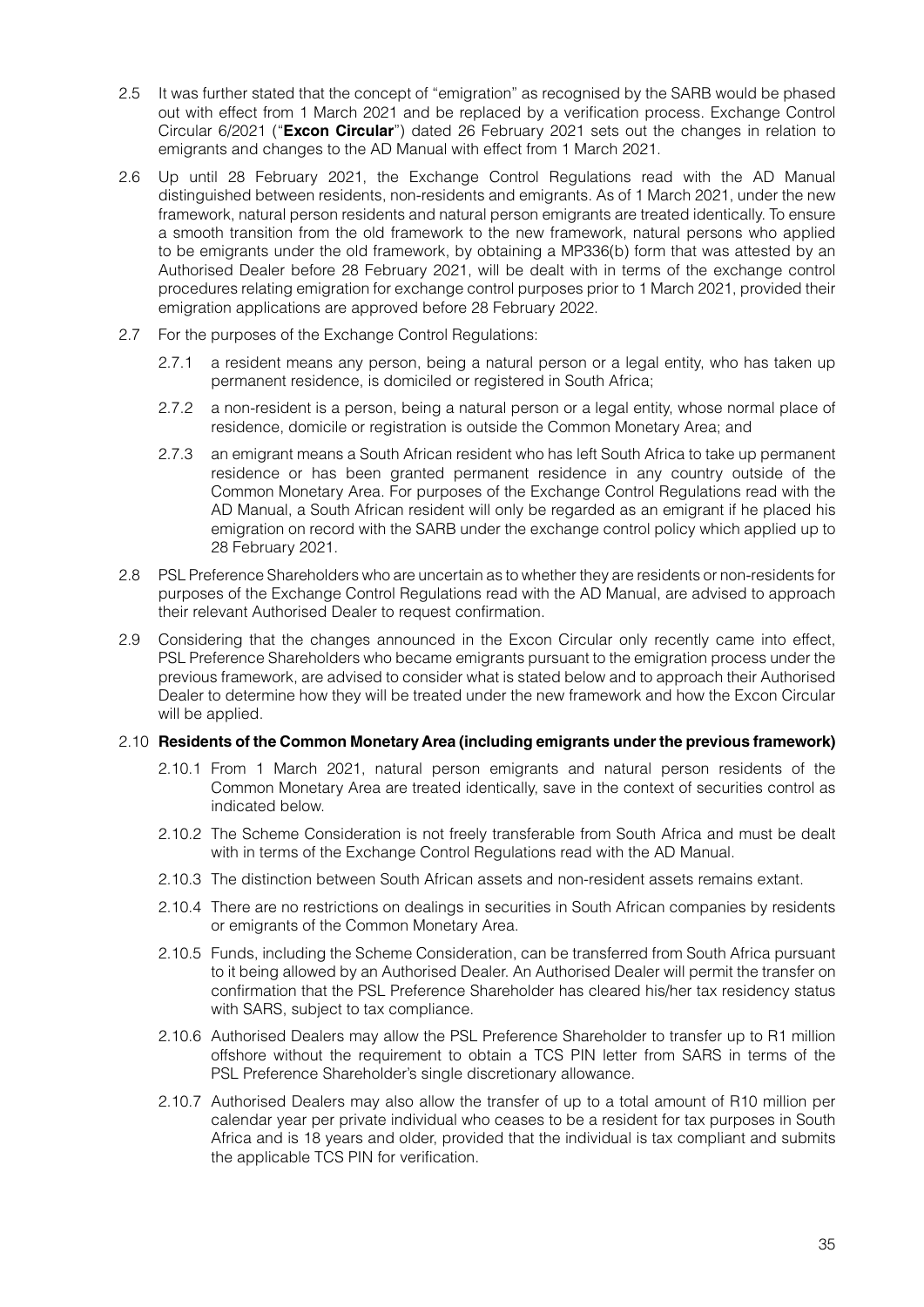2.5 It was further stated that the concept of "emigration" as recognised by the SARB would be phased out with effect from 1 March 2021 and be replaced by a verification process. Exchange Control Circular 6/2021 ("**Excon Circular**") dated 26 February 2021 sets out the changes in relation to emigrants and changes to the AD Manual with effect from 1 March 2021.

2.6 Up until 28 February 2021, the Exchange Control Regulations read with the AD Manual distinguished between residents, non-residents and emigrants. As of 1 March 2021, under the new framework, natural person residents and natural person emigrants are treated identically. To ensure a smooth transition from the old framework to the new framework, natural persons who applied to be emigrants under the old framework, by obtaining a MP336(b) form that was attested by an Authorised Dealer before 28 February 2021, will be dealt with in terms of the exchange control procedures relating emigration for exchange control purposes prior to 1 March 2021, provided their emigration applications are approved before 28 February 2022.

2.7 For the purposes of the Exchange Control Regulations:

2.7.1 a resident means any person, being a natural person or a legal entity, who has taken up permanent residence, is domiciled or registered in South Africa;

2.7.2 a non-resident is a person, being a natural person or a legal entity, whose normal place of residence, domicile or registration is outside the Common Monetary Area; and

2.7.3 an emigrant means a South African resident who has left South Africa to take up permanent residence or has been granted permanent residence in any country outside of the Common Monetary Area. For purposes of the Exchange Control Regulations read with the AD Manual, a South African resident will only be regarded as an emigrant if he placed his emigration on record with the SARB under the exchange control policy which applied up to 28 February 2021.

2.8 PSL Preference Shareholders who are uncertain as to whether they are residents or non-residents for purposes of the Exchange Control Regulations read with the AD Manual, are advised to approach their relevant Authorised Dealer to request confirmation.

2.9 Considering that the changes announced in the Excon Circular only recently came into effect, PSL Preference Shareholders who became emigrants pursuant to the emigration process under the previous framework, are advised to consider what is stated below and to approach their Authorised Dealer to determine how they will be treated under the new framework and how the Excon Circular will be applied.

2.10 **Residents of the Common Monetary Area (including emigrants under the previous framework)**

2.10.1 From 1 March 2021, natural person emigrants and natural person residents of the Common Monetary Area are treated identically, save in the context of securities control as indicated below.

2.10.2 The Scheme Consideration is not freely transferable from South Africa and must be dealt with in terms of the Exchange Control Regulations read with the AD Manual.

2.10.3 The distinction between South African assets and non-resident assets remains extant.

2.10.4 There are no restrictions on dealings in securities in South African companies by residents or emigrants of the Common Monetary Area.

2.10.5 Funds, including the Scheme Consideration, can be transferred from South Africa pursuant to it being allowed by an Authorised Dealer. An Authorised Dealer will permit the transfer on confirmation that the PSL Preference Shareholder has cleared his/her tax residency status with SARS, subject to tax compliance.

2.10.6 Authorised Dealers may allow the PSL Preference Shareholder to transfer up to R1 million offshore without the requirement to obtain a TCS PIN letter from SARS in terms of the PSL Preference Shareholder's single discretionary allowance.

2.10.7 Authorised Dealers may also allow the transfer of up to a total amount of R10 million per calendar year per private individual who ceases to be a resident for tax purposes in South Africa and is 18 years and older, provided that the individual is tax compliant and submits the applicable TCS PIN for verification.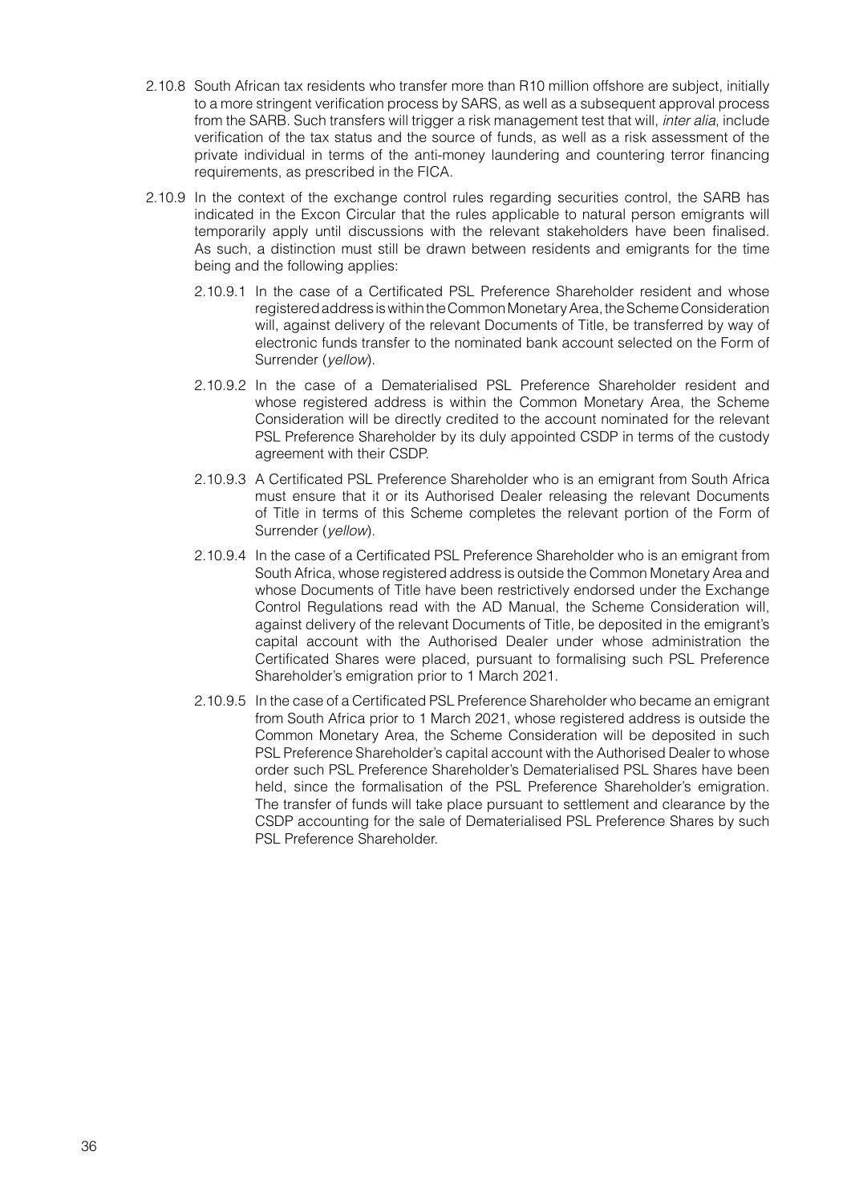2.10.8 South African tax residents who transfer more than R10 million offshore are subject, initially to a more stringent verification process by SARS, as well as a subsequent approval process from the SARB. Such transfers will trigger a risk management test that will, *inter alia*, include verification of the tax status and the source of funds, as well as a risk assessment of the private individual in terms of the anti-money laundering and countering terror financing requirements, as prescribed in the FICA.

2.10.9 In the context of the exchange control rules regarding securities control, the SARB has indicated in the Excon Circular that the rules applicable to natural person emigrants will temporarily apply until discussions with the relevant stakeholders have been finalised. As such, a distinction must still be drawn between residents and emigrants for the time being and the following applies:

2.10.9.1 In the case of a Certificated PSL Preference Shareholder resident and whose registered address is within the Common Monetary Area, the Scheme Consideration will, against delivery of the relevant Documents of Title, be transferred by way of electronic funds transfer to the nominated bank account selected on the Form of Surrender (*yellow*).

2.10.9.2 In the case of a Dematerialised PSL Preference Shareholder resident and whose registered address is within the Common Monetary Area, the Scheme Consideration will be directly credited to the account nominated for the relevant PSL Preference Shareholder by its duly appointed CSDP in terms of the custody agreement with their CSDP.

2.10.9.3 A Certificated PSL Preference Shareholder who is an emigrant from South Africa must ensure that it or its Authorised Dealer releasing the relevant Documents of Title in terms of this Scheme completes the relevant portion of the Form of Surrender (*yellow*).

2.10.9.4 In the case of a Certificated PSL Preference Shareholder who is an emigrant from South Africa, whose registered address is outside the Common Monetary Area and whose Documents of Title have been restrictively endorsed under the Exchange Control Regulations read with the AD Manual, the Scheme Consideration will, against delivery of the relevant Documents of Title, be deposited in the emigrant's capital account with the Authorised Dealer under whose administration the Certificated Shares were placed, pursuant to formalising such PSL Preference Shareholder's emigration prior to 1 March 2021.

2.10.9.5 In the case of a Certificated PSL Preference Shareholder who became an emigrant from South Africa prior to 1 March 2021, whose registered address is outside the Common Monetary Area, the Scheme Consideration will be deposited in such PSL Preference Shareholder's capital account with the Authorised Dealer to whose order such PSL Preference Shareholder's Dematerialised PSL Shares have been held, since the formalisation of the PSL Preference Shareholder's emigration. The transfer of funds will take place pursuant to settlement and clearance by the CSDP accounting for the sale of Dematerialised PSL Preference Shares by such PSL Preference Shareholder.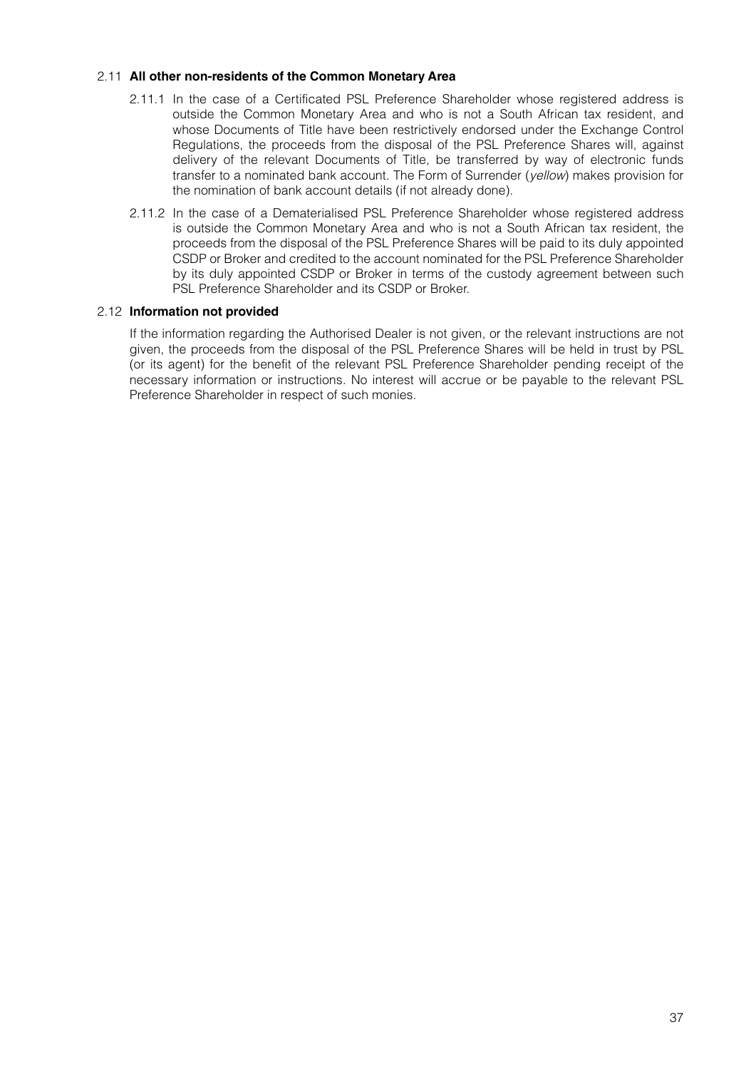### 2.11 **All other non-residents of the Common Monetary Area**

2.11.1 In the case of a Certificated PSL Preference Shareholder whose registered address is outside the Common Monetary Area and who is not a South African tax resident, and whose Documents of Title have been restrictively endorsed under the Exchange Control Regulations, the proceeds from the disposal of the PSL Preference Shares will, against delivery of the relevant Documents of Title, be transferred by way of electronic funds transfer to a nominated bank account. The Form of Surrender (*yellow*) makes provision for the nomination of bank account details (if not already done).

2.11.2 In the case of a Dematerialised PSL Preference Shareholder whose registered address is outside the Common Monetary Area and who is not a South African tax resident, the proceeds from the disposal of the PSL Preference Shares will be paid to its duly appointed CSDP or Broker and credited to the account nominated for the PSL Preference Shareholder by its duly appointed CSDP or Broker in terms of the custody agreement between such PSL Preference Shareholder and its CSDP or Broker.

### 2.12 **Information not provided**

If the information regarding the Authorised Dealer is not given, or the relevant instructions are not given, the proceeds from the disposal of the PSL Preference Shares will be held in trust by PSL (or its agent) for the benefit of the relevant PSL Preference Shareholder pending receipt of the necessary information or instructions. No interest will accrue or be payable to the relevant PSL Preference Shareholder in respect of such monies.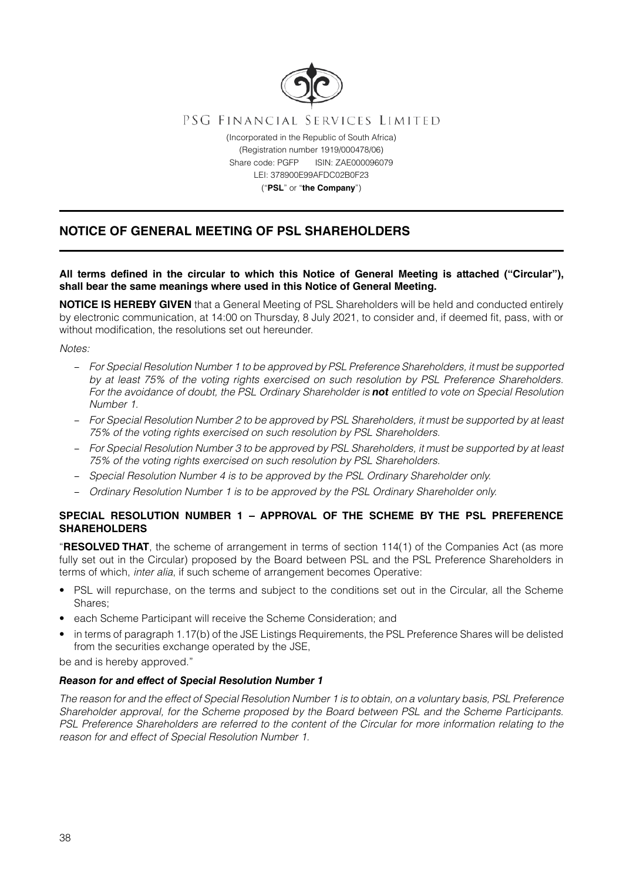PSG Financial Services Limited

(Incorporated in the Republic of South Africa)
(Registration number 1919/000478/06)
Share code: PGFP ISIN: ZAE000096079
LEI: 378900E99AFDC02B0F23
("**PSL**" or "**the Company**")

# NOTICE OF GENERAL MEETING OF PSL SHAREHOLDERS

**All terms defined in the circular to which this Notice of General Meeting is attached ("Circular"), shall bear the same meanings where used in this Notice of General Meeting.**

**NOTICE IS HEREBY GIVEN** that a General Meeting of PSL Shareholders will be held and conducted entirely by electronic communication, at 14:00 on Thursday, 8 July 2021, to consider and, if deemed fit, pass, with or without modification, the resolutions set out hereunder.

*Notes:*

- *For Special Resolution Number 1 to be approved by PSL Preference Shareholders, it must be supported by at least 75% of the voting rights exercised on such resolution by PSL Preference Shareholders. For the avoidance of doubt, the PSL Ordinary Shareholder is **not** entitled to vote on Special Resolution Number 1.*
- *For Special Resolution Number 2 to be approved by PSL Shareholders, it must be supported by at least 75% of the voting rights exercised on such resolution by PSL Shareholders.*
- *For Special Resolution Number 3 to be approved by PSL Shareholders, it must be supported by at least 75% of the voting rights exercised on such resolution by PSL Shareholders.*
- *Special Resolution Number 4 is to be approved by the PSL Ordinary Shareholder only.*
- *Ordinary Resolution Number 1 is to be approved by the PSL Ordinary Shareholder only.*

## SPECIAL RESOLUTION NUMBER 1 – APPROVAL OF THE SCHEME BY THE PSL PREFERENCE SHAREHOLDERS

"**RESOLVED THAT**, the scheme of arrangement in terms of section 114(1) of the Companies Act (as more fully set out in the Circular) proposed by the Board between PSL and the PSL Preference Shareholders in terms of which, *inter alia*, if such scheme of arrangement becomes Operative:

- PSL will repurchase, on the terms and subject to the conditions set out in the Circular, all the Scheme Shares;
- each Scheme Participant will receive the Scheme Consideration; and
- in terms of paragraph 1.17(b) of the JSE Listings Requirements, the PSL Preference Shares will be delisted from the securities exchange operated by the JSE,

be and is hereby approved."

### *Reason for and effect of Special Resolution Number 1*

*The reason for and the effect of Special Resolution Number 1 is to obtain, on a voluntary basis, PSL Preference Shareholder approval, for the Scheme proposed by the Board between PSL and the Scheme Participants. PSL Preference Shareholders are referred to the content of the Circular for more information relating to the reason for and effect of Special Resolution Number 1.*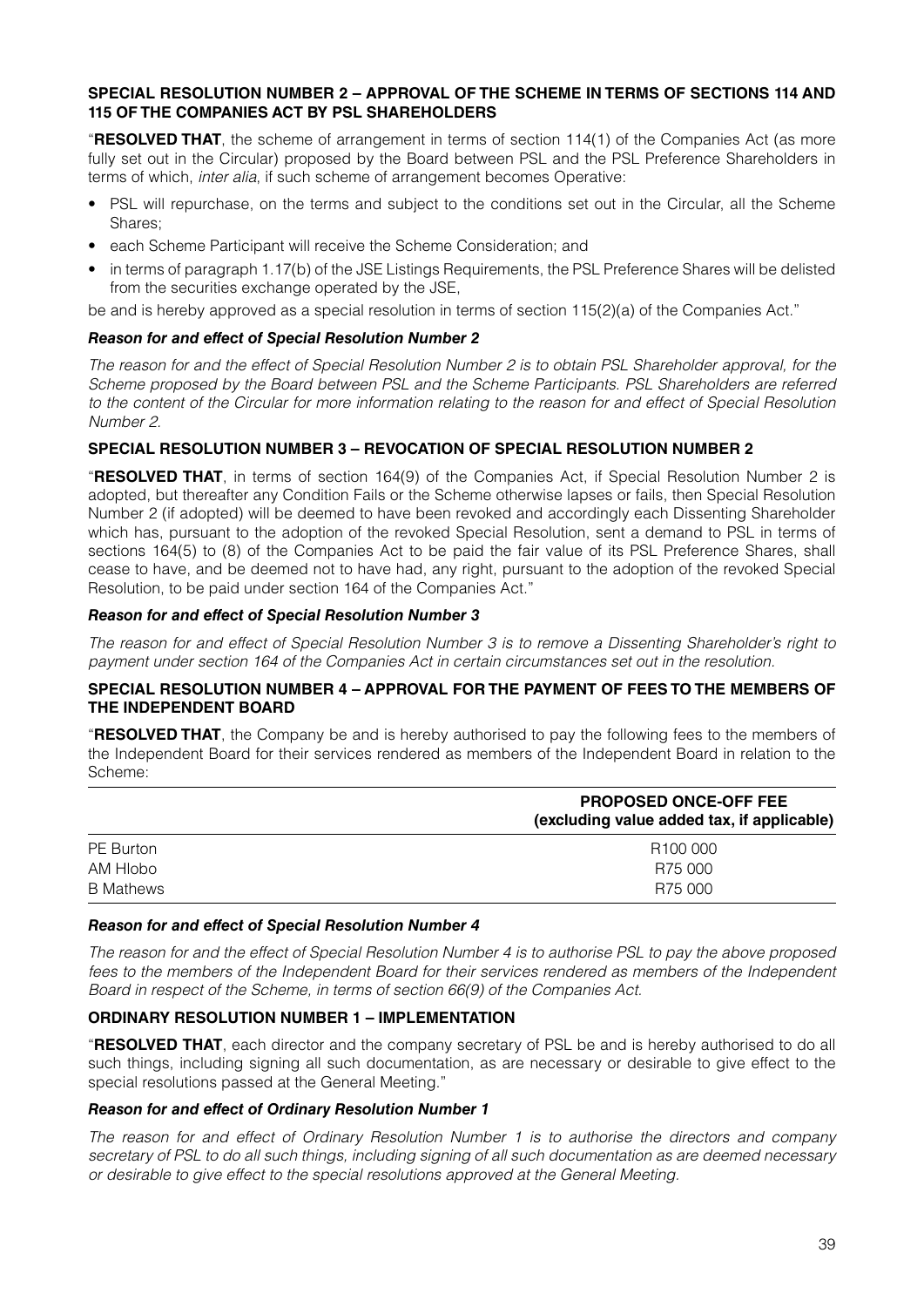**SPECIAL RESOLUTION NUMBER 2 – APPROVAL OF THE SCHEME IN TERMS OF SECTIONS 114 AND 115 OF THE COMPANIES ACT BY PSL SHAREHOLDERS**

"**RESOLVED THAT**, the scheme of arrangement in terms of section 114(1) of the Companies Act (as more fully set out in the Circular) proposed by the Board between PSL and the PSL Preference Shareholders in terms of which, *inter alia*, if such scheme of arrangement becomes Operative:

- PSL will repurchase, on the terms and subject to the conditions set out in the Circular, all the Scheme Shares;
- each Scheme Participant will receive the Scheme Consideration; and
- in terms of paragraph 1.17(b) of the JSE Listings Requirements, the PSL Preference Shares will be delisted from the securities exchange operated by the JSE,

be and is hereby approved as a special resolution in terms of section 115(2)(a) of the Companies Act."

***Reason for and effect of Special Resolution Number 2***

*The reason for and the effect of Special Resolution Number 2 is to obtain PSL Shareholder approval, for the Scheme proposed by the Board between PSL and the Scheme Participants. PSL Shareholders are referred to the content of the Circular for more information relating to the reason for and effect of Special Resolution Number 2.*

**SPECIAL RESOLUTION NUMBER 3 – REVOCATION OF SPECIAL RESOLUTION NUMBER 2**

"**RESOLVED THAT**, in terms of section 164(9) of the Companies Act, if Special Resolution Number 2 is adopted, but thereafter any Condition Fails or the Scheme otherwise lapses or fails, then Special Resolution Number 2 (if adopted) will be deemed to have been revoked and accordingly each Dissenting Shareholder which has, pursuant to the adoption of the revoked Special Resolution, sent a demand to PSL in terms of sections 164(5) to (8) of the Companies Act to be paid the fair value of its PSL Preference Shares, shall cease to have, and be deemed not to have had, any right, pursuant to the adoption of the revoked Special Resolution, to be paid under section 164 of the Companies Act."

***Reason for and effect of Special Resolution Number 3***

*The reason for and effect of Special Resolution Number 3 is to remove a Dissenting Shareholder's right to payment under section 164 of the Companies Act in certain circumstances set out in the resolution.*

**SPECIAL RESOLUTION NUMBER 4 – APPROVAL FOR THE PAYMENT OF FEES TO THE MEMBERS OF THE INDEPENDENT BOARD**

"**RESOLVED THAT**, the Company be and is hereby authorised to pay the following fees to the members of the Independent Board for their services rendered as members of the Independent Board in relation to the Scheme:

| | **PROPOSED ONCE-OFF FEE (excluding value added tax, if applicable)** |
|---|---|
| PE Burton | R100 000 |
| AM Hlobo | R75 000 |
| B Mathews | R75 000 |

***Reason for and effect of Special Resolution Number 4***

*The reason for and the effect of Special Resolution Number 4 is to authorise PSL to pay the above proposed fees to the members of the Independent Board for their services rendered as members of the Independent Board in respect of the Scheme, in terms of section 66(9) of the Companies Act.*

**ORDINARY RESOLUTION NUMBER 1 – IMPLEMENTATION**

"**RESOLVED THAT**, each director and the company secretary of PSL be and is hereby authorised to do all such things, including signing all such documentation, as are necessary or desirable to give effect to the special resolutions passed at the General Meeting."

***Reason for and effect of Ordinary Resolution Number 1***

*The reason for and effect of Ordinary Resolution Number 1 is to authorise the directors and company secretary of PSL to do all such things, including signing of all such documentation as are deemed necessary or desirable to give effect to the special resolutions approved at the General Meeting.*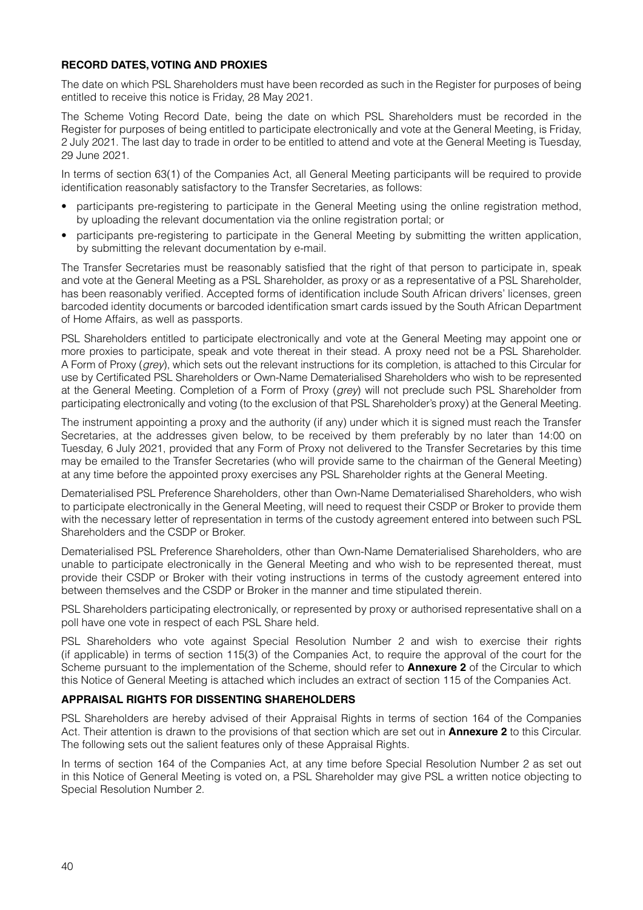## RECORD DATES, VOTING AND PROXIES

The date on which PSL Shareholders must have been recorded as such in the Register for purposes of being entitled to receive this notice is Friday, 28 May 2021.

The Scheme Voting Record Date, being the date on which PSL Shareholders must be recorded in the Register for purposes of being entitled to participate electronically and vote at the General Meeting, is Friday, 2 July 2021. The last day to trade in order to be entitled to attend and vote at the General Meeting is Tuesday, 29 June 2021.

In terms of section 63(1) of the Companies Act, all General Meeting participants will be required to provide identification reasonably satisfactory to the Transfer Secretaries, as follows:

- participants pre-registering to participate in the General Meeting using the online registration method, by uploading the relevant documentation via the online registration portal; or
- participants pre-registering to participate in the General Meeting by submitting the written application, by submitting the relevant documentation by e-mail.

The Transfer Secretaries must be reasonably satisfied that the right of that person to participate in, speak and vote at the General Meeting as a PSL Shareholder, as proxy or as a representative of a PSL Shareholder, has been reasonably verified. Accepted forms of identification include South African drivers' licenses, green barcoded identity documents or barcoded identification smart cards issued by the South African Department of Home Affairs, as well as passports.

PSL Shareholders entitled to participate electronically and vote at the General Meeting may appoint one or more proxies to participate, speak and vote thereat in their stead. A proxy need not be a PSL Shareholder. A Form of Proxy (*grey*), which sets out the relevant instructions for its completion, is attached to this Circular for use by Certificated PSL Shareholders or Own-Name Dematerialised Shareholders who wish to be represented at the General Meeting. Completion of a Form of Proxy (*grey*) will not preclude such PSL Shareholder from participating electronically and voting (to the exclusion of that PSL Shareholder's proxy) at the General Meeting.

The instrument appointing a proxy and the authority (if any) under which it is signed must reach the Transfer Secretaries, at the addresses given below, to be received by them preferably by no later than 14:00 on Tuesday, 6 July 2021, provided that any Form of Proxy not delivered to the Transfer Secretaries by this time may be emailed to the Transfer Secretaries (who will provide same to the chairman of the General Meeting) at any time before the appointed proxy exercises any PSL Shareholder rights at the General Meeting.

Dematerialised PSL Preference Shareholders, other than Own-Name Dematerialised Shareholders, who wish to participate electronically in the General Meeting, will need to request their CSDP or Broker to provide them with the necessary letter of representation in terms of the custody agreement entered into between such PSL Shareholders and the CSDP or Broker.

Dematerialised PSL Preference Shareholders, other than Own-Name Dematerialised Shareholders, who are unable to participate electronically in the General Meeting and who wish to be represented thereat, must provide their CSDP or Broker with their voting instructions in terms of the custody agreement entered into between themselves and the CSDP or Broker in the manner and time stipulated therein.

PSL Shareholders participating electronically, or represented by proxy or authorised representative shall on a poll have one vote in respect of each PSL Share held.

PSL Shareholders who vote against Special Resolution Number 2 and wish to exercise their rights (if applicable) in terms of section 115(3) of the Companies Act, to require the approval of the court for the Scheme pursuant to the implementation of the Scheme, should refer to **Annexure 2** of the Circular to which this Notice of General Meeting is attached which includes an extract of section 115 of the Companies Act.

## APPRAISAL RIGHTS FOR DISSENTING SHAREHOLDERS

PSL Shareholders are hereby advised of their Appraisal Rights in terms of section 164 of the Companies Act. Their attention is drawn to the provisions of that section which are set out in **Annexure 2** to this Circular. The following sets out the salient features only of these Appraisal Rights.

In terms of section 164 of the Companies Act, at any time before Special Resolution Number 2 as set out in this Notice of General Meeting is voted on, a PSL Shareholder may give PSL a written notice objecting to Special Resolution Number 2.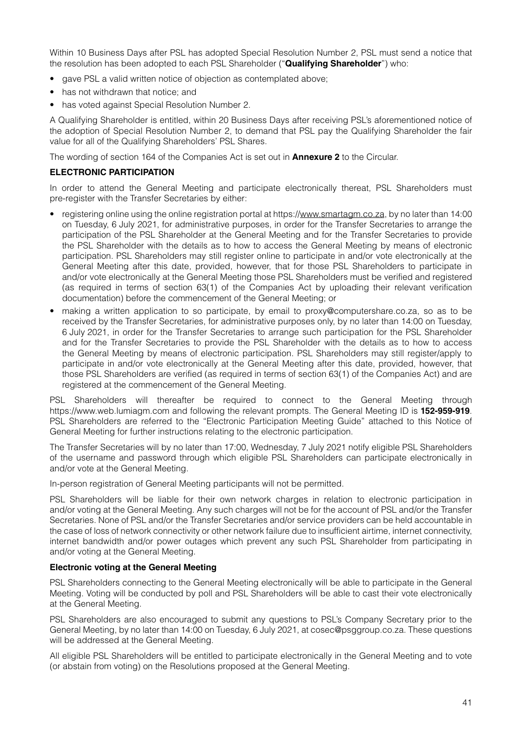Within 10 Business Days after PSL has adopted Special Resolution Number 2, PSL must send a notice that the resolution has been adopted to each PSL Shareholder ("**Qualifying Shareholder**") who:

- gave PSL a valid written notice of objection as contemplated above;
- has not withdrawn that notice; and
- has voted against Special Resolution Number 2.

A Qualifying Shareholder is entitled, within 20 Business Days after receiving PSL's aforementioned notice of the adoption of Special Resolution Number 2, to demand that PSL pay the Qualifying Shareholder the fair value for all of the Qualifying Shareholders' PSL Shares.

The wording of section 164 of the Companies Act is set out in **Annexure 2** to the Circular.

**ELECTRONIC PARTICIPATION**

In order to attend the General Meeting and participate electronically thereat, PSL Shareholders must pre-register with the Transfer Secretaries by either:

- registering online using the online registration portal at https://www.smartagm.co.za, by no later than 14:00 on Tuesday, 6 July 2021, for administrative purposes, in order for the Transfer Secretaries to arrange the participation of the PSL Shareholder at the General Meeting and for the Transfer Secretaries to provide the PSL Shareholder with the details as to how to access the General Meeting by means of electronic participation. PSL Shareholders may still register online to participate in and/or vote electronically at the General Meeting after this date, provided, however, that for those PSL Shareholders to participate in and/or vote electronically at the General Meeting those PSL Shareholders must be verified and registered (as required in terms of section 63(1) of the Companies Act by uploading their relevant verification documentation) before the commencement of the General Meeting; or
- making a written application to so participate, by email to proxy@computershare.co.za, so as to be received by the Transfer Secretaries, for administrative purposes only, by no later than 14:00 on Tuesday, 6 July 2021, in order for the Transfer Secretaries to arrange such participation for the PSL Shareholder and for the Transfer Secretaries to provide the PSL Shareholder with the details as to how to access the General Meeting by means of electronic participation. PSL Shareholders may still register/apply to participate in and/or vote electronically at the General Meeting after this date, provided, however, that those PSL Shareholders are verified (as required in terms of section 63(1) of the Companies Act) and are registered at the commencement of the General Meeting.

PSL Shareholders will thereafter be required to connect to the General Meeting through https://www.web.lumiagm.com and following the relevant prompts. The General Meeting ID is **152-959-919**. PSL Shareholders are referred to the "Electronic Participation Meeting Guide" attached to this Notice of General Meeting for further instructions relating to the electronic participation.

The Transfer Secretaries will by no later than 17:00, Wednesday, 7 July 2021 notify eligible PSL Shareholders of the username and password through which eligible PSL Shareholders can participate electronically in and/or vote at the General Meeting.

In-person registration of General Meeting participants will not be permitted.

PSL Shareholders will be liable for their own network charges in relation to electronic participation in and/or voting at the General Meeting. Any such charges will not be for the account of PSL and/or the Transfer Secretaries. None of PSL and/or the Transfer Secretaries and/or service providers can be held accountable in the case of loss of network connectivity or other network failure due to insufficient airtime, internet connectivity, internet bandwidth and/or power outages which prevent any such PSL Shareholder from participating in and/or voting at the General Meeting.

**Electronic voting at the General Meeting**

PSL Shareholders connecting to the General Meeting electronically will be able to participate in the General Meeting. Voting will be conducted by poll and PSL Shareholders will be able to cast their vote electronically at the General Meeting.

PSL Shareholders are also encouraged to submit any questions to PSL's Company Secretary prior to the General Meeting, by no later than 14:00 on Tuesday, 6 July 2021, at cosec@psggroup.co.za. These questions will be addressed at the General Meeting.

All eligible PSL Shareholders will be entitled to participate electronically in the General Meeting and to vote (or abstain from voting) on the Resolutions proposed at the General Meeting.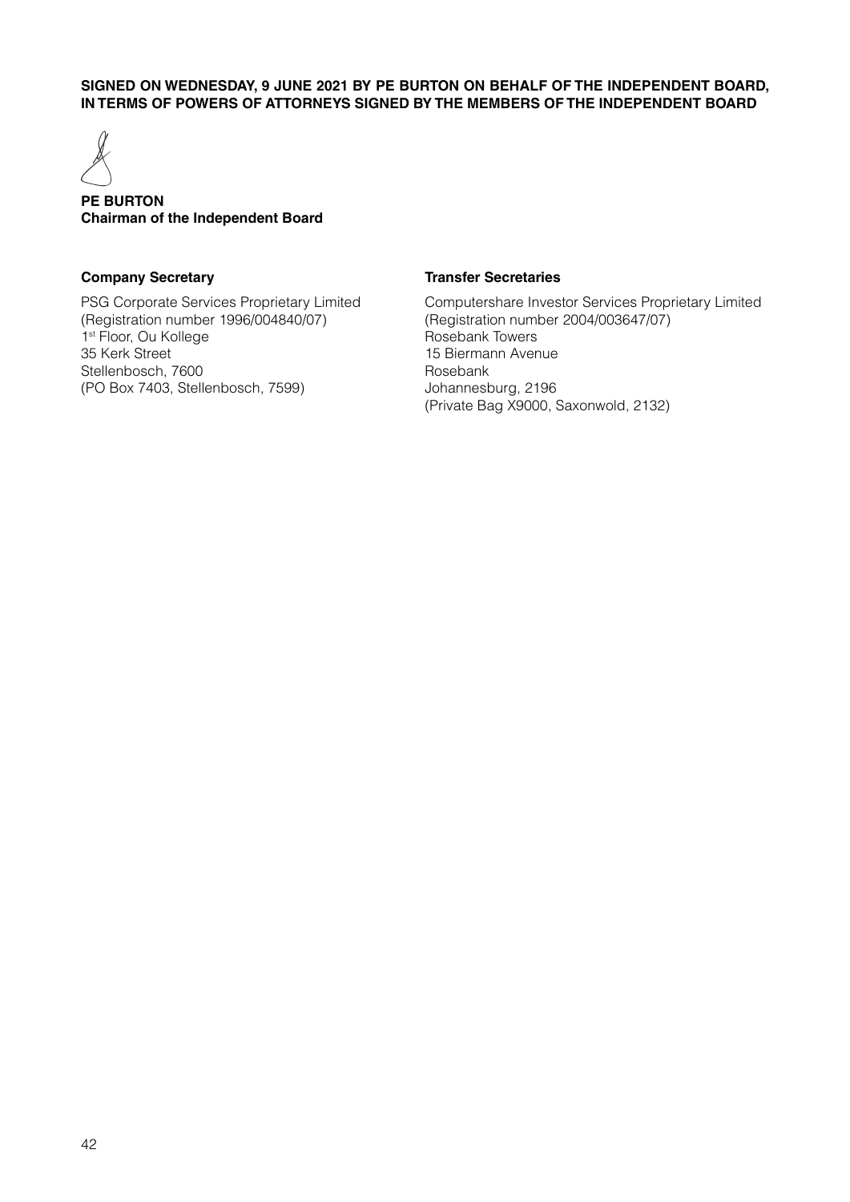**SIGNED ON WEDNESDAY, 9 JUNE 2021 BY PE BURTON ON BEHALF OF THE INDEPENDENT BOARD, IN TERMS OF POWERS OF ATTORNEYS SIGNED BY THE MEMBERS OF THE INDEPENDENT BOARD**

**PE BURTON**
**Chairman of the Independent Board**

**Company Secretary**

PSG Corporate Services Proprietary Limited
(Registration number 1996/004840/07)
1st Floor, Ou Kollege
35 Kerk Street
Stellenbosch, 7600
(PO Box 7403, Stellenbosch, 7599)

**Transfer Secretaries**

Computershare Investor Services Proprietary Limited
(Registration number 2004/003647/07)
Rosebank Towers
15 Biermann Avenue
Rosebank
Johannesburg, 2196
(Private Bag X9000, Saxonwold, 2132)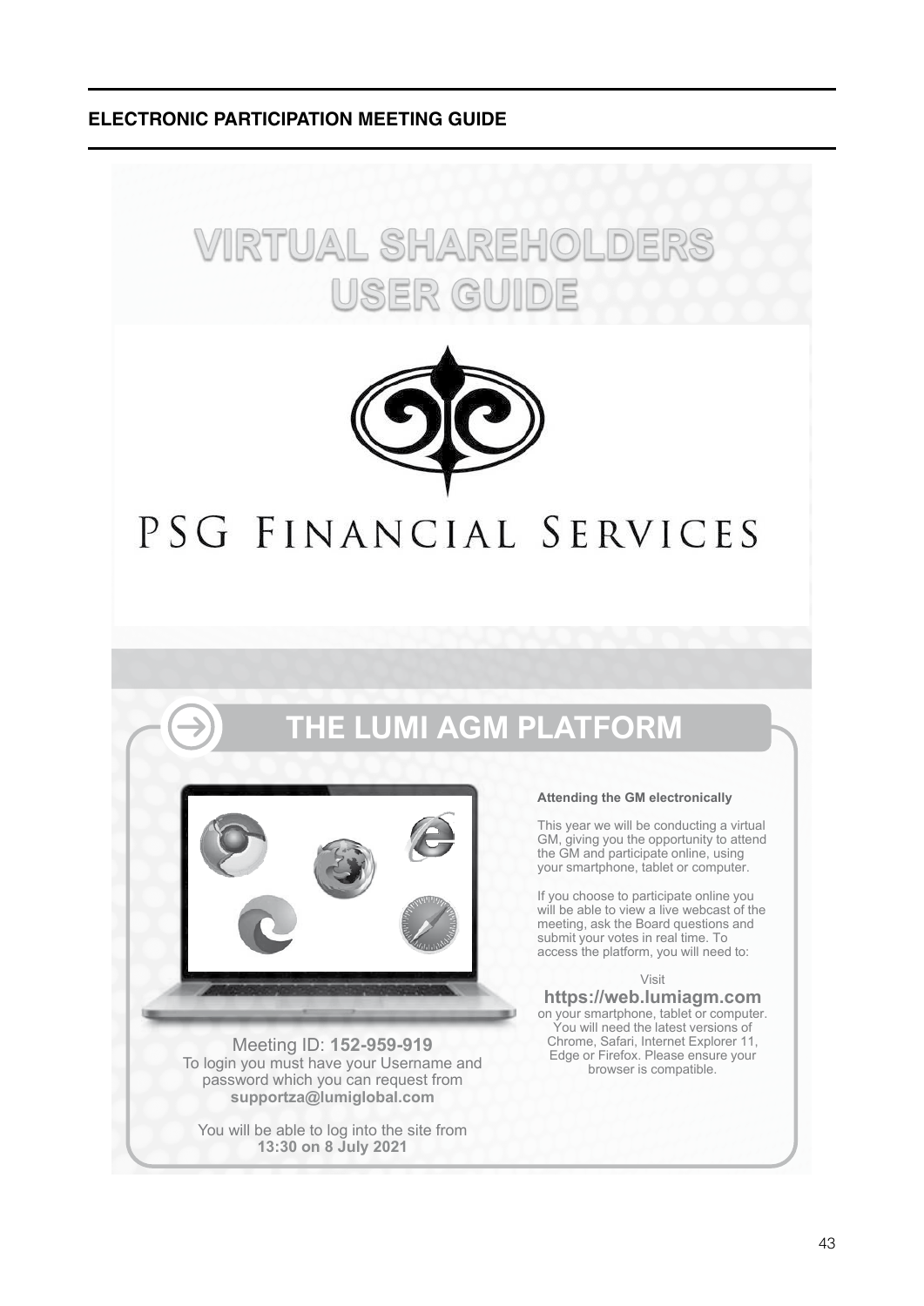## ELECTRONIC PARTICIPATION MEETING GUIDE

# VIRTUAL SHAREHOLDERS USER GUIDE

PSG FINANCIAL SERVICES

## THE LUMI AGM PLATFORM

**Attending the GM electronically**

This year we will be conducting a virtual GM, giving you the opportunity to attend the GM and participate online, using your smartphone, tablet or computer.

If you choose to participate online you will be able to view a live webcast of the meeting, ask the Board questions and submit your votes in real time. To access the platform, you will need to:

Visit

**https://web.lumiagm.com**

on your smartphone, tablet or computer. You will need the latest versions of Chrome, Safari, Internet Explorer 11, Edge or Firefox. Please ensure your browser is compatible.

Meeting ID: **152-959-919**

To login you must have your Username and password which you can request from **supportza@lumiglobal.com**

You will be able to log into the site from **13:30 on 8 July 2021**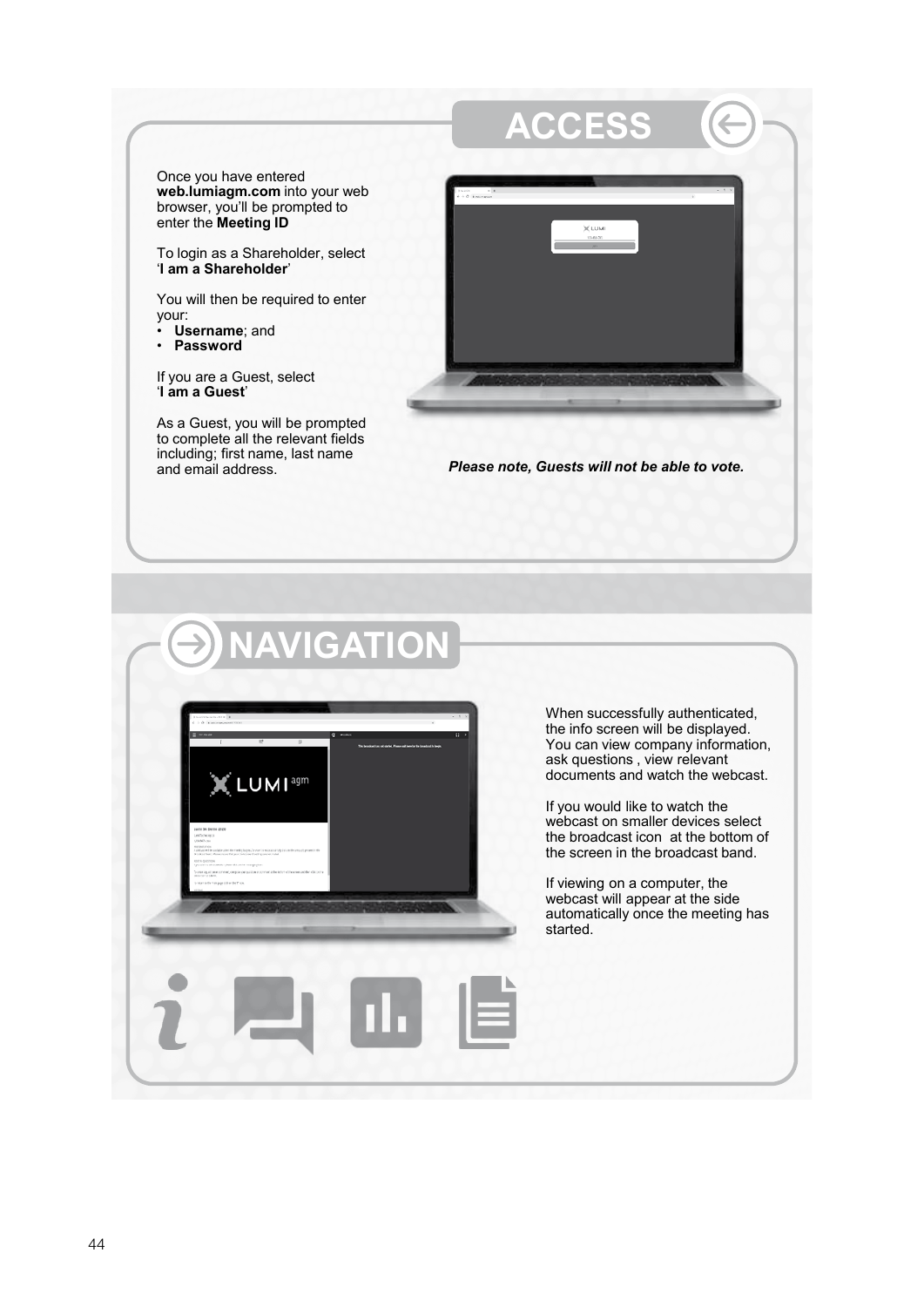## ACCESS

Once you have entered **web.lumiagm.com** into your web browser, you'll be prompted to enter the **Meeting ID**

To login as a Shareholder, select '**I am a Shareholder**'

You will then be required to enter your:

- **Username**; and
- **Password**

If you are a Guest, select '**I am a Guest**'

As a Guest, you will be prompted to complete all the relevant fields including; first name, last name and email address.

***Please note, Guests will not be able to vote.***

## NAVIGATION

When successfully authenticated, the info screen will be displayed. You can view company information, ask questions , view relevant documents and watch the webcast.

If you would like to watch the webcast on smaller devices select the broadcast icon at the bottom of the screen in the broadcast band.

If viewing on a computer, the webcast will appear at the side automatically once the meeting has started.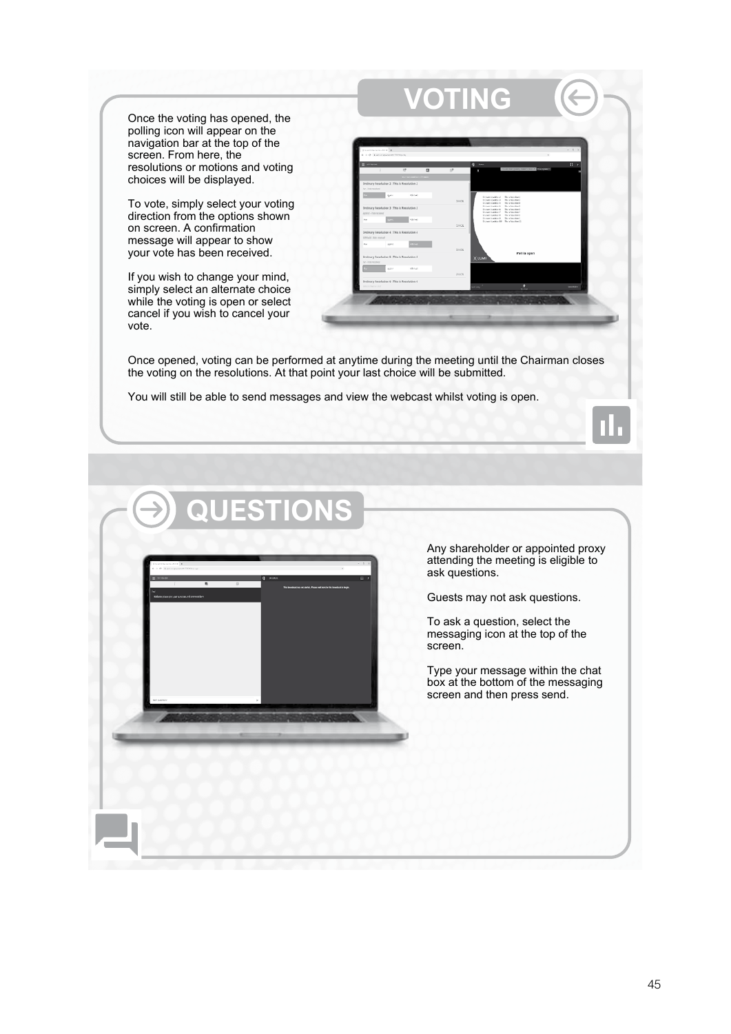## VOTING

Once the voting has opened, the polling icon will appear on the navigation bar at the top of the screen. From here, the resolutions or motions and voting choices will be displayed.

To vote, simply select your voting direction from the options shown on screen. A confirmation message will appear to show your vote has been received.

If you wish to change your mind, simply select an alternate choice while the voting is open or select cancel if you wish to cancel your vote.

Once opened, voting can be performed at anytime during the meeting until the Chairman closes the voting on the resolutions. At that point your last choice will be submitted.

You will still be able to send messages and view the webcast whilst voting is open.

## QUESTIONS

Any shareholder or appointed proxy attending the meeting is eligible to ask questions.

Guests may not ask questions.

To ask a question, select the messaging icon at the top of the screen.

Type your message within the chat box at the bottom of the messaging screen and then press send.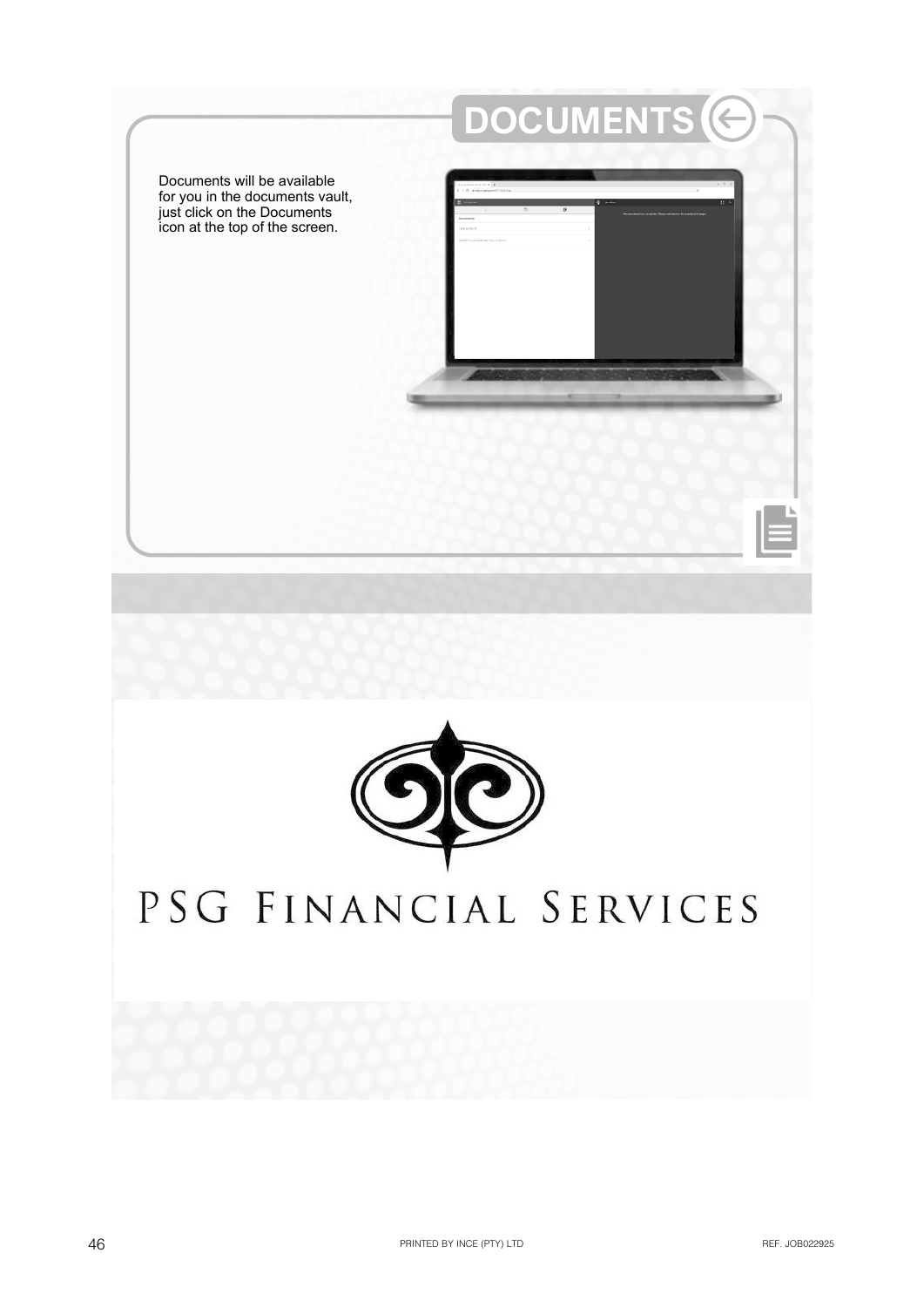# DOCUMENTS

Documents will be available for you in the documents vault, just click on the Documents icon at the top of the screen.

PSG Financial Services

PRINTED BY INCE (PTY) LTD

REF. JOB022925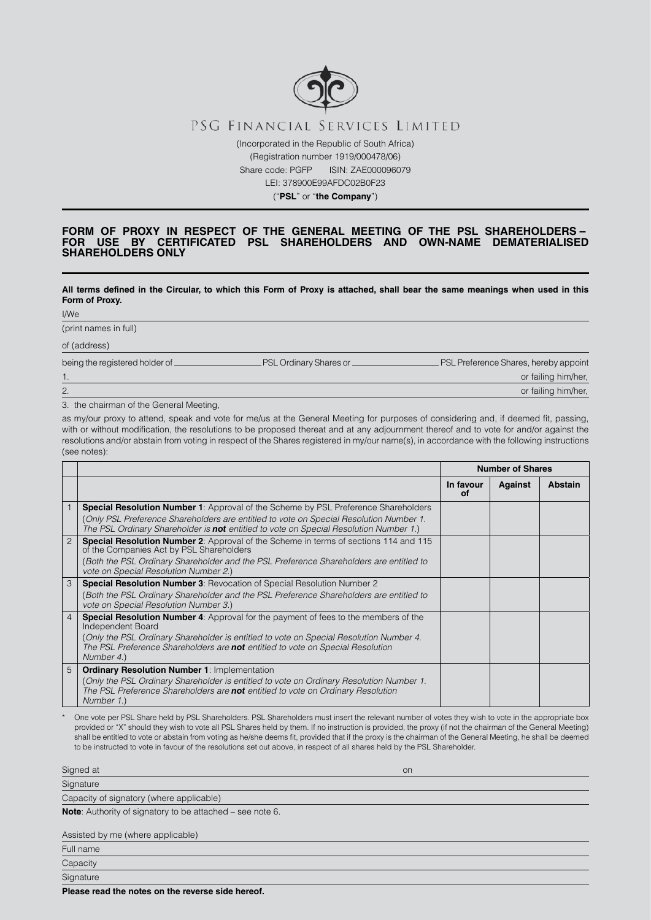# PSG FINANCIAL SERVICES LIMITED

(Incorporated in the Republic of South Africa)
(Registration number 1919/000478/06)
Share code: PGFP ISIN: ZAE000096079
LEI: 378900E99AFDC02B0F23
("**PSL**" or "**the Company**")

## FORM OF PROXY IN RESPECT OF THE GENERAL MEETING OF THE PSL SHAREHOLDERS – FOR USE BY CERTIFICATED PSL SHAREHOLDERS AND OWN-NAME DEMATERIALISED SHAREHOLDERS ONLY

**All terms defined in the Circular, to which this Form of Proxy is attached, shall bear the same meanings when used in this Form of Proxy.**

I/We

(print names in full)

of (address)

being the registered holder of ______________ PSL Ordinary Shares or ______________ PSL Preference Shares, hereby appoint

1. ______________ or failing him/her,
2. ______________ or failing him/her,
3. the chairman of the General Meeting,

as my/our proxy to attend, speak and vote for me/us at the General Meeting for purposes of considering and, if deemed fit, passing, with or without modification, the resolutions to be proposed thereat and at any adjournment thereof and to vote for and/or against the resolutions and/or abstain from voting in respect of the Shares registered in my/our name(s), in accordance with the following instructions (see notes):

| | | Number of Shares | | |
|---|---|---|---|---|
| | | In favour of | Against | Abstain |
| 1 | **Special Resolution Number 1**: Approval of the Scheme by PSL Preference Shareholders (*Only PSL Preference Shareholders are entitled to vote on Special Resolution Number 1. The PSL Ordinary Shareholder is **not** entitled to vote on Special Resolution Number 1.*) | | | |
| 2 | **Special Resolution Number 2**: Approval of the Scheme in terms of sections 114 and 115 of the Companies Act by PSL Shareholders (*Both the PSL Ordinary Shareholder and the PSL Preference Shareholders are entitled to vote on Special Resolution Number 2.*) | | | |
| 3 | **Special Resolution Number 3**: Revocation of Special Resolution Number 2 (*Both the PSL Ordinary Shareholder and the PSL Preference Shareholders are entitled to vote on Special Resolution Number 3.*) | | | |
| 4 | **Special Resolution Number 4**: Approval for the payment of fees to the members of the Independent Board (*Only the PSL Ordinary Shareholder is entitled to vote on Special Resolution Number 4. The PSL Preference Shareholders are **not** entitled to vote on Special Resolution Number 4.*) | | | |
| 5 | **Ordinary Resolution Number 1**: Implementation (*Only the PSL Ordinary Shareholder is entitled to vote on Ordinary Resolution Number 1. The PSL Preference Shareholders are **not** entitled to vote on Ordinary Resolution Number 1.*) | | | |

\* One vote per PSL Share held by PSL Shareholders. PSL Shareholders must insert the relevant number of votes they wish to vote in the appropriate box provided or "X" should they wish to vote all PSL Shares held by them. If no instruction is provided, the proxy (if not the chairman of the General Meeting) shall be entitled to vote or abstain from voting as he/she deems fit, provided that if the proxy is the chairman of the General Meeting, he shall be deemed to be instructed to vote in favour of the resolutions set out above, in respect of all shares held by the PSL Shareholder.

Signed at ______________ on ______________

Signature

Capacity of signatory (where applicable)

**Note**: Authority of signatory to be attached – see note 6.

Assisted by me (where applicable)

Full name

Capacity

Signature

**Please read the notes on the reverse side hereof.**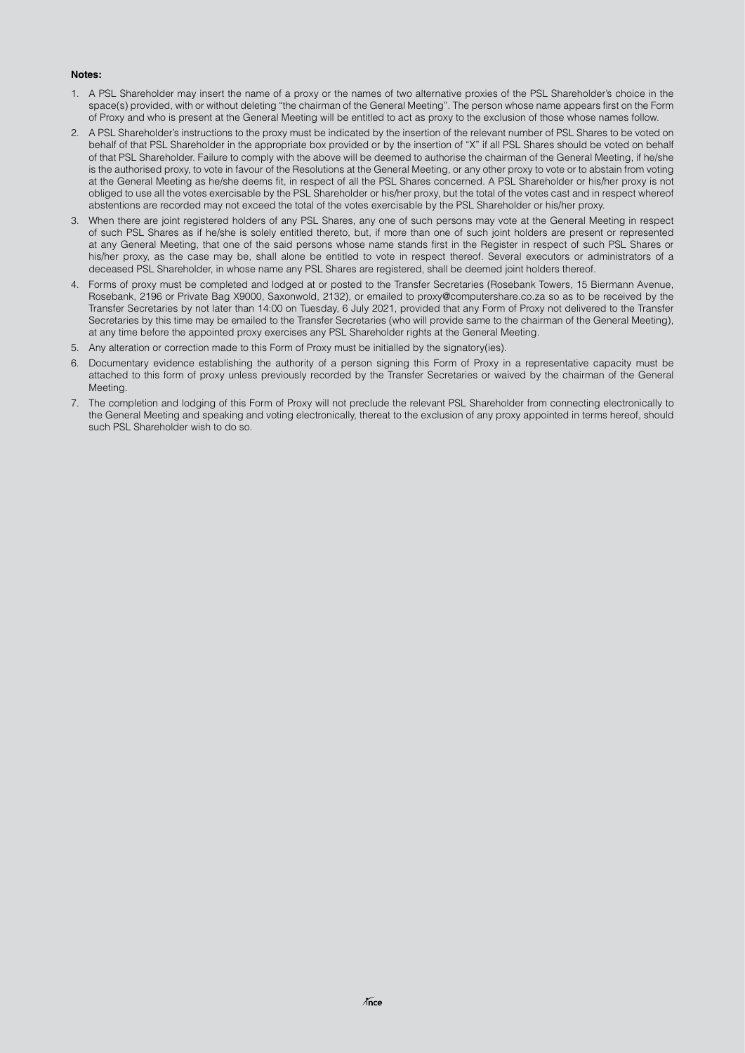**Notes:**

1. A PSL Shareholder may insert the name of a proxy or the names of two alternative proxies of the PSL Shareholder's choice in the space(s) provided, with or without deleting "the chairman of the General Meeting". The person whose name appears first on the Form of Proxy and who is present at the General Meeting will be entitled to act as proxy to the exclusion of those whose names follow.
2. A PSL Shareholder's instructions to the proxy must be indicated by the insertion of the relevant number of PSL Shares to be voted on behalf of that PSL Shareholder in the appropriate box provided or by the insertion of "X" if all PSL Shares should be voted on behalf of that PSL Shareholder. Failure to comply with the above will be deemed to authorise the chairman of the General Meeting, if he/she is the authorised proxy, to vote in favour of the Resolutions at the General Meeting, or any other proxy to vote or to abstain from voting at the General Meeting as he/she deems fit, in respect of all the PSL Shares concerned. A PSL Shareholder or his/her proxy is not obliged to use all the votes exercisable by the PSL Shareholder or his/her proxy, but the total of the votes cast and in respect whereof abstentions are recorded may not exceed the total of the votes exercisable by the PSL Shareholder or his/her proxy.
3. When there are joint registered holders of any PSL Shares, any one of such persons may vote at the General Meeting in respect of such PSL Shares as if he/she is solely entitled thereto, but, if more than one of such joint holders are present or represented at any General Meeting, that one of the said persons whose name stands first in the Register in respect of such PSL Shares or his/her proxy, as the case may be, shall alone be entitled to vote in respect thereof. Several executors or administrators of a deceased PSL Shareholder, in whose name any PSL Shares are registered, shall be deemed joint holders thereof.
4. Forms of proxy must be completed and lodged at or posted to the Transfer Secretaries (Rosebank Towers, 15 Biermann Avenue, Rosebank, 2196 or Private Bag X9000, Saxonwold, 2132), or emailed to proxy@computershare.co.za so as to be received by the Transfer Secretaries by not later than 14:00 on Tuesday, 6 July 2021, provided that any Form of Proxy not delivered to the Transfer Secretaries by this time may be emailed to the Transfer Secretaries (who will provide same to the chairman of the General Meeting), at any time before the appointed proxy exercises any PSL Shareholder rights at the General Meeting.
5. Any alteration or correction made to this Form of Proxy must be initialled by the signatory(ies).
6. Documentary evidence establishing the authority of a person signing this Form of Proxy in a representative capacity must be attached to this form of proxy unless previously recorded by the Transfer Secretaries or waived by the chairman of the General Meeting.
7. The completion and lodging of this Form of Proxy will not preclude the relevant PSL Shareholder from connecting electronically to the General Meeting and speaking and voting electronically, thereat to the exclusion of any proxy appointed in terms hereof, should such PSL Shareholder wish to do so.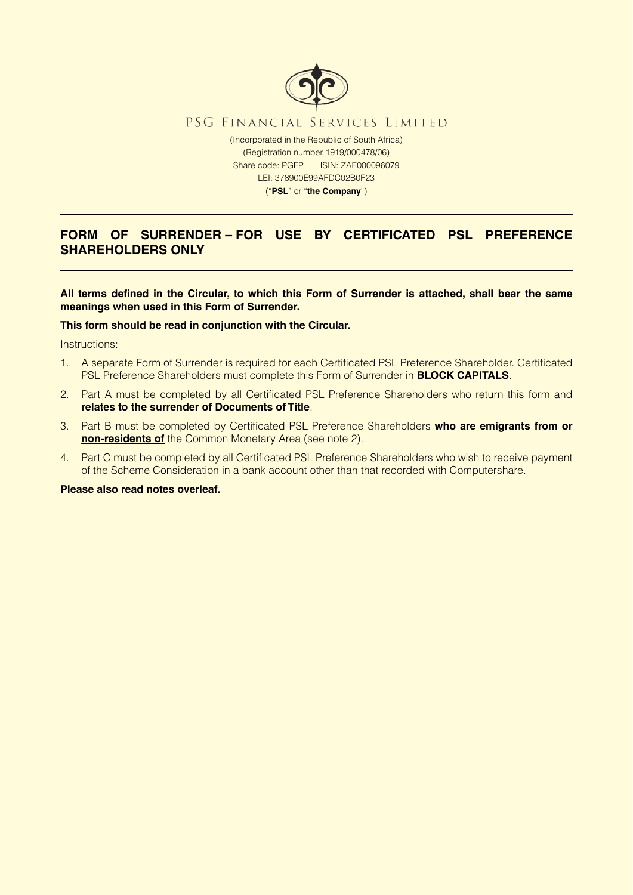PSG FINANCIAL SERVICES LIMITED

(Incorporated in the Republic of South Africa)
(Registration number 1919/000478/06)
Share code: PGFP ISIN: ZAE000096079
LEI: 378900E99AFDC02B0F23
("**PSL**" or "**the Company**")

## FORM OF SURRENDER – FOR USE BY CERTIFICATED PSL PREFERENCE SHAREHOLDERS ONLY

**All terms defined in the Circular, to which this Form of Surrender is attached, shall bear the same meanings when used in this Form of Surrender.**

**This form should be read in conjunction with the Circular.**

Instructions:

1. A separate Form of Surrender is required for each Certificated PSL Preference Shareholder. Certificated PSL Preference Shareholders must complete this Form of Surrender in **BLOCK CAPITALS**.
2. Part A must be completed by all Certificated PSL Preference Shareholders who return this form and **relates to the surrender of Documents of Title**.
3. Part B must be completed by Certificated PSL Preference Shareholders **who are emigrants from or non-residents of** the Common Monetary Area (see note 2).
4. Part C must be completed by all Certificated PSL Preference Shareholders who wish to receive payment of the Scheme Consideration in a bank account other than that recorded with Computershare.

**Please also read notes overleaf.**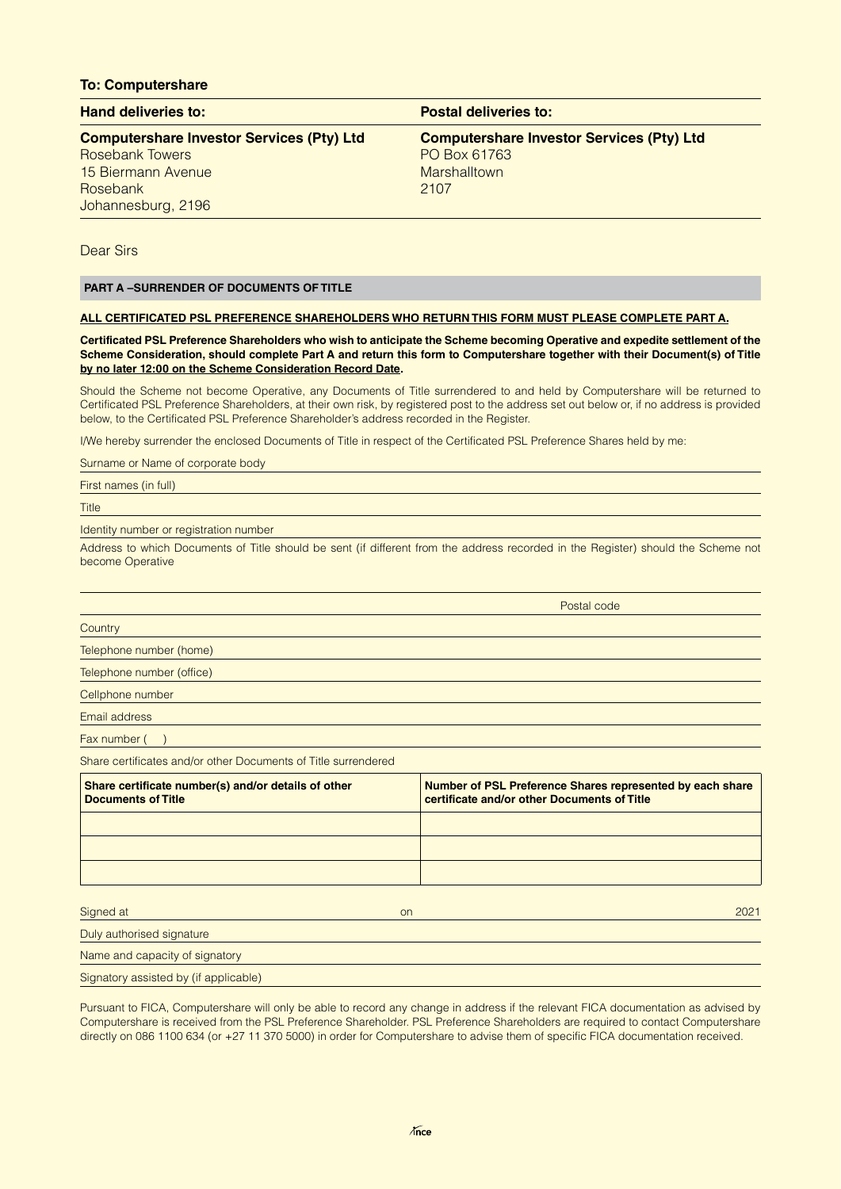**To: Computershare**

| **Hand deliveries to:** | **Postal deliveries to:** |
|---|---|
| **Computershare Investor Services (Pty) Ltd**<br>Rosebank Towers<br>15 Biermann Avenue<br>Rosebank<br>Johannesburg, 2196 | **Computershare Investor Services (Pty) Ltd**<br>PO Box 61763<br>Marshalltown<br>2107 |

Dear Sirs

## PART A –SURRENDER OF DOCUMENTS OF TITLE

**ALL CERTIFICATED PSL PREFERENCE SHAREHOLDERS WHO RETURN THIS FORM MUST PLEASE COMPLETE PART A.**

**Certificated PSL Preference Shareholders who wish to anticipate the Scheme becoming Operative and expedite settlement of the Scheme Consideration, should complete Part A and return this form to Computershare together with their Document(s) of Title by no later 12:00 on the Scheme Consideration Record Date.**

Should the Scheme not become Operative, any Documents of Title surrendered to and held by Computershare will be returned to Certificated PSL Preference Shareholders, at their own risk, by registered post to the address set out below or, if no address is provided below, to the Certificated PSL Preference Shareholder's address recorded in the Register.

I/We hereby surrender the enclosed Documents of Title in respect of the Certificated PSL Preference Shares held by me:

Surname or Name of corporate body

First names (in full)

Title

Identity number or registration number

Address to which Documents of Title should be sent (if different from the address recorded in the Register) should the Scheme not become Operative

Postal code

Country

Telephone number (home)

Telephone number (office)

Cellphone number

Email address

Fax number (   )

Share certificates and/or other Documents of Title surrendered

| Share certificate number(s) and/or details of other Documents of Title | Number of PSL Preference Shares represented by each share certificate and/or other Documents of Title |
|---|---|
| | |
| | |
| | |

Signed at                                        on                                        2021

Duly authorised signature

Name and capacity of signatory

Signatory assisted by (if applicable)

Pursuant to FICA, Computershare will only be able to record any change in address if the relevant FICA documentation as advised by Computershare is received from the PSL Preference Shareholder. PSL Preference Shareholders are required to contact Computershare directly on 086 1100 634 (or +27 11 370 5000) in order for Computershare to advise them of specific FICA documentation received.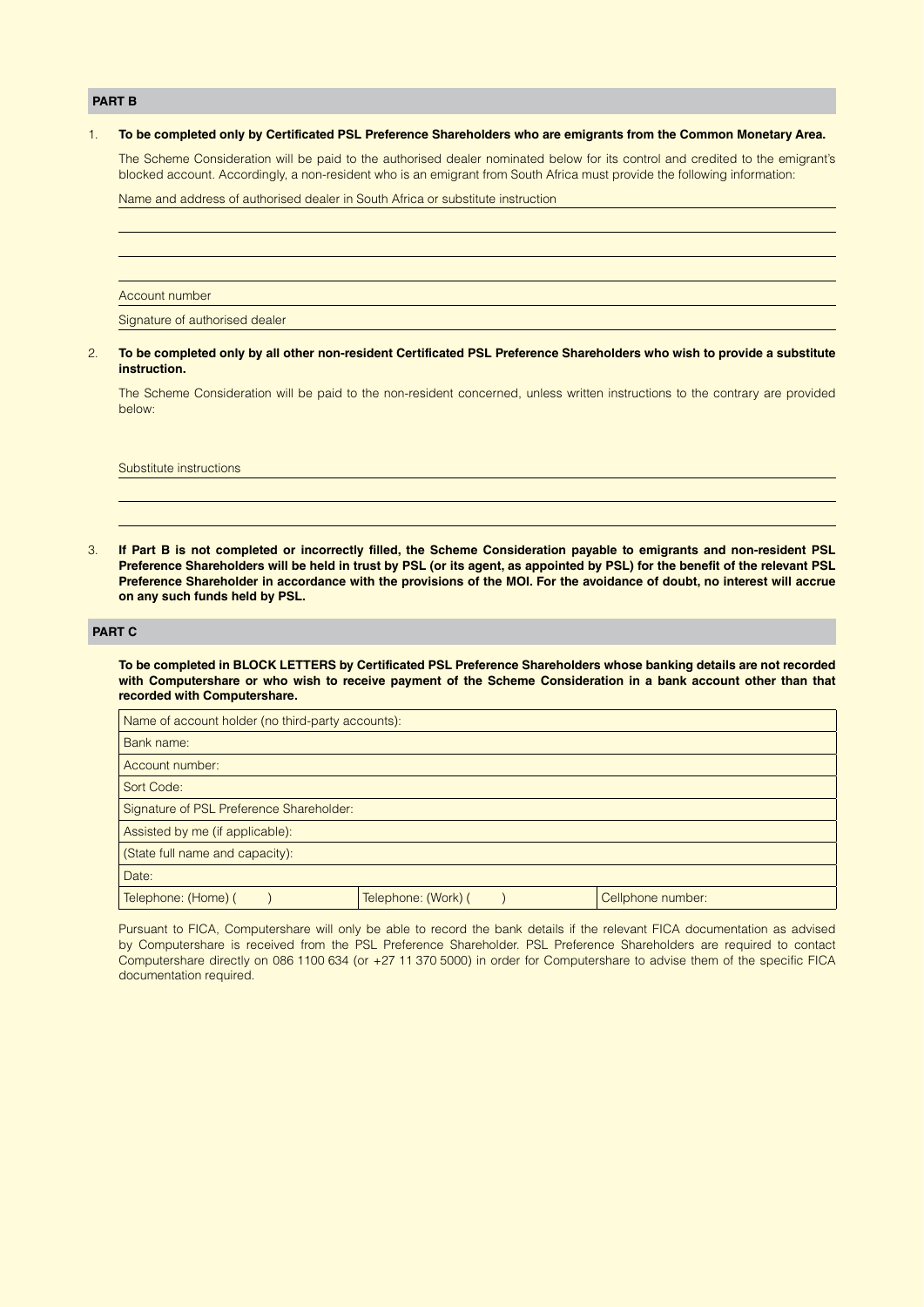## PART B

1. **To be completed only by Certificated PSL Preference Shareholders who are emigrants from the Common Monetary Area.**

   The Scheme Consideration will be paid to the authorised dealer nominated below for its control and credited to the emigrant's blocked account. Accordingly, a non-resident who is an emigrant from South Africa must provide the following information:

   Name and address of authorised dealer in South Africa or substitute instruction

   \_\_\_\_\_\_\_\_\_\_\_\_\_\_\_\_\_\_\_\_\_\_\_\_\_\_\_\_\_\_\_\_\_\_\_\_\_\_\_\_\_\_\_\_\_\_\_\_\_\_\_\_\_\_\_\_\_\_

   \_\_\_\_\_\_\_\_\_\_\_\_\_\_\_\_\_\_\_\_\_\_\_\_\_\_\_\_\_\_\_\_\_\_\_\_\_\_\_\_\_\_\_\_\_\_\_\_\_\_\_\_\_\_\_\_\_\_

   \_\_\_\_\_\_\_\_\_\_\_\_\_\_\_\_\_\_\_\_\_\_\_\_\_\_\_\_\_\_\_\_\_\_\_\_\_\_\_\_\_\_\_\_\_\_\_\_\_\_\_\_\_\_\_\_\_\_

   Account number \_\_\_\_\_\_\_\_\_\_\_\_\_\_\_\_\_\_\_\_\_\_\_\_\_\_\_\_\_\_\_\_\_\_\_\_\_\_\_\_\_\_\_\_\_\_

   Signature of authorised dealer \_\_\_\_\_\_\_\_\_\_\_\_\_\_\_\_\_\_\_\_\_\_\_\_\_\_\_\_\_\_\_\_\_\_

2. **To be completed only by all other non-resident Certificated PSL Preference Shareholders who wish to provide a substitute instruction.**

   The Scheme Consideration will be paid to the non-resident concerned, unless written instructions to the contrary are provided below:

   Substitute instructions \_\_\_\_\_\_\_\_\_\_\_\_\_\_\_\_\_\_\_\_\_\_\_\_\_\_\_\_\_\_\_\_\_\_\_\_\_\_\_\_

   \_\_\_\_\_\_\_\_\_\_\_\_\_\_\_\_\_\_\_\_\_\_\_\_\_\_\_\_\_\_\_\_\_\_\_\_\_\_\_\_\_\_\_\_\_\_\_\_\_\_\_\_\_\_\_\_\_\_

   \_\_\_\_\_\_\_\_\_\_\_\_\_\_\_\_\_\_\_\_\_\_\_\_\_\_\_\_\_\_\_\_\_\_\_\_\_\_\_\_\_\_\_\_\_\_\_\_\_\_\_\_\_\_\_\_\_\_

3. **If Part B is not completed or incorrectly filled, the Scheme Consideration payable to emigrants and non-resident PSL Preference Shareholders will be held in trust by PSL (or its agent, as appointed by PSL) for the benefit of the relevant PSL Preference Shareholder in accordance with the provisions of the MOI. For the avoidance of doubt, no interest will accrue on any such funds held by PSL.**

## PART C

**To be completed in BLOCK LETTERS by Certificated PSL Preference Shareholders whose banking details are not recorded with Computershare or who wish to receive payment of the Scheme Consideration in a bank account other than that recorded with Computershare.**

| | | |
|---|---|---|
| Name of account holder (no third-party accounts): | | |
| Bank name: | | |
| Account number: | | |
| Sort Code: | | |
| Signature of PSL Preference Shareholder: | | |
| Assisted by me (if applicable): | | |
| (State full name and capacity): | | |
| Date: | | |
| Telephone: (Home) (     ) | Telephone: (Work) (     ) | Cellphone number: |

Pursuant to FICA, Computershare will only be able to record the bank details if the relevant FICA documentation as advised by Computershare is received from the PSL Preference Shareholder. PSL Preference Shareholders are required to contact Computershare directly on 086 1100 634 (or +27 11 370 5000) in order for Computershare to advise them of the specific FICA documentation required.